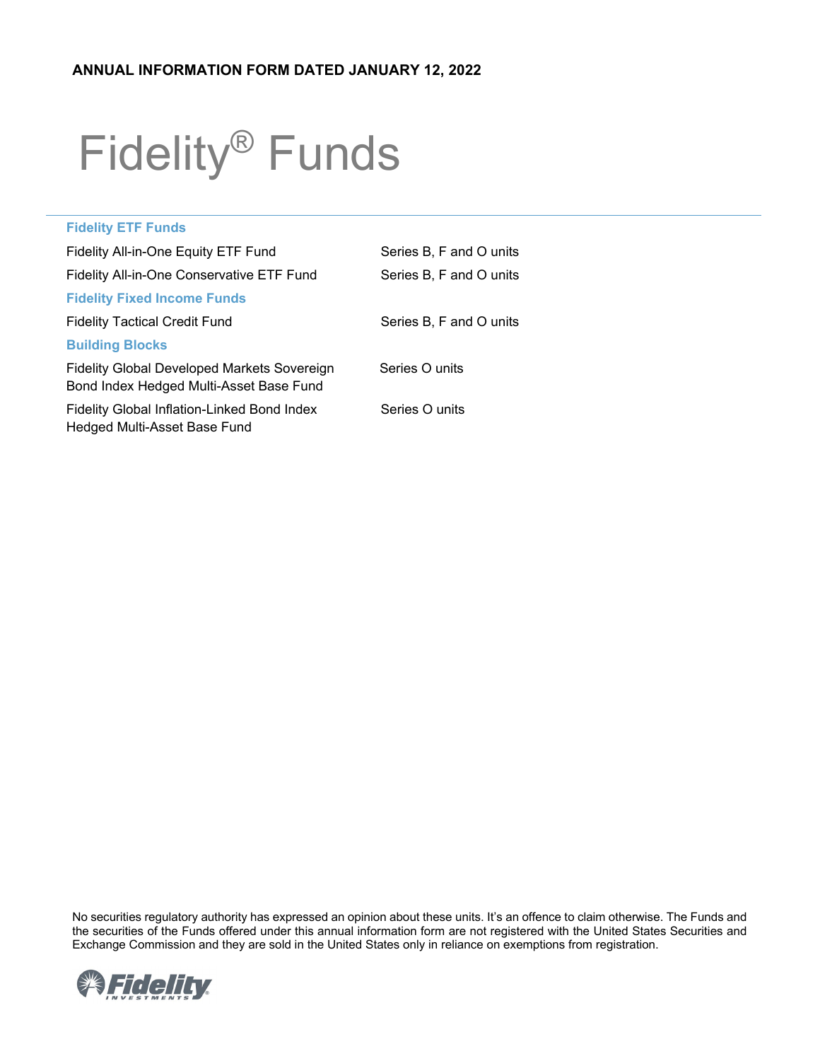**ANNUAL INFORMATION FORM DATED JANUARY 12, 2022**

# Fidelity® Funds

| | |
|---|---|
| **Fidelity ETF Funds** | |
| Fidelity All-in-One Equity ETF Fund | Series B, F and O units |
| Fidelity All-in-One Conservative ETF Fund | Series B, F and O units |
| **Fidelity Fixed Income Funds** | |
| Fidelity Tactical Credit Fund | Series B, F and O units |
| **Building Blocks** | |
| Fidelity Global Developed Markets Sovereign Bond Index Hedged Multi-Asset Base Fund | Series O units |
| Fidelity Global Inflation-Linked Bond Index Hedged Multi-Asset Base Fund | Series O units |

No securities regulatory authority has expressed an opinion about these units. It's an offence to claim otherwise. The Funds and the securities of the Funds offered under this annual information form are not registered with the United States Securities and Exchange Commission and they are sold in the United States only in reliance on exemptions from registration.

Fidelity INVESTMENTS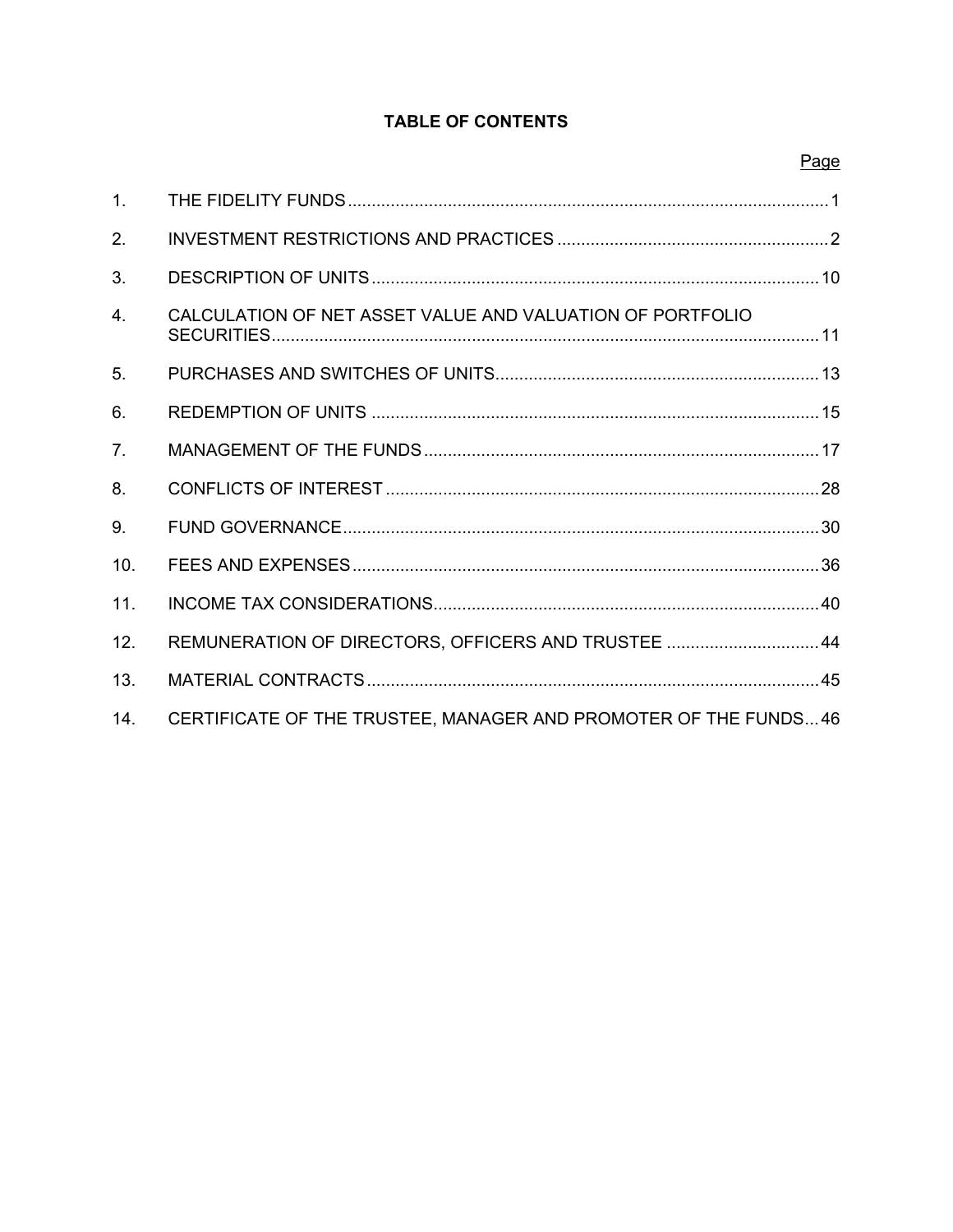## TABLE OF CONTENTS

| | | Page |
|---|---|---|
| 1. | THE FIDELITY FUNDS | 1 |
| 2. | INVESTMENT RESTRICTIONS AND PRACTICES | 2 |
| 3. | DESCRIPTION OF UNITS | 10 |
| 4. | CALCULATION OF NET ASSET VALUE AND VALUATION OF PORTFOLIO SECURITIES | 11 |
| 5. | PURCHASES AND SWITCHES OF UNITS | 13 |
| 6. | REDEMPTION OF UNITS | 15 |
| 7. | MANAGEMENT OF THE FUNDS | 17 |
| 8. | CONFLICTS OF INTEREST | 28 |
| 9. | FUND GOVERNANCE | 30 |
| 10. | FEES AND EXPENSES | 36 |
| 11. | INCOME TAX CONSIDERATIONS | 40 |
| 12. | REMUNERATION OF DIRECTORS, OFFICERS AND TRUSTEE | 44 |
| 13. | MATERIAL CONTRACTS | 45 |
| 14. | CERTIFICATE OF THE TRUSTEE, MANAGER AND PROMOTER OF THE FUNDS | 46 |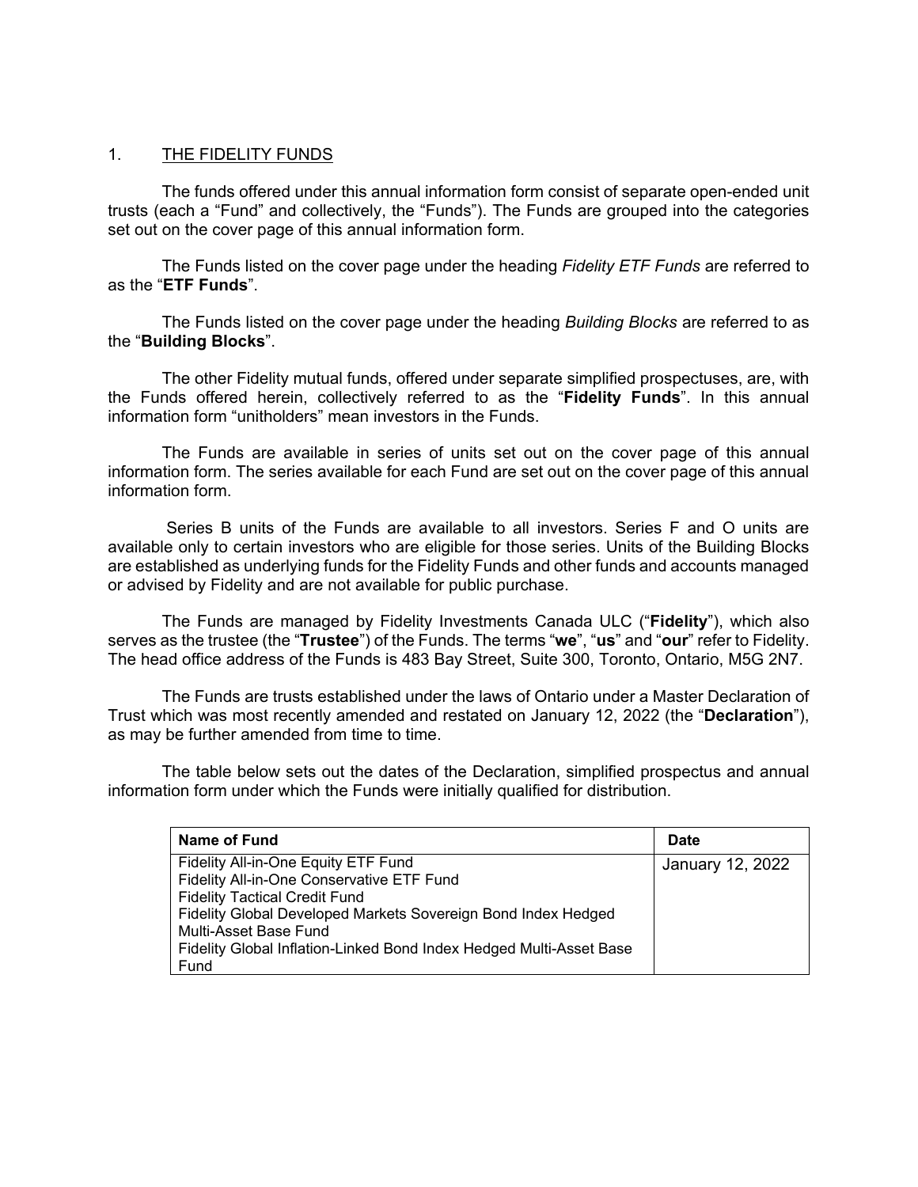## 1. THE FIDELITY FUNDS

The funds offered under this annual information form consist of separate open-ended unit trusts (each a "Fund" and collectively, the "Funds"). The Funds are grouped into the categories set out on the cover page of this annual information form.

The Funds listed on the cover page under the heading *Fidelity ETF Funds* are referred to as the "**ETF Funds**".

The Funds listed on the cover page under the heading *Building Blocks* are referred to as the "**Building Blocks**".

The other Fidelity mutual funds, offered under separate simplified prospectuses, are, with the Funds offered herein, collectively referred to as the "**Fidelity Funds**". In this annual information form "unitholders" mean investors in the Funds.

The Funds are available in series of units set out on the cover page of this annual information form. The series available for each Fund are set out on the cover page of this annual information form.

Series B units of the Funds are available to all investors. Series F and O units are available only to certain investors who are eligible for those series. Units of the Building Blocks are established as underlying funds for the Fidelity Funds and other funds and accounts managed or advised by Fidelity and are not available for public purchase.

The Funds are managed by Fidelity Investments Canada ULC ("**Fidelity**"), which also serves as the trustee (the "**Trustee**") of the Funds. The terms "**we**", "**us**" and "**our**" refer to Fidelity. The head office address of the Funds is 483 Bay Street, Suite 300, Toronto, Ontario, M5G 2N7.

The Funds are trusts established under the laws of Ontario under a Master Declaration of Trust which was most recently amended and restated on January 12, 2022 (the "**Declaration**"), as may be further amended from time to time.

The table below sets out the dates of the Declaration, simplified prospectus and annual information form under which the Funds were initially qualified for distribution.

| **Name of Fund** | **Date** |
|---|---|
| Fidelity All-in-One Equity ETF Fund<br>Fidelity All-in-One Conservative ETF Fund<br>Fidelity Tactical Credit Fund<br>Fidelity Global Developed Markets Sovereign Bond Index Hedged Multi-Asset Base Fund<br>Fidelity Global Inflation-Linked Bond Index Hedged Multi-Asset Base Fund | January 12, 2022 |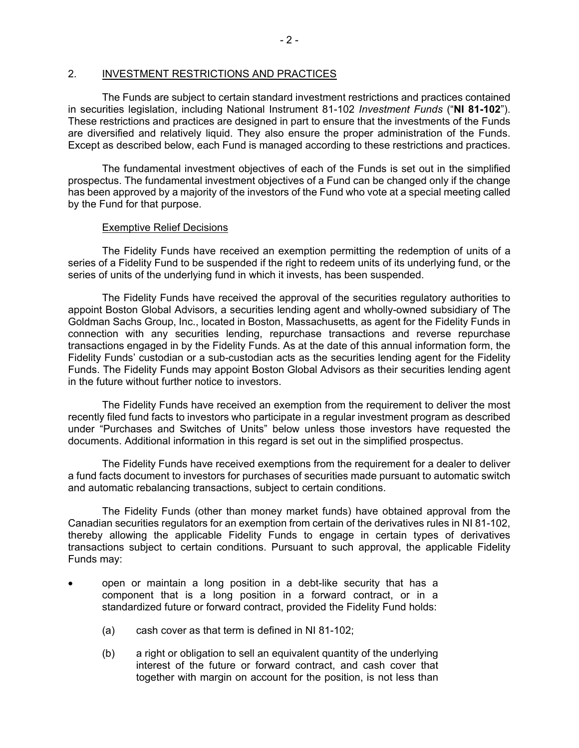## 2. INVESTMENT RESTRICTIONS AND PRACTICES

The Funds are subject to certain standard investment restrictions and practices contained in securities legislation, including National Instrument 81-102 *Investment Funds* ("**NI 81-102**"). These restrictions and practices are designed in part to ensure that the investments of the Funds are diversified and relatively liquid. They also ensure the proper administration of the Funds. Except as described below, each Fund is managed according to these restrictions and practices.

The fundamental investment objectives of each of the Funds is set out in the simplified prospectus. The fundamental investment objectives of a Fund can be changed only if the change has been approved by a majority of the investors of the Fund who vote at a special meeting called by the Fund for that purpose.

### Exemptive Relief Decisions

The Fidelity Funds have received an exemption permitting the redemption of units of a series of a Fidelity Fund to be suspended if the right to redeem units of its underlying fund, or the series of units of the underlying fund in which it invests, has been suspended.

The Fidelity Funds have received the approval of the securities regulatory authorities to appoint Boston Global Advisors, a securities lending agent and wholly-owned subsidiary of The Goldman Sachs Group, Inc., located in Boston, Massachusetts, as agent for the Fidelity Funds in connection with any securities lending, repurchase transactions and reverse repurchase transactions engaged in by the Fidelity Funds. As at the date of this annual information form, the Fidelity Funds' custodian or a sub-custodian acts as the securities lending agent for the Fidelity Funds. The Fidelity Funds may appoint Boston Global Advisors as their securities lending agent in the future without further notice to investors.

The Fidelity Funds have received an exemption from the requirement to deliver the most recently filed fund facts to investors who participate in a regular investment program as described under "Purchases and Switches of Units" below unless those investors have requested the documents. Additional information in this regard is set out in the simplified prospectus.

The Fidelity Funds have received exemptions from the requirement for a dealer to deliver a fund facts document to investors for purchases of securities made pursuant to automatic switch and automatic rebalancing transactions, subject to certain conditions.

The Fidelity Funds (other than money market funds) have obtained approval from the Canadian securities regulators for an exemption from certain of the derivatives rules in NI 81-102, thereby allowing the applicable Fidelity Funds to engage in certain types of derivatives transactions subject to certain conditions. Pursuant to such approval, the applicable Fidelity Funds may:

- open or maintain a long position in a debt-like security that has a component that is a long position in a forward contract, or in a standardized future or forward contract, provided the Fidelity Fund holds:
    - (a) cash cover as that term is defined in NI 81-102;
    - (b) a right or obligation to sell an equivalent quantity of the underlying interest of the future or forward contract, and cash cover that together with margin on account for the position, is not less than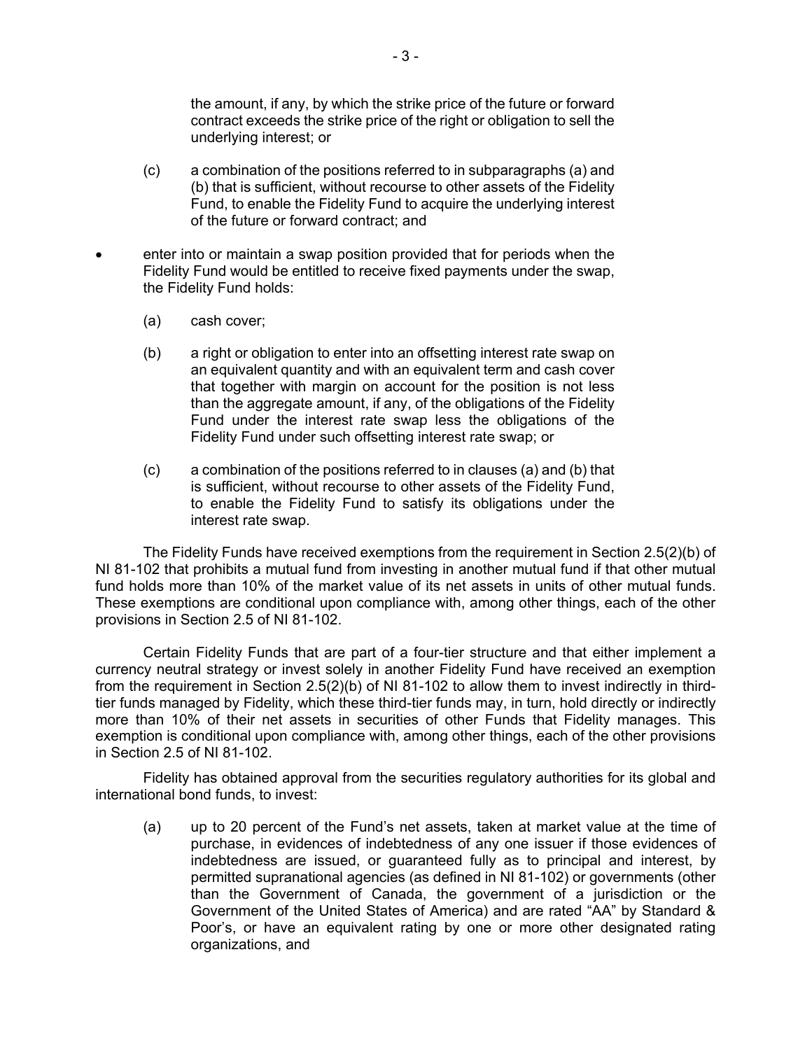the amount, if any, by which the strike price of the future or forward contract exceeds the strike price of the right or obligation to sell the underlying interest; or

(c) a combination of the positions referred to in subparagraphs (a) and (b) that is sufficient, without recourse to other assets of the Fidelity Fund, to enable the Fidelity Fund to acquire the underlying interest of the future or forward contract; and

- enter into or maintain a swap position provided that for periods when the Fidelity Fund would be entitled to receive fixed payments under the swap, the Fidelity Fund holds:

  (a) cash cover;

  (b) a right or obligation to enter into an offsetting interest rate swap on an equivalent quantity and with an equivalent term and cash cover that together with margin on account for the position is not less than the aggregate amount, if any, of the obligations of the Fidelity Fund under the interest rate swap less the obligations of the Fidelity Fund under such offsetting interest rate swap; or

  (c) a combination of the positions referred to in clauses (a) and (b) that is sufficient, without recourse to other assets of the Fidelity Fund, to enable the Fidelity Fund to satisfy its obligations under the interest rate swap.

The Fidelity Funds have received exemptions from the requirement in Section 2.5(2)(b) of NI 81-102 that prohibits a mutual fund from investing in another mutual fund if that other mutual fund holds more than 10% of the market value of its net assets in units of other mutual funds. These exemptions are conditional upon compliance with, among other things, each of the other provisions in Section 2.5 of NI 81-102.

Certain Fidelity Funds that are part of a four-tier structure and that either implement a currency neutral strategy or invest solely in another Fidelity Fund have received an exemption from the requirement in Section 2.5(2)(b) of NI 81-102 to allow them to invest indirectly in third-tier funds managed by Fidelity, which these third-tier funds may, in turn, hold directly or indirectly more than 10% of their net assets in securities of other Funds that Fidelity manages. This exemption is conditional upon compliance with, among other things, each of the other provisions in Section 2.5 of NI 81-102.

Fidelity has obtained approval from the securities regulatory authorities for its global and international bond funds, to invest:

(a) up to 20 percent of the Fund's net assets, taken at market value at the time of purchase, in evidences of indebtedness of any one issuer if those evidences of indebtedness are issued, or guaranteed fully as to principal and interest, by permitted supranational agencies (as defined in NI 81-102) or governments (other than the Government of Canada, the government of a jurisdiction or the Government of the United States of America) and are rated "AA" by Standard & Poor's, or have an equivalent rating by one or more other designated rating organizations, and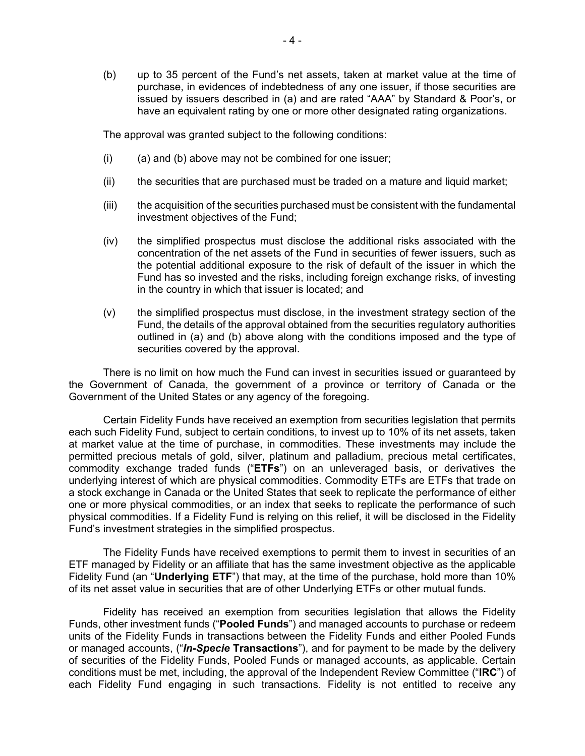(b) up to 35 percent of the Fund's net assets, taken at market value at the time of purchase, in evidences of indebtedness of any one issuer, if those securities are issued by issuers described in (a) and are rated "AAA" by Standard & Poor's, or have an equivalent rating by one or more other designated rating organizations.

The approval was granted subject to the following conditions:

(i) (a) and (b) above may not be combined for one issuer;

(ii) the securities that are purchased must be traded on a mature and liquid market;

(iii) the acquisition of the securities purchased must be consistent with the fundamental investment objectives of the Fund;

(iv) the simplified prospectus must disclose the additional risks associated with the concentration of the net assets of the Fund in securities of fewer issuers, such as the potential additional exposure to the risk of default of the issuer in which the Fund has so invested and the risks, including foreign exchange risks, of investing in the country in which that issuer is located; and

(v) the simplified prospectus must disclose, in the investment strategy section of the Fund, the details of the approval obtained from the securities regulatory authorities outlined in (a) and (b) above along with the conditions imposed and the type of securities covered by the approval.

There is no limit on how much the Fund can invest in securities issued or guaranteed by the Government of Canada, the government of a province or territory of Canada or the Government of the United States or any agency of the foregoing.

Certain Fidelity Funds have received an exemption from securities legislation that permits each such Fidelity Fund, subject to certain conditions, to invest up to 10% of its net assets, taken at market value at the time of purchase, in commodities. These investments may include the permitted precious metals of gold, silver, platinum and palladium, precious metal certificates, commodity exchange traded funds ("**ETFs**") on an unleveraged basis, or derivatives the underlying interest of which are physical commodities. Commodity ETFs are ETFs that trade on a stock exchange in Canada or the United States that seek to replicate the performance of either one or more physical commodities, or an index that seeks to replicate the performance of such physical commodities. If a Fidelity Fund is relying on this relief, it will be disclosed in the Fidelity Fund's investment strategies in the simplified prospectus.

The Fidelity Funds have received exemptions to permit them to invest in securities of an ETF managed by Fidelity or an affiliate that has the same investment objective as the applicable Fidelity Fund (an "**Underlying ETF**") that may, at the time of the purchase, hold more than 10% of its net asset value in securities that are of other Underlying ETFs or other mutual funds.

Fidelity has received an exemption from securities legislation that allows the Fidelity Funds, other investment funds ("**Pooled Funds**") and managed accounts to purchase or redeem units of the Fidelity Funds in transactions between the Fidelity Funds and either Pooled Funds or managed accounts, ("***In-Specie* Transactions**"), and for payment to be made by the delivery of securities of the Fidelity Funds, Pooled Funds or managed accounts, as applicable. Certain conditions must be met, including, the approval of the Independent Review Committee ("**IRC**") of each Fidelity Fund engaging in such transactions. Fidelity is not entitled to receive any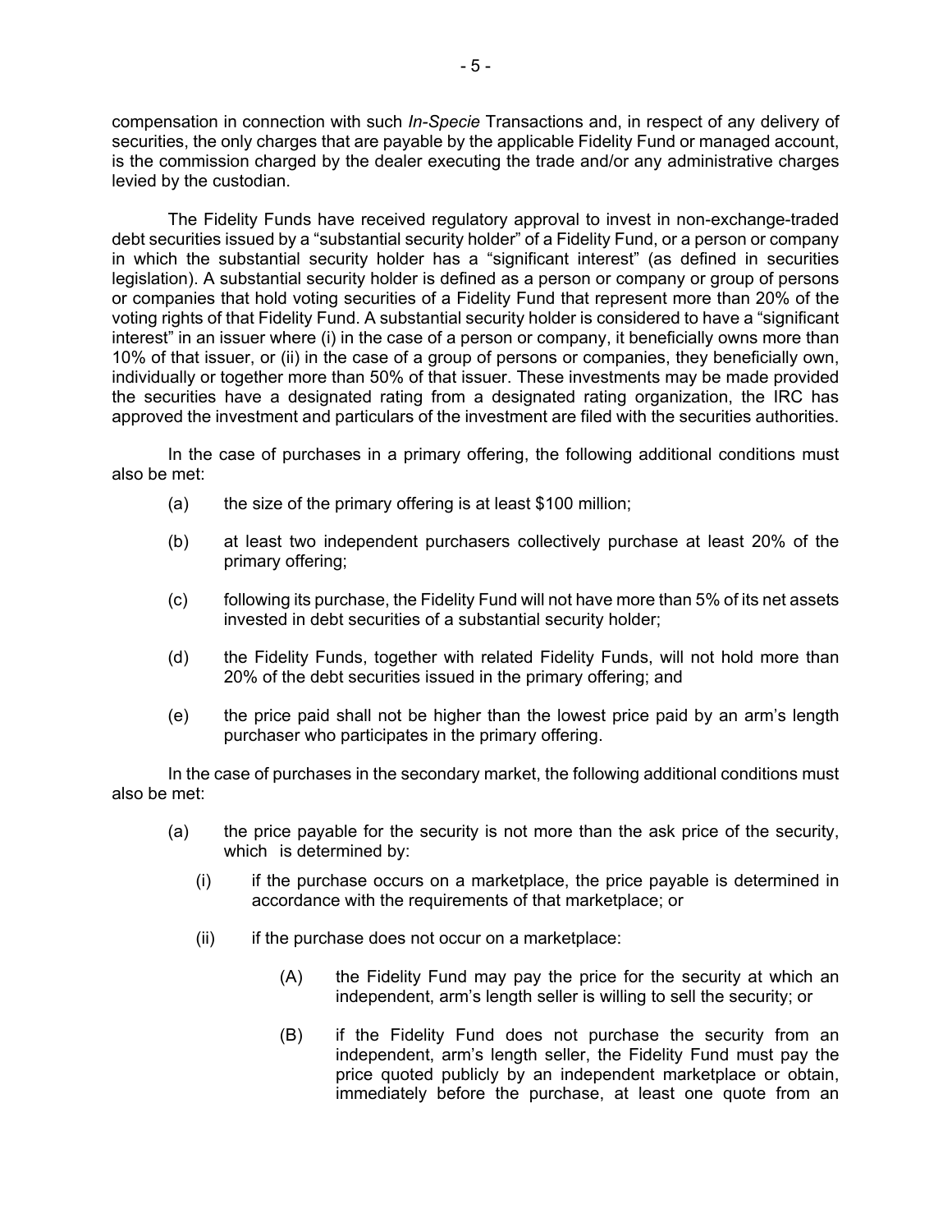compensation in connection with such *In-Specie* Transactions and, in respect of any delivery of securities, the only charges that are payable by the applicable Fidelity Fund or managed account, is the commission charged by the dealer executing the trade and/or any administrative charges levied by the custodian.

The Fidelity Funds have received regulatory approval to invest in non-exchange-traded debt securities issued by a "substantial security holder" of a Fidelity Fund, or a person or company in which the substantial security holder has a "significant interest" (as defined in securities legislation). A substantial security holder is defined as a person or company or group of persons or companies that hold voting securities of a Fidelity Fund that represent more than 20% of the voting rights of that Fidelity Fund. A substantial security holder is considered to have a "significant interest" in an issuer where (i) in the case of a person or company, it beneficially owns more than 10% of that issuer, or (ii) in the case of a group of persons or companies, they beneficially own, individually or together more than 50% of that issuer. These investments may be made provided the securities have a designated rating from a designated rating organization, the IRC has approved the investment and particulars of the investment are filed with the securities authorities.

In the case of purchases in a primary offering, the following additional conditions must also be met:

(a) the size of the primary offering is at least $100 million;

(b) at least two independent purchasers collectively purchase at least 20% of the primary offering;

(c) following its purchase, the Fidelity Fund will not have more than 5% of its net assets invested in debt securities of a substantial security holder;

(d) the Fidelity Funds, together with related Fidelity Funds, will not hold more than 20% of the debt securities issued in the primary offering; and

(e) the price paid shall not be higher than the lowest price paid by an arm's length purchaser who participates in the primary offering.

In the case of purchases in the secondary market, the following additional conditions must also be met:

(a) the price payable for the security is not more than the ask price of the security, which is determined by:

  (i) if the purchase occurs on a marketplace, the price payable is determined in accordance with the requirements of that marketplace; or

  (ii) if the purchase does not occur on a marketplace:

    (A) the Fidelity Fund may pay the price for the security at which an independent, arm's length seller is willing to sell the security; or

    (B) if the Fidelity Fund does not purchase the security from an independent, arm's length seller, the Fidelity Fund must pay the price quoted publicly by an independent marketplace or obtain, immediately before the purchase, at least one quote from an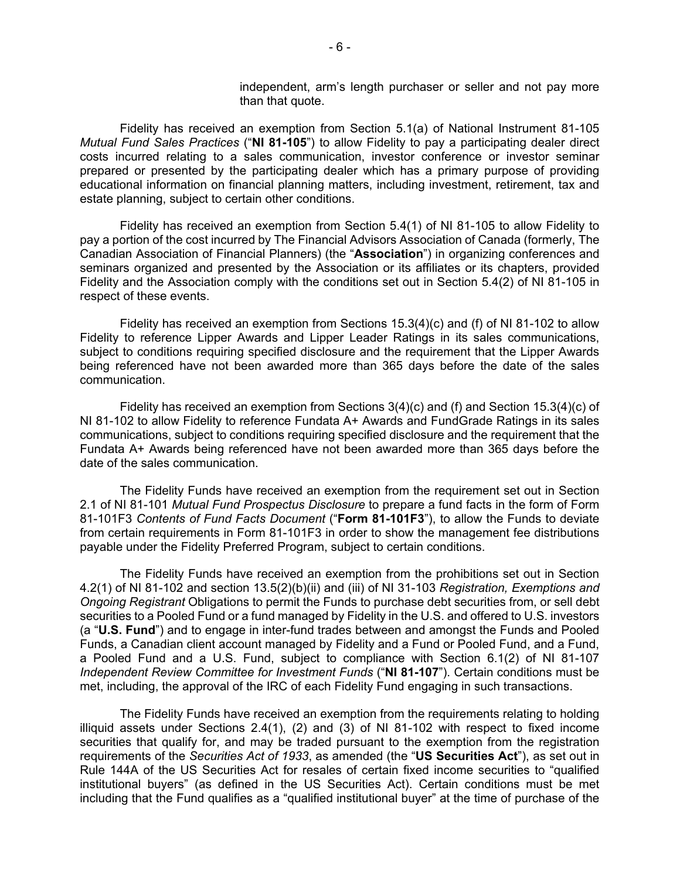independent, arm's length purchaser or seller and not pay more than that quote.

Fidelity has received an exemption from Section 5.1(a) of National Instrument 81-105 *Mutual Fund Sales Practices* ("**NI 81-105**") to allow Fidelity to pay a participating dealer direct costs incurred relating to a sales communication, investor conference or investor seminar prepared or presented by the participating dealer which has a primary purpose of providing educational information on financial planning matters, including investment, retirement, tax and estate planning, subject to certain other conditions.

Fidelity has received an exemption from Section 5.4(1) of NI 81-105 to allow Fidelity to pay a portion of the cost incurred by The Financial Advisors Association of Canada (formerly, The Canadian Association of Financial Planners) (the "**Association**") in organizing conferences and seminars organized and presented by the Association or its affiliates or its chapters, provided Fidelity and the Association comply with the conditions set out in Section 5.4(2) of NI 81-105 in respect of these events.

Fidelity has received an exemption from Sections 15.3(4)(c) and (f) of NI 81-102 to allow Fidelity to reference Lipper Awards and Lipper Leader Ratings in its sales communications, subject to conditions requiring specified disclosure and the requirement that the Lipper Awards being referenced have not been awarded more than 365 days before the date of the sales communication.

Fidelity has received an exemption from Sections 3(4)(c) and (f) and Section 15.3(4)(c) of NI 81-102 to allow Fidelity to reference Fundata A+ Awards and FundGrade Ratings in its sales communications, subject to conditions requiring specified disclosure and the requirement that the Fundata A+ Awards being referenced have not been awarded more than 365 days before the date of the sales communication.

The Fidelity Funds have received an exemption from the requirement set out in Section 2.1 of NI 81-101 *Mutual Fund Prospectus Disclosure* to prepare a fund facts in the form of Form 81-101F3 *Contents of Fund Facts Document* ("**Form 81-101F3**"), to allow the Funds to deviate from certain requirements in Form 81-101F3 in order to show the management fee distributions payable under the Fidelity Preferred Program, subject to certain conditions.

The Fidelity Funds have received an exemption from the prohibitions set out in Section 4.2(1) of NI 81-102 and section 13.5(2)(b)(ii) and (iii) of NI 31-103 *Registration, Exemptions and Ongoing Registrant* Obligations to permit the Funds to purchase debt securities from, or sell debt securities to a Pooled Fund or a fund managed by Fidelity in the U.S. and offered to U.S. investors (a "**U.S. Fund**") and to engage in inter-fund trades between and amongst the Funds and Pooled Funds, a Canadian client account managed by Fidelity and a Fund or Pooled Fund, and a Fund, a Pooled Fund and a U.S. Fund, subject to compliance with Section 6.1(2) of NI 81-107 *Independent Review Committee for Investment Funds* ("**NI 81-107**"). Certain conditions must be met, including, the approval of the IRC of each Fidelity Fund engaging in such transactions.

The Fidelity Funds have received an exemption from the requirements relating to holding illiquid assets under Sections 2.4(1), (2) and (3) of NI 81-102 with respect to fixed income securities that qualify for, and may be traded pursuant to the exemption from the registration requirements of the *Securities Act of 1933*, as amended (the "**US Securities Act**"), as set out in Rule 144A of the US Securities Act for resales of certain fixed income securities to "qualified institutional buyers" (as defined in the US Securities Act). Certain conditions must be met including that the Fund qualifies as a "qualified institutional buyer" at the time of purchase of the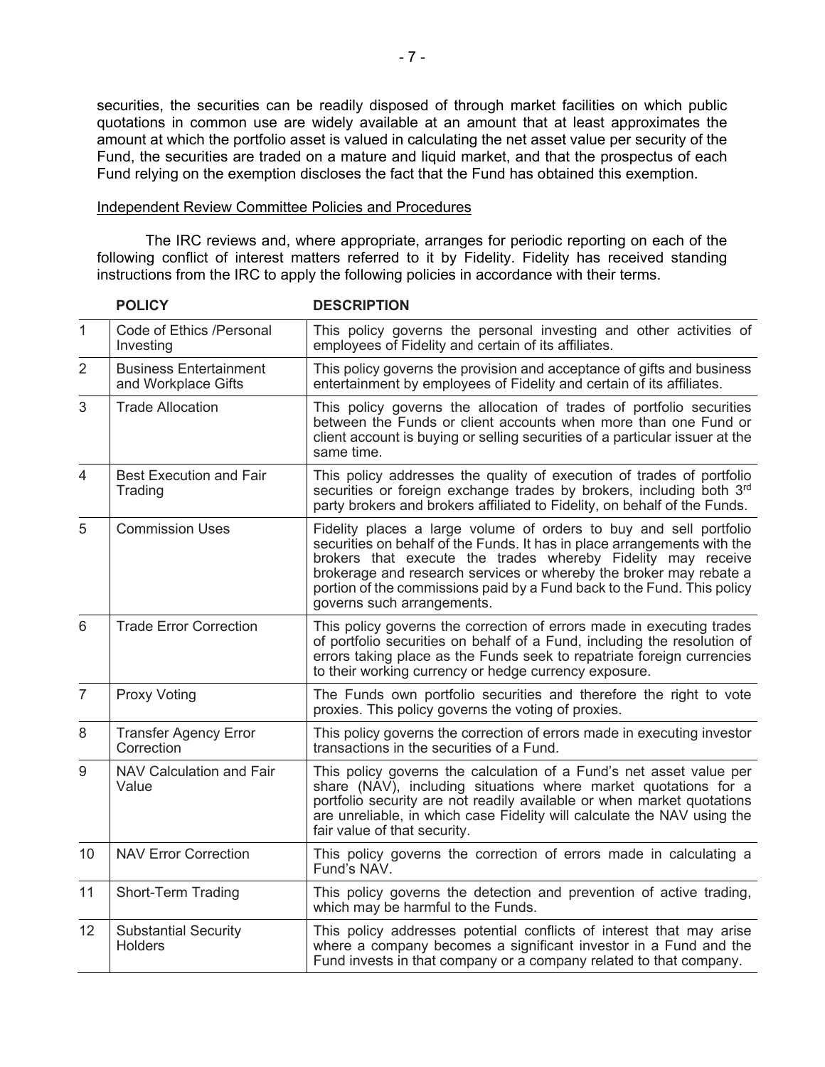securities, the securities can be readily disposed of through market facilities on which public quotations in common use are widely available at an amount that at least approximates the amount at which the portfolio asset is valued in calculating the net asset value per security of the Fund, the securities are traded on a mature and liquid market, and that the prospectus of each Fund relying on the exemption discloses the fact that the Fund has obtained this exemption.

Independent Review Committee Policies and Procedures

The IRC reviews and, where appropriate, arranges for periodic reporting on each of the following conflict of interest matters referred to it by Fidelity. Fidelity has received standing instructions from the IRC to apply the following policies in accordance with their terms.

| | POLICY | DESCRIPTION |
|---|---|---|
| 1 | Code of Ethics /Personal Investing | This policy governs the personal investing and other activities of employees of Fidelity and certain of its affiliates. |
| 2 | Business Entertainment and Workplace Gifts | This policy governs the provision and acceptance of gifts and business entertainment by employees of Fidelity and certain of its affiliates. |
| 3 | Trade Allocation | This policy governs the allocation of trades of portfolio securities between the Funds or client accounts when more than one Fund or client account is buying or selling securities of a particular issuer at the same time. |
| 4 | Best Execution and Fair Trading | This policy addresses the quality of execution of trades of portfolio securities or foreign exchange trades by brokers, including both 3rd party brokers and brokers affiliated to Fidelity, on behalf of the Funds. |
| 5 | Commission Uses | Fidelity places a large volume of orders to buy and sell portfolio securities on behalf of the Funds. It has in place arrangements with the brokers that execute the trades whereby Fidelity may receive brokerage and research services or whereby the broker may rebate a portion of the commissions paid by a Fund back to the Fund. This policy governs such arrangements. |
| 6 | Trade Error Correction | This policy governs the correction of errors made in executing trades of portfolio securities on behalf of a Fund, including the resolution of errors taking place as the Funds seek to repatriate foreign currencies to their working currency or hedge currency exposure. |
| 7 | Proxy Voting | The Funds own portfolio securities and therefore the right to vote proxies. This policy governs the voting of proxies. |
| 8 | Transfer Agency Error Correction | This policy governs the correction of errors made in executing investor transactions in the securities of a Fund. |
| 9 | NAV Calculation and Fair Value | This policy governs the calculation of a Fund's net asset value per share (NAV), including situations where market quotations for a portfolio security are not readily available or when market quotations are unreliable, in which case Fidelity will calculate the NAV using the fair value of that security. |
| 10 | NAV Error Correction | This policy governs the correction of errors made in calculating a Fund's NAV. |
| 11 | Short-Term Trading | This policy governs the detection and prevention of active trading, which may be harmful to the Funds. |
| 12 | Substantial Security Holders | This policy addresses potential conflicts of interest that may arise where a company becomes a significant investor in a Fund and the Fund invests in that company or a company related to that company. |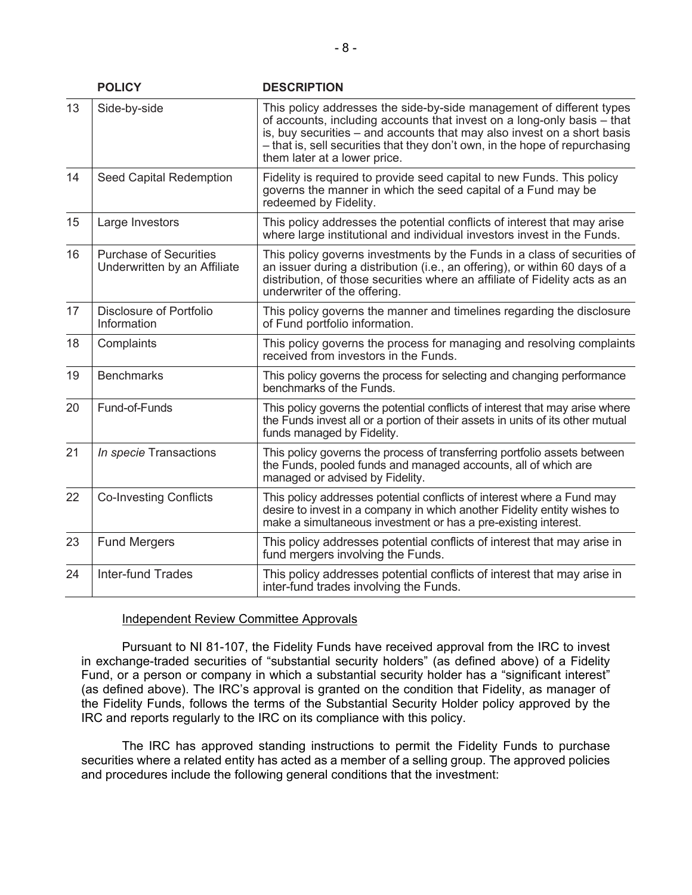| | POLICY | DESCRIPTION |
|---|---|---|
| 13 | Side-by-side | This policy addresses the side-by-side management of different types of accounts, including accounts that invest on a long-only basis – that is, buy securities – and accounts that may also invest on a short basis – that is, sell securities that they don't own, in the hope of repurchasing them later at a lower price. |
| 14 | Seed Capital Redemption | Fidelity is required to provide seed capital to new Funds. This policy governs the manner in which the seed capital of a Fund may be redeemed by Fidelity. |
| 15 | Large Investors | This policy addresses the potential conflicts of interest that may arise where large institutional and individual investors invest in the Funds. |
| 16 | Purchase of Securities Underwritten by an Affiliate | This policy governs investments by the Funds in a class of securities of an issuer during a distribution (i.e., an offering), or within 60 days of a distribution, of those securities where an affiliate of Fidelity acts as an underwriter of the offering. |
| 17 | Disclosure of Portfolio Information | This policy governs the manner and timelines regarding the disclosure of Fund portfolio information. |
| 18 | Complaints | This policy governs the process for managing and resolving complaints received from investors in the Funds. |
| 19 | Benchmarks | This policy governs the process for selecting and changing performance benchmarks of the Funds. |
| 20 | Fund-of-Funds | This policy governs the potential conflicts of interest that may arise where the Funds invest all or a portion of their assets in units of its other mutual funds managed by Fidelity. |
| 21 | *In specie* Transactions | This policy governs the process of transferring portfolio assets between the Funds, pooled funds and managed accounts, all of which are managed or advised by Fidelity. |
| 22 | Co-Investing Conflicts | This policy addresses potential conflicts of interest where a Fund may desire to invest in a company in which another Fidelity entity wishes to make a simultaneous investment or has a pre-existing interest. |
| 23 | Fund Mergers | This policy addresses potential conflicts of interest that may arise in fund mergers involving the Funds. |
| 24 | Inter-fund Trades | This policy addresses potential conflicts of interest that may arise in inter-fund trades involving the Funds. |

Independent Review Committee Approvals

Pursuant to NI 81-107, the Fidelity Funds have received approval from the IRC to invest in exchange-traded securities of "substantial security holders" (as defined above) of a Fidelity Fund, or a person or company in which a substantial security holder has a "significant interest" (as defined above). The IRC's approval is granted on the condition that Fidelity, as manager of the Fidelity Funds, follows the terms of the Substantial Security Holder policy approved by the IRC and reports regularly to the IRC on its compliance with this policy.

The IRC has approved standing instructions to permit the Fidelity Funds to purchase securities where a related entity has acted as a member of a selling group. The approved policies and procedures include the following general conditions that the investment: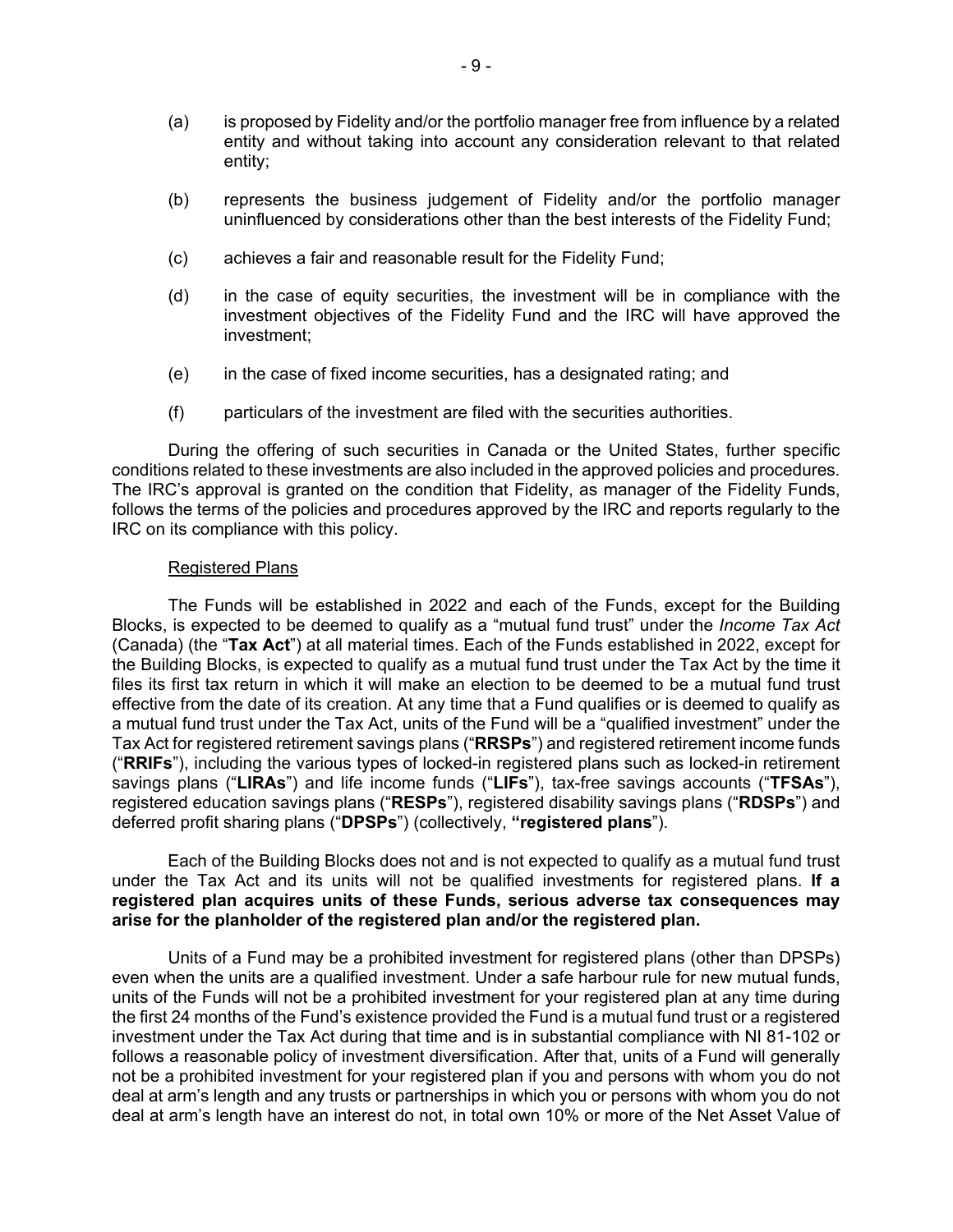(a) is proposed by Fidelity and/or the portfolio manager free from influence by a related entity and without taking into account any consideration relevant to that related entity;

(b) represents the business judgement of Fidelity and/or the portfolio manager uninfluenced by considerations other than the best interests of the Fidelity Fund;

(c) achieves a fair and reasonable result for the Fidelity Fund;

(d) in the case of equity securities, the investment will be in compliance with the investment objectives of the Fidelity Fund and the IRC will have approved the investment;

(e) in the case of fixed income securities, has a designated rating; and

(f) particulars of the investment are filed with the securities authorities.

During the offering of such securities in Canada or the United States, further specific conditions related to these investments are also included in the approved policies and procedures. The IRC's approval is granted on the condition that Fidelity, as manager of the Fidelity Funds, follows the terms of the policies and procedures approved by the IRC and reports regularly to the IRC on its compliance with this policy.

Registered Plans

The Funds will be established in 2022 and each of the Funds, except for the Building Blocks, is expected to be deemed to qualify as a "mutual fund trust" under the *Income Tax Act* (Canada) (the "**Tax Act**") at all material times. Each of the Funds established in 2022, except for the Building Blocks, is expected to qualify as a mutual fund trust under the Tax Act by the time it files its first tax return in which it will make an election to be deemed to be a mutual fund trust effective from the date of its creation. At any time that a Fund qualifies or is deemed to qualify as a mutual fund trust under the Tax Act, units of the Fund will be a "qualified investment" under the Tax Act for registered retirement savings plans ("**RRSPs**") and registered retirement income funds ("**RRIFs**"), including the various types of locked-in registered plans such as locked-in retirement savings plans ("**LIRAs**") and life income funds ("**LIFs**"), tax-free savings accounts ("**TFSAs**"), registered education savings plans ("**RESPs**"), registered disability savings plans ("**RDSPs**") and deferred profit sharing plans ("**DPSPs**") (collectively, **"registered plans**").

Each of the Building Blocks does not and is not expected to qualify as a mutual fund trust under the Tax Act and its units will not be qualified investments for registered plans. **If a registered plan acquires units of these Funds, serious adverse tax consequences may arise for the planholder of the registered plan and/or the registered plan.**

Units of a Fund may be a prohibited investment for registered plans (other than DPSPs) even when the units are a qualified investment. Under a safe harbour rule for new mutual funds, units of the Funds will not be a prohibited investment for your registered plan at any time during the first 24 months of the Fund's existence provided the Fund is a mutual fund trust or a registered investment under the Tax Act during that time and is in substantial compliance with NI 81-102 or follows a reasonable policy of investment diversification. After that, units of a Fund will generally not be a prohibited investment for your registered plan if you and persons with whom you do not deal at arm's length and any trusts or partnerships in which you or persons with whom you do not deal at arm's length have an interest do not, in total own 10% or more of the Net Asset Value of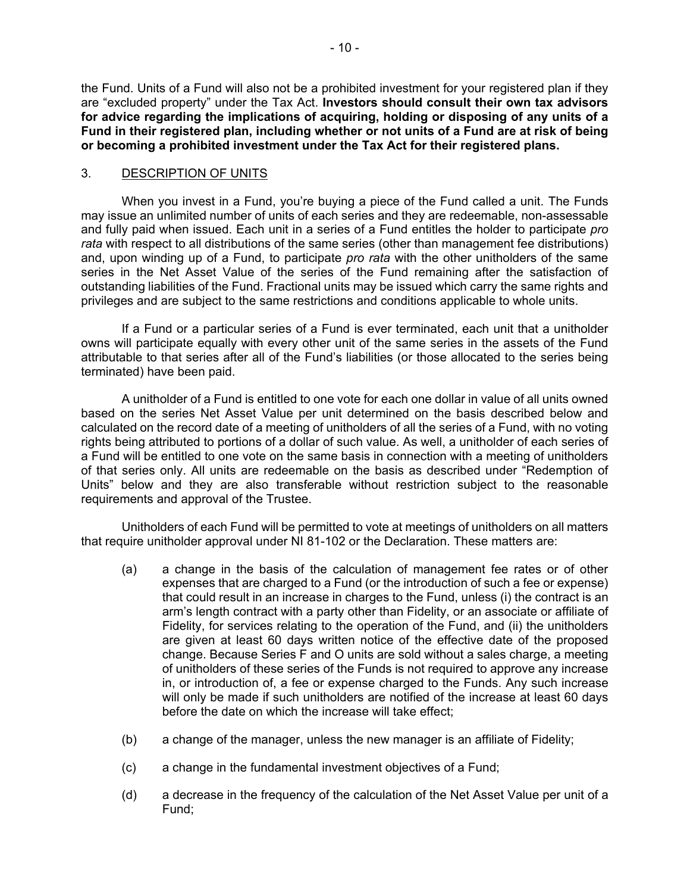the Fund. Units of a Fund will also not be a prohibited investment for your registered plan if they are "excluded property" under the Tax Act. **Investors should consult their own tax advisors for advice regarding the implications of acquiring, holding or disposing of any units of a Fund in their registered plan, including whether or not units of a Fund are at risk of being or becoming a prohibited investment under the Tax Act for their registered plans.**

## 3. DESCRIPTION OF UNITS

When you invest in a Fund, you're buying a piece of the Fund called a unit. The Funds may issue an unlimited number of units of each series and they are redeemable, non-assessable and fully paid when issued. Each unit in a series of a Fund entitles the holder to participate *pro rata* with respect to all distributions of the same series (other than management fee distributions) and, upon winding up of a Fund, to participate *pro rata* with the other unitholders of the same series in the Net Asset Value of the series of the Fund remaining after the satisfaction of outstanding liabilities of the Fund. Fractional units may be issued which carry the same rights and privileges and are subject to the same restrictions and conditions applicable to whole units.

If a Fund or a particular series of a Fund is ever terminated, each unit that a unitholder owns will participate equally with every other unit of the same series in the assets of the Fund attributable to that series after all of the Fund's liabilities (or those allocated to the series being terminated) have been paid.

A unitholder of a Fund is entitled to one vote for each one dollar in value of all units owned based on the series Net Asset Value per unit determined on the basis described below and calculated on the record date of a meeting of unitholders of all the series of a Fund, with no voting rights being attributed to portions of a dollar of such value. As well, a unitholder of each series of a Fund will be entitled to one vote on the same basis in connection with a meeting of unitholders of that series only. All units are redeemable on the basis as described under "Redemption of Units" below and they are also transferable without restriction subject to the reasonable requirements and approval of the Trustee.

Unitholders of each Fund will be permitted to vote at meetings of unitholders on all matters that require unitholder approval under NI 81-102 or the Declaration. These matters are:

(a) a change in the basis of the calculation of management fee rates or of other expenses that are charged to a Fund (or the introduction of such a fee or expense) that could result in an increase in charges to the Fund, unless (i) the contract is an arm's length contract with a party other than Fidelity, or an associate or affiliate of Fidelity, for services relating to the operation of the Fund, and (ii) the unitholders are given at least 60 days written notice of the effective date of the proposed change. Because Series F and O units are sold without a sales charge, a meeting of unitholders of these series of the Funds is not required to approve any increase in, or introduction of, a fee or expense charged to the Funds. Any such increase will only be made if such unitholders are notified of the increase at least 60 days before the date on which the increase will take effect;

(b) a change of the manager, unless the new manager is an affiliate of Fidelity;

(c) a change in the fundamental investment objectives of a Fund;

(d) a decrease in the frequency of the calculation of the Net Asset Value per unit of a Fund;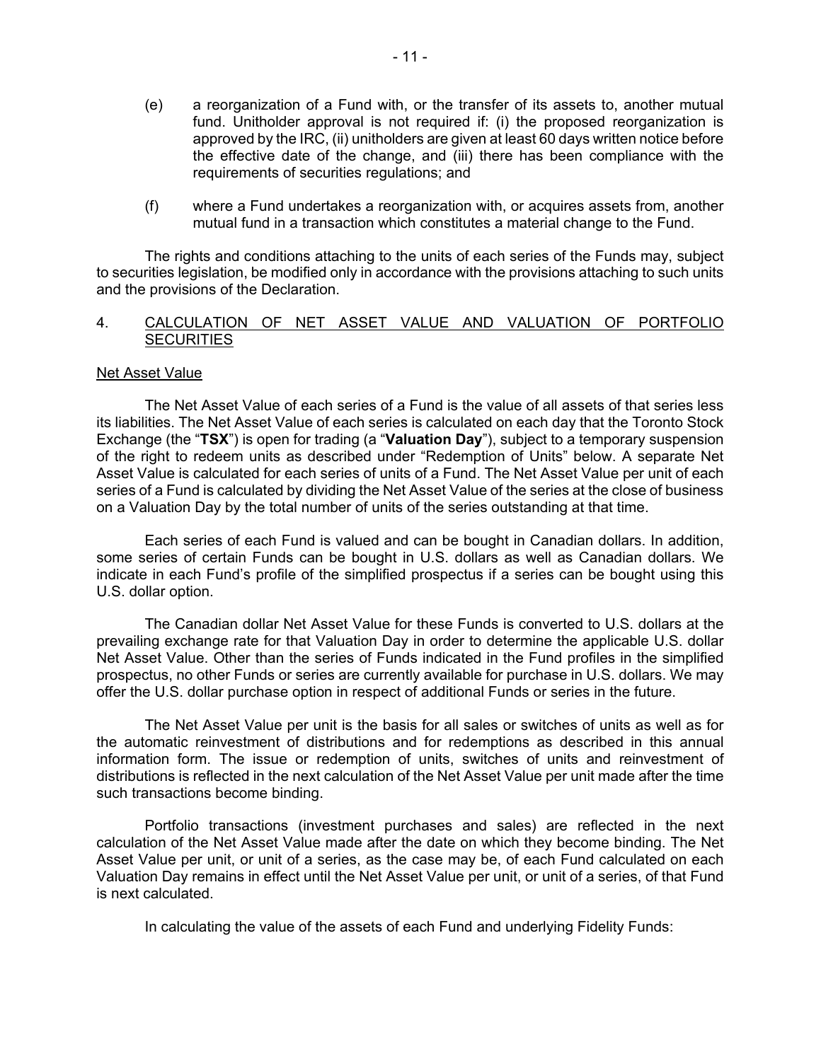(e) a reorganization of a Fund with, or the transfer of its assets to, another mutual fund. Unitholder approval is not required if: (i) the proposed reorganization is approved by the IRC, (ii) unitholders are given at least 60 days written notice before the effective date of the change, and (iii) there has been compliance with the requirements of securities regulations; and

(f) where a Fund undertakes a reorganization with, or acquires assets from, another mutual fund in a transaction which constitutes a material change to the Fund.

The rights and conditions attaching to the units of each series of the Funds may, subject to securities legislation, be modified only in accordance with the provisions attaching to such units and the provisions of the Declaration.

## 4. CALCULATION OF NET ASSET VALUE AND VALUATION OF PORTFOLIO SECURITIES

### Net Asset Value

The Net Asset Value of each series of a Fund is the value of all assets of that series less its liabilities. The Net Asset Value of each series is calculated on each day that the Toronto Stock Exchange (the "**TSX**") is open for trading (a "**Valuation Day**"), subject to a temporary suspension of the right to redeem units as described under "Redemption of Units" below. A separate Net Asset Value is calculated for each series of units of a Fund. The Net Asset Value per unit of each series of a Fund is calculated by dividing the Net Asset Value of the series at the close of business on a Valuation Day by the total number of units of the series outstanding at that time.

Each series of each Fund is valued and can be bought in Canadian dollars. In addition, some series of certain Funds can be bought in U.S. dollars as well as Canadian dollars. We indicate in each Fund's profile of the simplified prospectus if a series can be bought using this U.S. dollar option.

The Canadian dollar Net Asset Value for these Funds is converted to U.S. dollars at the prevailing exchange rate for that Valuation Day in order to determine the applicable U.S. dollar Net Asset Value. Other than the series of Funds indicated in the Fund profiles in the simplified prospectus, no other Funds or series are currently available for purchase in U.S. dollars. We may offer the U.S. dollar purchase option in respect of additional Funds or series in the future.

The Net Asset Value per unit is the basis for all sales or switches of units as well as for the automatic reinvestment of distributions and for redemptions as described in this annual information form. The issue or redemption of units, switches of units and reinvestment of distributions is reflected in the next calculation of the Net Asset Value per unit made after the time such transactions become binding.

Portfolio transactions (investment purchases and sales) are reflected in the next calculation of the Net Asset Value made after the date on which they become binding. The Net Asset Value per unit, or unit of a series, as the case may be, of each Fund calculated on each Valuation Day remains in effect until the Net Asset Value per unit, or unit of a series, of that Fund is next calculated.

In calculating the value of the assets of each Fund and underlying Fidelity Funds: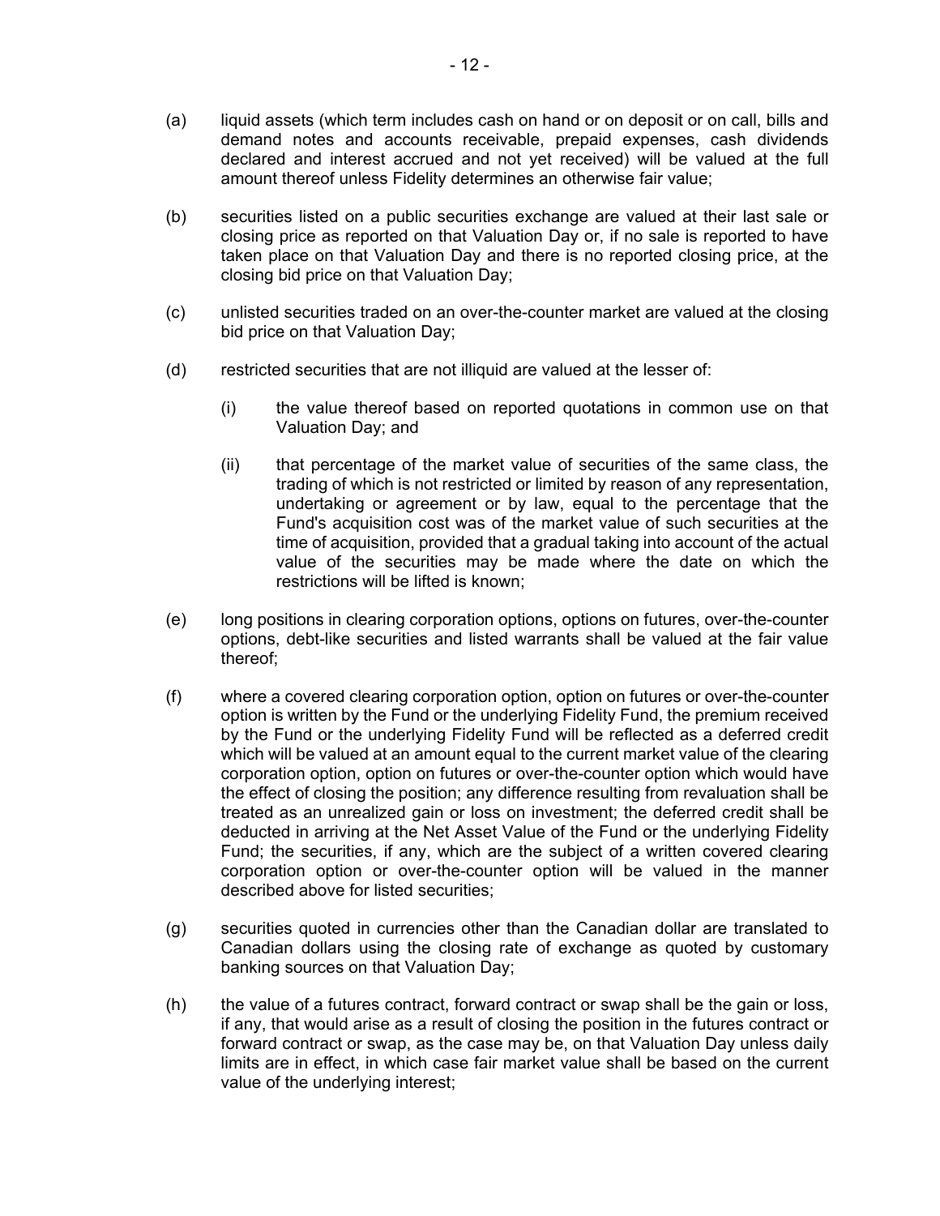(a) liquid assets (which term includes cash on hand or on deposit or on call, bills and demand notes and accounts receivable, prepaid expenses, cash dividends declared and interest accrued and not yet received) will be valued at the full amount thereof unless Fidelity determines an otherwise fair value;

(b) securities listed on a public securities exchange are valued at their last sale or closing price as reported on that Valuation Day or, if no sale is reported to have taken place on that Valuation Day and there is no reported closing price, at the closing bid price on that Valuation Day;

(c) unlisted securities traded on an over-the-counter market are valued at the closing bid price on that Valuation Day;

(d) restricted securities that are not illiquid are valued at the lesser of:

  (i) the value thereof based on reported quotations in common use on that Valuation Day; and

  (ii) that percentage of the market value of securities of the same class, the trading of which is not restricted or limited by reason of any representation, undertaking or agreement or by law, equal to the percentage that the Fund's acquisition cost was of the market value of such securities at the time of acquisition, provided that a gradual taking into account of the actual value of the securities may be made where the date on which the restrictions will be lifted is known;

(e) long positions in clearing corporation options, options on futures, over-the-counter options, debt-like securities and listed warrants shall be valued at the fair value thereof;

(f) where a covered clearing corporation option, option on futures or over-the-counter option is written by the Fund or the underlying Fidelity Fund, the premium received by the Fund or the underlying Fidelity Fund will be reflected as a deferred credit which will be valued at an amount equal to the current market value of the clearing corporation option, option on futures or over-the-counter option which would have the effect of closing the position; any difference resulting from revaluation shall be treated as an unrealized gain or loss on investment; the deferred credit shall be deducted in arriving at the Net Asset Value of the Fund or the underlying Fidelity Fund; the securities, if any, which are the subject of a written covered clearing corporation option or over-the-counter option will be valued in the manner described above for listed securities;

(g) securities quoted in currencies other than the Canadian dollar are translated to Canadian dollars using the closing rate of exchange as quoted by customary banking sources on that Valuation Day;

(h) the value of a futures contract, forward contract or swap shall be the gain or loss, if any, that would arise as a result of closing the position in the futures contract or forward contract or swap, as the case may be, on that Valuation Day unless daily limits are in effect, in which case fair market value shall be based on the current value of the underlying interest;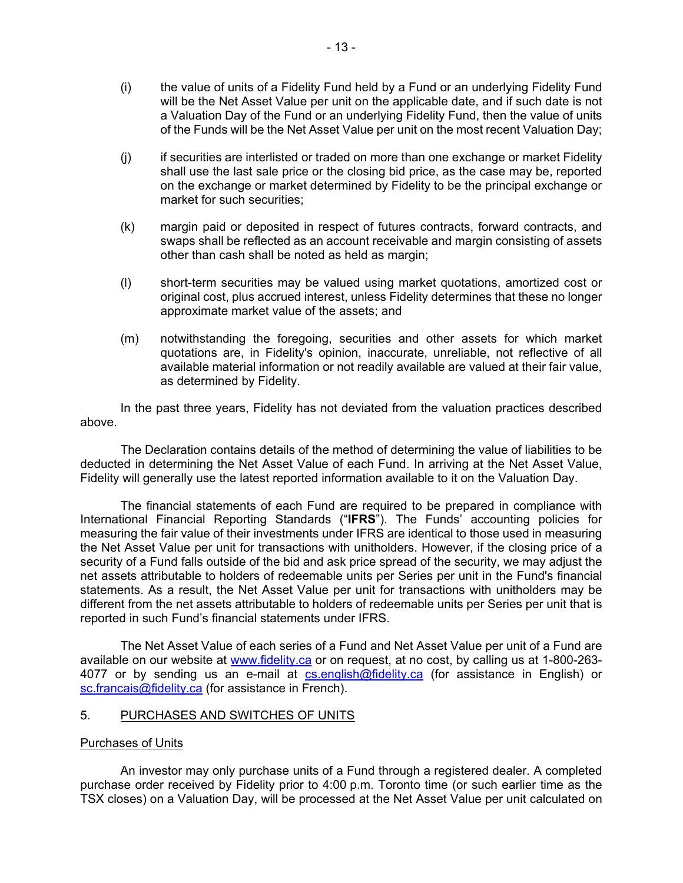(i) the value of units of a Fidelity Fund held by a Fund or an underlying Fidelity Fund will be the Net Asset Value per unit on the applicable date, and if such date is not a Valuation Day of the Fund or an underlying Fidelity Fund, then the value of units of the Funds will be the Net Asset Value per unit on the most recent Valuation Day;

(j) if securities are interlisted or traded on more than one exchange or market Fidelity shall use the last sale price or the closing bid price, as the case may be, reported on the exchange or market determined by Fidelity to be the principal exchange or market for such securities;

(k) margin paid or deposited in respect of futures contracts, forward contracts, and swaps shall be reflected as an account receivable and margin consisting of assets other than cash shall be noted as held as margin;

(l) short-term securities may be valued using market quotations, amortized cost or original cost, plus accrued interest, unless Fidelity determines that these no longer approximate market value of the assets; and

(m) notwithstanding the foregoing, securities and other assets for which market quotations are, in Fidelity's opinion, inaccurate, unreliable, not reflective of all available material information or not readily available are valued at their fair value, as determined by Fidelity.

In the past three years, Fidelity has not deviated from the valuation practices described above.

The Declaration contains details of the method of determining the value of liabilities to be deducted in determining the Net Asset Value of each Fund. In arriving at the Net Asset Value, Fidelity will generally use the latest reported information available to it on the Valuation Day.

The financial statements of each Fund are required to be prepared in compliance with International Financial Reporting Standards ("**IFRS**"). The Funds' accounting policies for measuring the fair value of their investments under IFRS are identical to those used in measuring the Net Asset Value per unit for transactions with unitholders. However, if the closing price of a security of a Fund falls outside of the bid and ask price spread of the security, we may adjust the net assets attributable to holders of redeemable units per Series per unit in the Fund's financial statements. As a result, the Net Asset Value per unit for transactions with unitholders may be different from the net assets attributable to holders of redeemable units per Series per unit that is reported in such Fund's financial statements under IFRS.

The Net Asset Value of each series of a Fund and Net Asset Value per unit of a Fund are available on our website at www.fidelity.ca or on request, at no cost, by calling us at 1-800-263-4077 or by sending us an e-mail at cs.english@fidelity.ca (for assistance in English) or sc.francais@fidelity.ca (for assistance in French).

## 5. PURCHASES AND SWITCHES OF UNITS

### Purchases of Units

An investor may only purchase units of a Fund through a registered dealer. A completed purchase order received by Fidelity prior to 4:00 p.m. Toronto time (or such earlier time as the TSX closes) on a Valuation Day, will be processed at the Net Asset Value per unit calculated on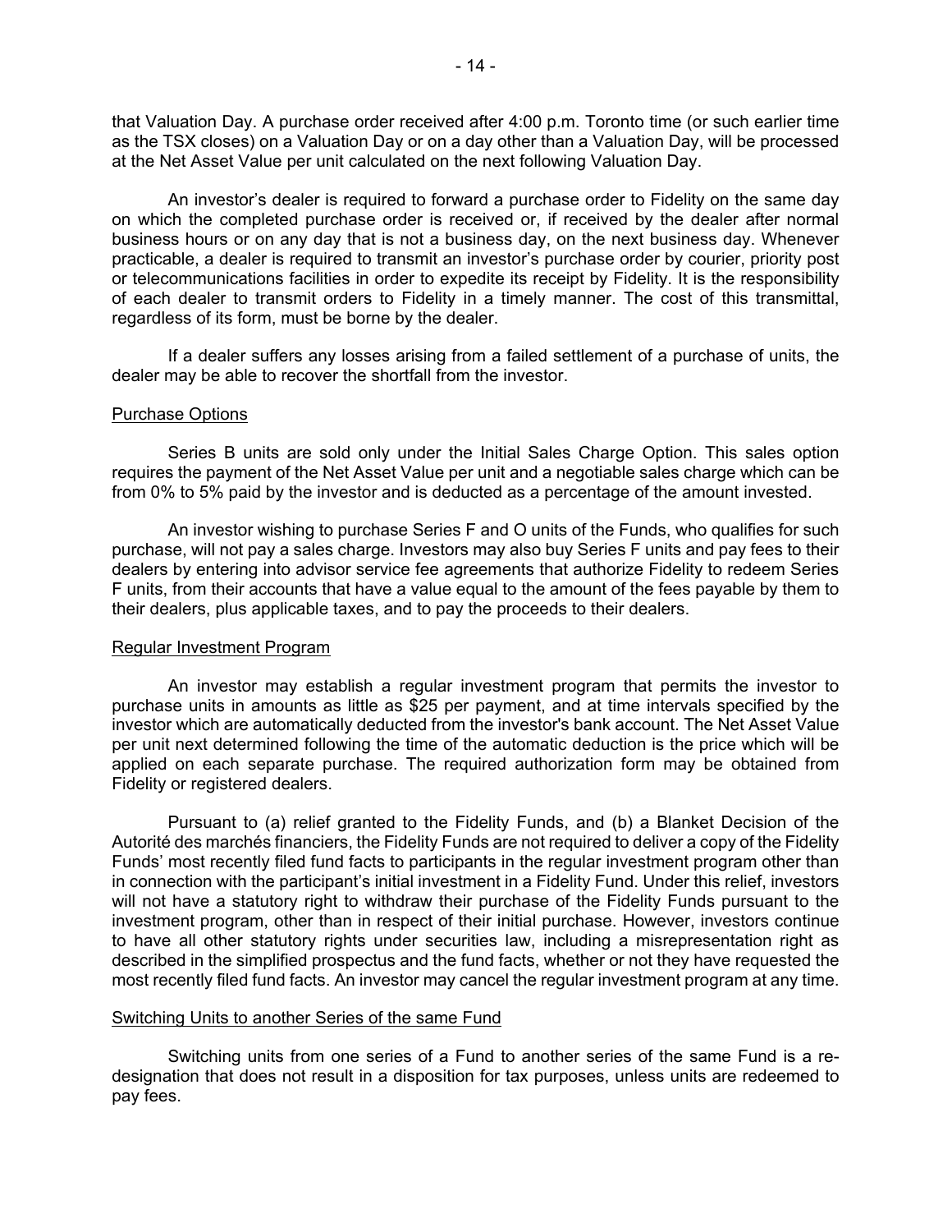that Valuation Day. A purchase order received after 4:00 p.m. Toronto time (or such earlier time as the TSX closes) on a Valuation Day or on a day other than a Valuation Day, will be processed at the Net Asset Value per unit calculated on the next following Valuation Day.

An investor's dealer is required to forward a purchase order to Fidelity on the same day on which the completed purchase order is received or, if received by the dealer after normal business hours or on any day that is not a business day, on the next business day. Whenever practicable, a dealer is required to transmit an investor's purchase order by courier, priority post or telecommunications facilities in order to expedite its receipt by Fidelity. It is the responsibility of each dealer to transmit orders to Fidelity in a timely manner. The cost of this transmittal, regardless of its form, must be borne by the dealer.

If a dealer suffers any losses arising from a failed settlement of a purchase of units, the dealer may be able to recover the shortfall from the investor.

### Purchase Options

Series B units are sold only under the Initial Sales Charge Option. This sales option requires the payment of the Net Asset Value per unit and a negotiable sales charge which can be from 0% to 5% paid by the investor and is deducted as a percentage of the amount invested.

An investor wishing to purchase Series F and O units of the Funds, who qualifies for such purchase, will not pay a sales charge. Investors may also buy Series F units and pay fees to their dealers by entering into advisor service fee agreements that authorize Fidelity to redeem Series F units, from their accounts that have a value equal to the amount of the fees payable by them to their dealers, plus applicable taxes, and to pay the proceeds to their dealers.

### Regular Investment Program

An investor may establish a regular investment program that permits the investor to purchase units in amounts as little as $25 per payment, and at time intervals specified by the investor which are automatically deducted from the investor's bank account. The Net Asset Value per unit next determined following the time of the automatic deduction is the price which will be applied on each separate purchase. The required authorization form may be obtained from Fidelity or registered dealers.

Pursuant to (a) relief granted to the Fidelity Funds, and (b) a Blanket Decision of the Autorité des marchés financiers, the Fidelity Funds are not required to deliver a copy of the Fidelity Funds' most recently filed fund facts to participants in the regular investment program other than in connection with the participant's initial investment in a Fidelity Fund. Under this relief, investors will not have a statutory right to withdraw their purchase of the Fidelity Funds pursuant to the investment program, other than in respect of their initial purchase. However, investors continue to have all other statutory rights under securities law, including a misrepresentation right as described in the simplified prospectus and the fund facts, whether or not they have requested the most recently filed fund facts. An investor may cancel the regular investment program at any time.

### Switching Units to another Series of the same Fund

Switching units from one series of a Fund to another series of the same Fund is a re-designation that does not result in a disposition for tax purposes, unless units are redeemed to pay fees.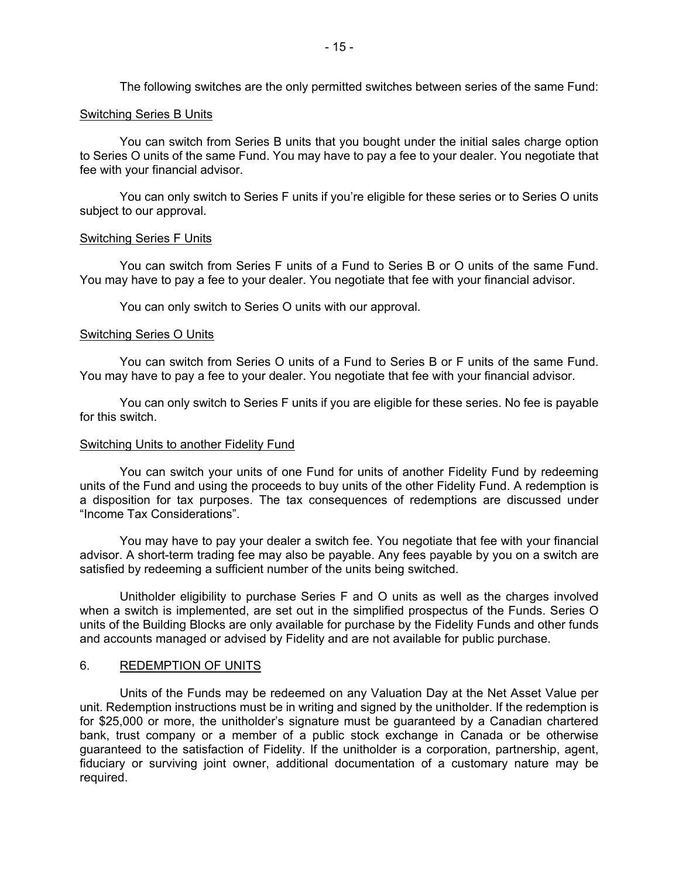The following switches are the only permitted switches between series of the same Fund:

Switching Series B Units

You can switch from Series B units that you bought under the initial sales charge option to Series O units of the same Fund. You may have to pay a fee to your dealer. You negotiate that fee with your financial advisor.

You can only switch to Series F units if you're eligible for these series or to Series O units subject to our approval.

Switching Series F Units

You can switch from Series F units of a Fund to Series B or O units of the same Fund. You may have to pay a fee to your dealer. You negotiate that fee with your financial advisor.

You can only switch to Series O units with our approval.

Switching Series O Units

You can switch from Series O units of a Fund to Series B or F units of the same Fund. You may have to pay a fee to your dealer. You negotiate that fee with your financial advisor.

You can only switch to Series F units if you are eligible for these series. No fee is payable for this switch.

Switching Units to another Fidelity Fund

You can switch your units of one Fund for units of another Fidelity Fund by redeeming units of the Fund and using the proceeds to buy units of the other Fidelity Fund. A redemption is a disposition for tax purposes. The tax consequences of redemptions are discussed under "Income Tax Considerations".

You may have to pay your dealer a switch fee. You negotiate that fee with your financial advisor. A short-term trading fee may also be payable. Any fees payable by you on a switch are satisfied by redeeming a sufficient number of the units being switched.

Unitholder eligibility to purchase Series F and O units as well as the charges involved when a switch is implemented, are set out in the simplified prospectus of the Funds. Series O units of the Building Blocks are only available for purchase by the Fidelity Funds and other funds and accounts managed or advised by Fidelity and are not available for public purchase.

## 6. REDEMPTION OF UNITS

Units of the Funds may be redeemed on any Valuation Day at the Net Asset Value per unit. Redemption instructions must be in writing and signed by the unitholder. If the redemption is for $25,000 or more, the unitholder's signature must be guaranteed by a Canadian chartered bank, trust company or a member of a public stock exchange in Canada or be otherwise guaranteed to the satisfaction of Fidelity. If the unitholder is a corporation, partnership, agent, fiduciary or surviving joint owner, additional documentation of a customary nature may be required.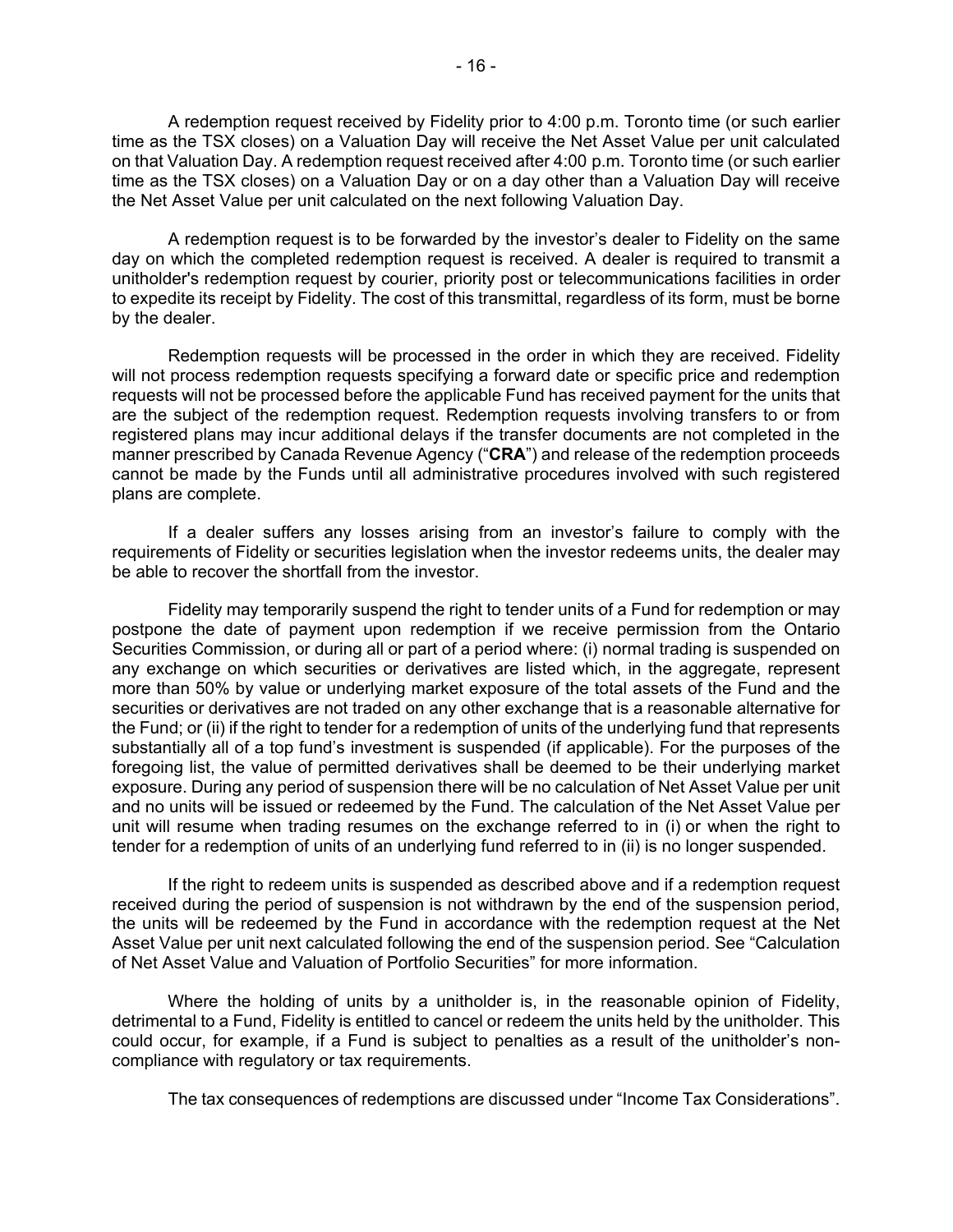A redemption request received by Fidelity prior to 4:00 p.m. Toronto time (or such earlier time as the TSX closes) on a Valuation Day will receive the Net Asset Value per unit calculated on that Valuation Day. A redemption request received after 4:00 p.m. Toronto time (or such earlier time as the TSX closes) on a Valuation Day or on a day other than a Valuation Day will receive the Net Asset Value per unit calculated on the next following Valuation Day.

A redemption request is to be forwarded by the investor's dealer to Fidelity on the same day on which the completed redemption request is received. A dealer is required to transmit a unitholder's redemption request by courier, priority post or telecommunications facilities in order to expedite its receipt by Fidelity. The cost of this transmittal, regardless of its form, must be borne by the dealer.

Redemption requests will be processed in the order in which they are received. Fidelity will not process redemption requests specifying a forward date or specific price and redemption requests will not be processed before the applicable Fund has received payment for the units that are the subject of the redemption request. Redemption requests involving transfers to or from registered plans may incur additional delays if the transfer documents are not completed in the manner prescribed by Canada Revenue Agency ("**CRA**") and release of the redemption proceeds cannot be made by the Funds until all administrative procedures involved with such registered plans are complete.

If a dealer suffers any losses arising from an investor's failure to comply with the requirements of Fidelity or securities legislation when the investor redeems units, the dealer may be able to recover the shortfall from the investor.

Fidelity may temporarily suspend the right to tender units of a Fund for redemption or may postpone the date of payment upon redemption if we receive permission from the Ontario Securities Commission, or during all or part of a period where: (i) normal trading is suspended on any exchange on which securities or derivatives are listed which, in the aggregate, represent more than 50% by value or underlying market exposure of the total assets of the Fund and the securities or derivatives are not traded on any other exchange that is a reasonable alternative for the Fund; or (ii) if the right to tender for a redemption of units of the underlying fund that represents substantially all of a top fund's investment is suspended (if applicable). For the purposes of the foregoing list, the value of permitted derivatives shall be deemed to be their underlying market exposure. During any period of suspension there will be no calculation of Net Asset Value per unit and no units will be issued or redeemed by the Fund. The calculation of the Net Asset Value per unit will resume when trading resumes on the exchange referred to in (i) or when the right to tender for a redemption of units of an underlying fund referred to in (ii) is no longer suspended.

If the right to redeem units is suspended as described above and if a redemption request received during the period of suspension is not withdrawn by the end of the suspension period, the units will be redeemed by the Fund in accordance with the redemption request at the Net Asset Value per unit next calculated following the end of the suspension period. See "Calculation of Net Asset Value and Valuation of Portfolio Securities" for more information.

Where the holding of units by a unitholder is, in the reasonable opinion of Fidelity, detrimental to a Fund, Fidelity is entitled to cancel or redeem the units held by the unitholder. This could occur, for example, if a Fund is subject to penalties as a result of the unitholder's non-compliance with regulatory or tax requirements.

The tax consequences of redemptions are discussed under "Income Tax Considerations".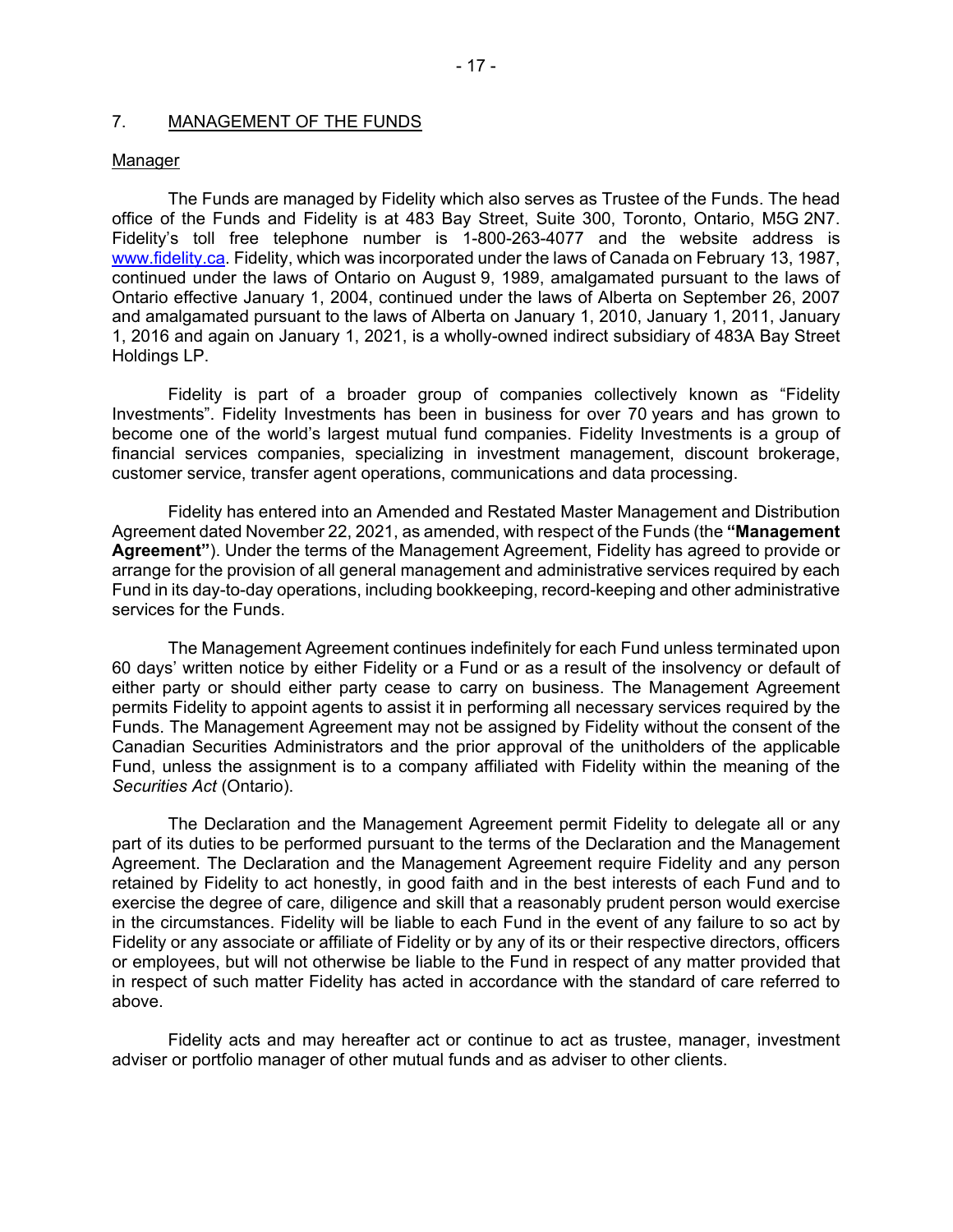## 7. MANAGEMENT OF THE FUNDS

### Manager

The Funds are managed by Fidelity which also serves as Trustee of the Funds. The head office of the Funds and Fidelity is at 483 Bay Street, Suite 300, Toronto, Ontario, M5G 2N7. Fidelity's toll free telephone number is 1-800-263-4077 and the website address is www.fidelity.ca. Fidelity, which was incorporated under the laws of Canada on February 13, 1987, continued under the laws of Ontario on August 9, 1989, amalgamated pursuant to the laws of Ontario effective January 1, 2004, continued under the laws of Alberta on September 26, 2007 and amalgamated pursuant to the laws of Alberta on January 1, 2010, January 1, 2011, January 1, 2016 and again on January 1, 2021, is a wholly-owned indirect subsidiary of 483A Bay Street Holdings LP.

Fidelity is part of a broader group of companies collectively known as "Fidelity Investments". Fidelity Investments has been in business for over 70 years and has grown to become one of the world's largest mutual fund companies. Fidelity Investments is a group of financial services companies, specializing in investment management, discount brokerage, customer service, transfer agent operations, communications and data processing.

Fidelity has entered into an Amended and Restated Master Management and Distribution Agreement dated November 22, 2021, as amended, with respect of the Funds (the **"Management Agreement"**). Under the terms of the Management Agreement, Fidelity has agreed to provide or arrange for the provision of all general management and administrative services required by each Fund in its day-to-day operations, including bookkeeping, record-keeping and other administrative services for the Funds.

The Management Agreement continues indefinitely for each Fund unless terminated upon 60 days' written notice by either Fidelity or a Fund or as a result of the insolvency or default of either party or should either party cease to carry on business. The Management Agreement permits Fidelity to appoint agents to assist it in performing all necessary services required by the Funds. The Management Agreement may not be assigned by Fidelity without the consent of the Canadian Securities Administrators and the prior approval of the unitholders of the applicable Fund, unless the assignment is to a company affiliated with Fidelity within the meaning of the *Securities Act* (Ontario).

The Declaration and the Management Agreement permit Fidelity to delegate all or any part of its duties to be performed pursuant to the terms of the Declaration and the Management Agreement. The Declaration and the Management Agreement require Fidelity and any person retained by Fidelity to act honestly, in good faith and in the best interests of each Fund and to exercise the degree of care, diligence and skill that a reasonably prudent person would exercise in the circumstances. Fidelity will be liable to each Fund in the event of any failure to so act by Fidelity or any associate or affiliate of Fidelity or by any of its or their respective directors, officers or employees, but will not otherwise be liable to the Fund in respect of any matter provided that in respect of such matter Fidelity has acted in accordance with the standard of care referred to above.

Fidelity acts and may hereafter act or continue to act as trustee, manager, investment adviser or portfolio manager of other mutual funds and as adviser to other clients.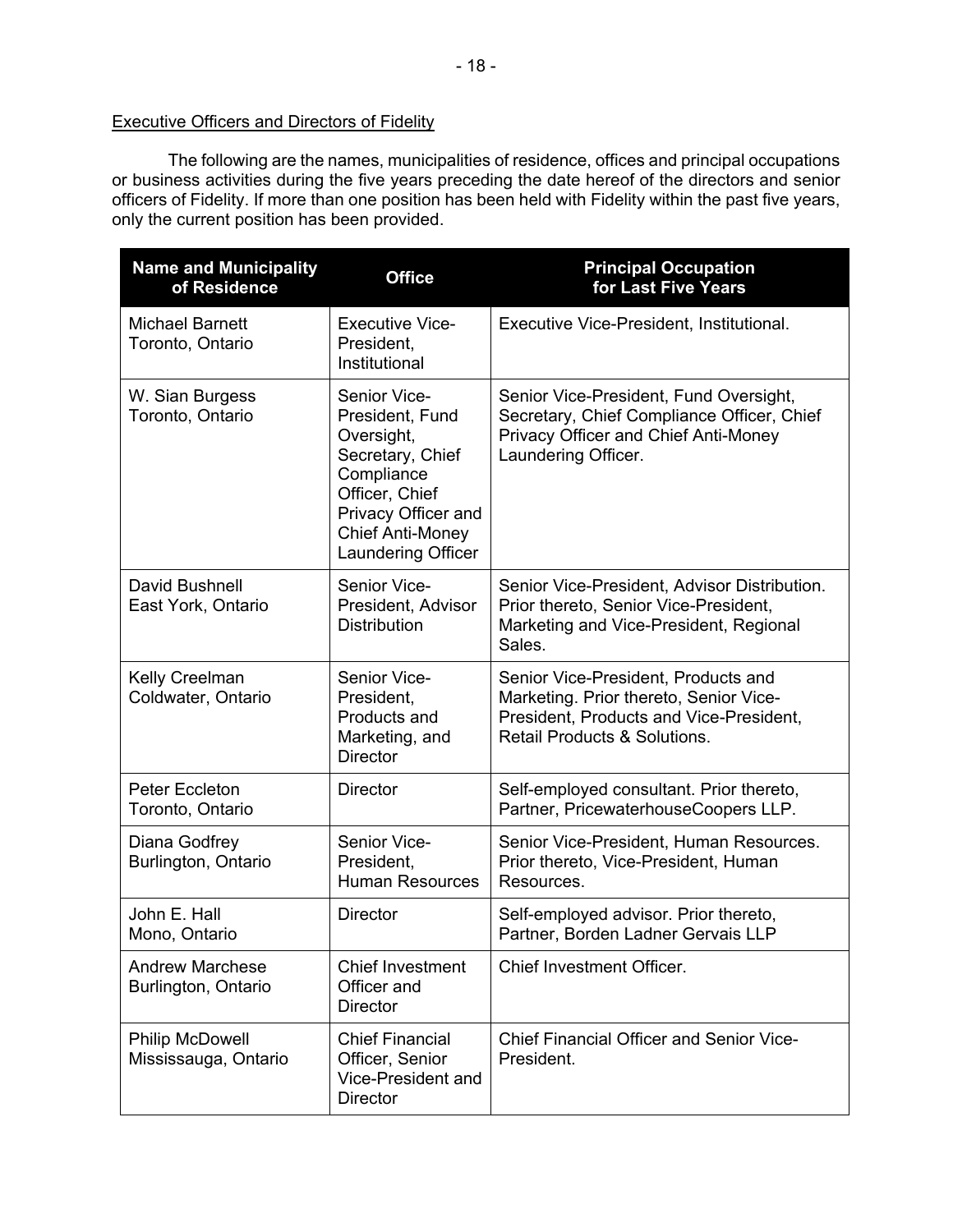Executive Officers and Directors of Fidelity

The following are the names, municipalities of residence, offices and principal occupations or business activities during the five years preceding the date hereof of the directors and senior officers of Fidelity. If more than one position has been held with Fidelity within the past five years, only the current position has been provided.

| Name and Municipality of Residence | Office | Principal Occupation for Last Five Years |
|---|---|---|
| Michael Barnett<br>Toronto, Ontario | Executive Vice-President, Institutional | Executive Vice-President, Institutional. |
| W. Sian Burgess<br>Toronto, Ontario | Senior Vice-President, Fund Oversight, Secretary, Chief Compliance Officer, Chief Privacy Officer and Chief Anti-Money Laundering Officer | Senior Vice-President, Fund Oversight, Secretary, Chief Compliance Officer, Chief Privacy Officer and Chief Anti-Money Laundering Officer. |
| David Bushnell<br>East York, Ontario | Senior Vice-President, Advisor Distribution | Senior Vice-President, Advisor Distribution. Prior thereto, Senior Vice-President, Marketing and Vice-President, Regional Sales. |
| Kelly Creelman<br>Coldwater, Ontario | Senior Vice-President, Products and Marketing, and Director | Senior Vice-President, Products and Marketing. Prior thereto, Senior Vice-President, Products and Vice-President, Retail Products & Solutions. |
| Peter Eccleton<br>Toronto, Ontario | Director | Self-employed consultant. Prior thereto, Partner, PricewaterhouseCoopers LLP. |
| Diana Godfrey<br>Burlington, Ontario | Senior Vice-President, Human Resources | Senior Vice-President, Human Resources. Prior thereto, Vice-President, Human Resources. |
| John E. Hall<br>Mono, Ontario | Director | Self-employed advisor. Prior thereto, Partner, Borden Ladner Gervais LLP |
| Andrew Marchese<br>Burlington, Ontario | Chief Investment Officer and Director | Chief Investment Officer. |
| Philip McDowell<br>Mississauga, Ontario | Chief Financial Officer, Senior Vice-President and Director | Chief Financial Officer and Senior Vice-President. |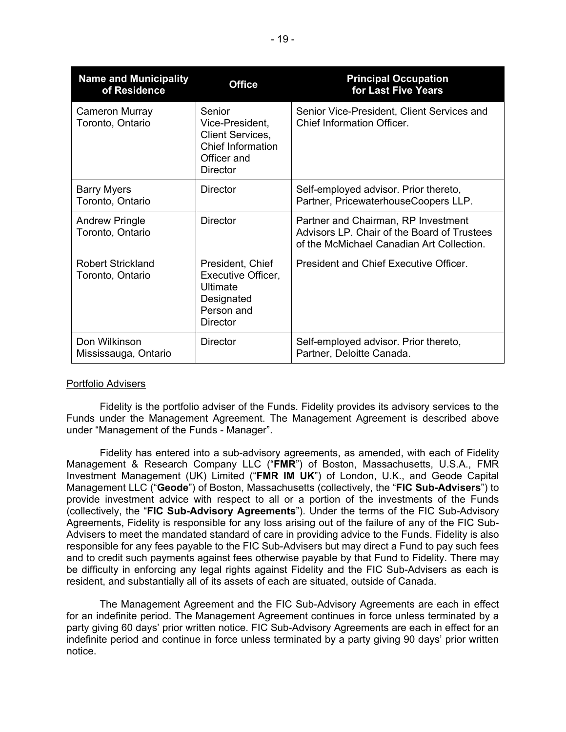| Name and Municipality of Residence | Office | Principal Occupation for Last Five Years |
|---|---|---|
| Cameron Murray Toronto, Ontario | Senior Vice-President, Client Services, Chief Information Officer and Director | Senior Vice-President, Client Services and Chief Information Officer. |
| Barry Myers Toronto, Ontario | Director | Self-employed advisor. Prior thereto, Partner, PricewaterhouseCoopers LLP. |
| Andrew Pringle Toronto, Ontario | Director | Partner and Chairman, RP Investment Advisors LP. Chair of the Board of Trustees of the McMichael Canadian Art Collection. |
| Robert Strickland Toronto, Ontario | President, Chief Executive Officer, Ultimate Designated Person and Director | President and Chief Executive Officer. |
| Don Wilkinson Mississauga, Ontario | Director | Self-employed advisor. Prior thereto, Partner, Deloitte Canada. |

Portfolio Advisers

Fidelity is the portfolio adviser of the Funds. Fidelity provides its advisory services to the Funds under the Management Agreement. The Management Agreement is described above under "Management of the Funds - Manager".

Fidelity has entered into a sub-advisory agreements, as amended, with each of Fidelity Management & Research Company LLC ("**FMR**") of Boston, Massachusetts, U.S.A., FMR Investment Management (UK) Limited ("**FMR IM UK**") of London, U.K., and Geode Capital Management LLC ("**Geode**") of Boston, Massachusetts (collectively, the "**FIC Sub-Advisers**") to provide investment advice with respect to all or a portion of the investments of the Funds (collectively, the "**FIC Sub-Advisory Agreements**"). Under the terms of the FIC Sub-Advisory Agreements, Fidelity is responsible for any loss arising out of the failure of any of the FIC Sub-Advisers to meet the mandated standard of care in providing advice to the Funds. Fidelity is also responsible for any fees payable to the FIC Sub-Advisers but may direct a Fund to pay such fees and to credit such payments against fees otherwise payable by that Fund to Fidelity. There may be difficulty in enforcing any legal rights against Fidelity and the FIC Sub-Advisers as each is resident, and substantially all of its assets of each are situated, outside of Canada.

The Management Agreement and the FIC Sub-Advisory Agreements are each in effect for an indefinite period. The Management Agreement continues in force unless terminated by a party giving 60 days' prior written notice. FIC Sub-Advisory Agreements are each in effect for an indefinite period and continue in force unless terminated by a party giving 90 days' prior written notice.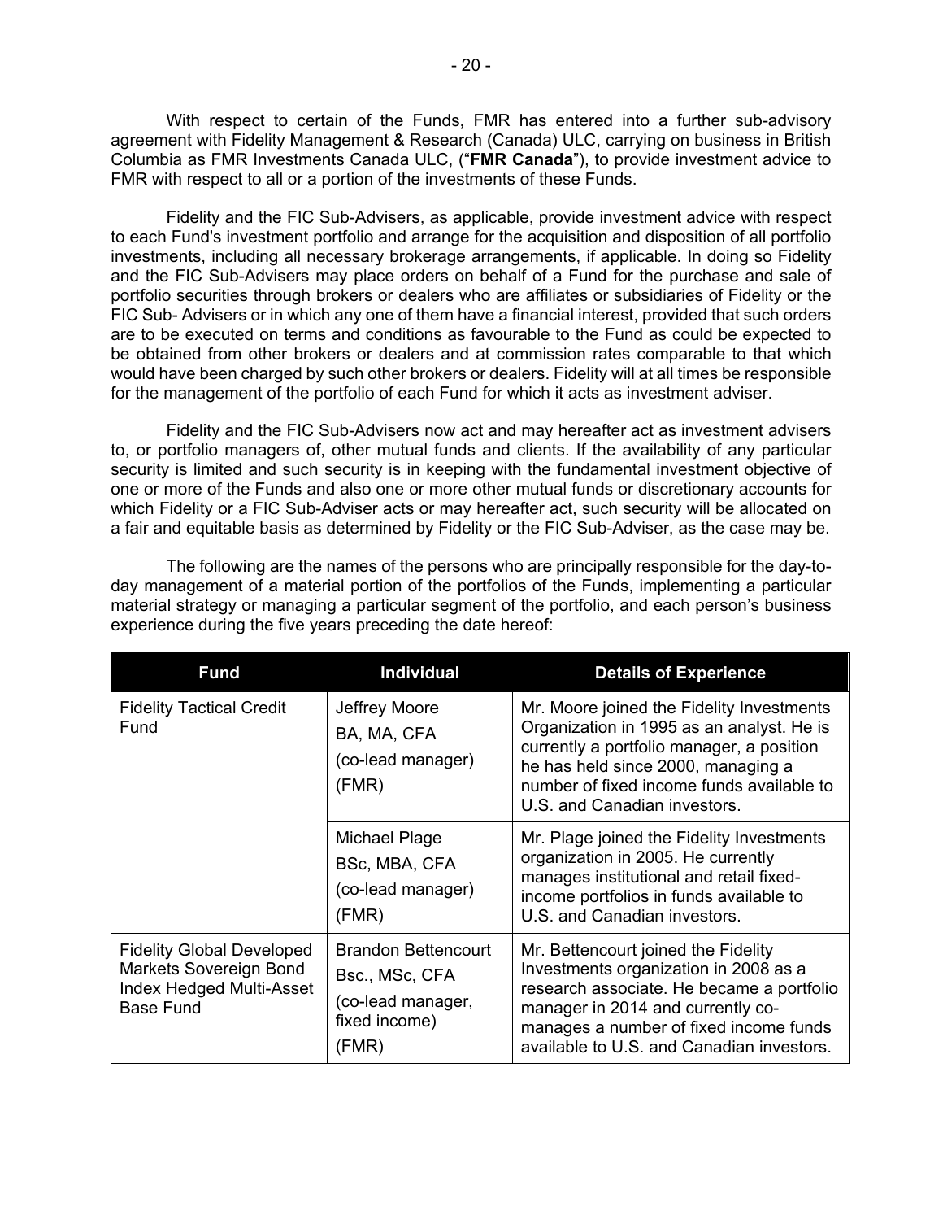With respect to certain of the Funds, FMR has entered into a further sub-advisory agreement with Fidelity Management & Research (Canada) ULC, carrying on business in British Columbia as FMR Investments Canada ULC, ("**FMR Canada**"), to provide investment advice to FMR with respect to all or a portion of the investments of these Funds.

Fidelity and the FIC Sub-Advisers, as applicable, provide investment advice with respect to each Fund's investment portfolio and arrange for the acquisition and disposition of all portfolio investments, including all necessary brokerage arrangements, if applicable. In doing so Fidelity and the FIC Sub-Advisers may place orders on behalf of a Fund for the purchase and sale of portfolio securities through brokers or dealers who are affiliates or subsidiaries of Fidelity or the FIC Sub- Advisers or in which any one of them have a financial interest, provided that such orders are to be executed on terms and conditions as favourable to the Fund as could be expected to be obtained from other brokers or dealers and at commission rates comparable to that which would have been charged by such other brokers or dealers. Fidelity will at all times be responsible for the management of the portfolio of each Fund for which it acts as investment adviser.

Fidelity and the FIC Sub-Advisers now act and may hereafter act as investment advisers to, or portfolio managers of, other mutual funds and clients. If the availability of any particular security is limited and such security is in keeping with the fundamental investment objective of one or more of the Funds and also one or more other mutual funds or discretionary accounts for which Fidelity or a FIC Sub-Adviser acts or may hereafter act, such security will be allocated on a fair and equitable basis as determined by Fidelity or the FIC Sub-Adviser, as the case may be.

The following are the names of the persons who are principally responsible for the day-to-day management of a material portion of the portfolios of the Funds, implementing a particular material strategy or managing a particular segment of the portfolio, and each person's business experience during the five years preceding the date hereof:

| Fund | Individual | Details of Experience |
|---|---|---|
| Fidelity Tactical Credit Fund | Jeffrey Moore<br>BA, MA, CFA<br>(co-lead manager)<br>(FMR) | Mr. Moore joined the Fidelity Investments Organization in 1995 as an analyst. He is currently a portfolio manager, a position he has held since 2000, managing a number of fixed income funds available to U.S. and Canadian investors. |
| | Michael Plage<br>BSc, MBA, CFA<br>(co-lead manager)<br>(FMR) | Mr. Plage joined the Fidelity Investments organization in 2005. He currently manages institutional and retail fixed-income portfolios in funds available to U.S. and Canadian investors. |
| Fidelity Global Developed Markets Sovereign Bond Index Hedged Multi-Asset Base Fund | Brandon Bettencourt<br>Bsc., MSc, CFA<br>(co-lead manager, fixed income)<br>(FMR) | Mr. Bettencourt joined the Fidelity Investments organization in 2008 as a research associate. He became a portfolio manager in 2014 and currently co-manages a number of fixed income funds available to U.S. and Canadian investors. |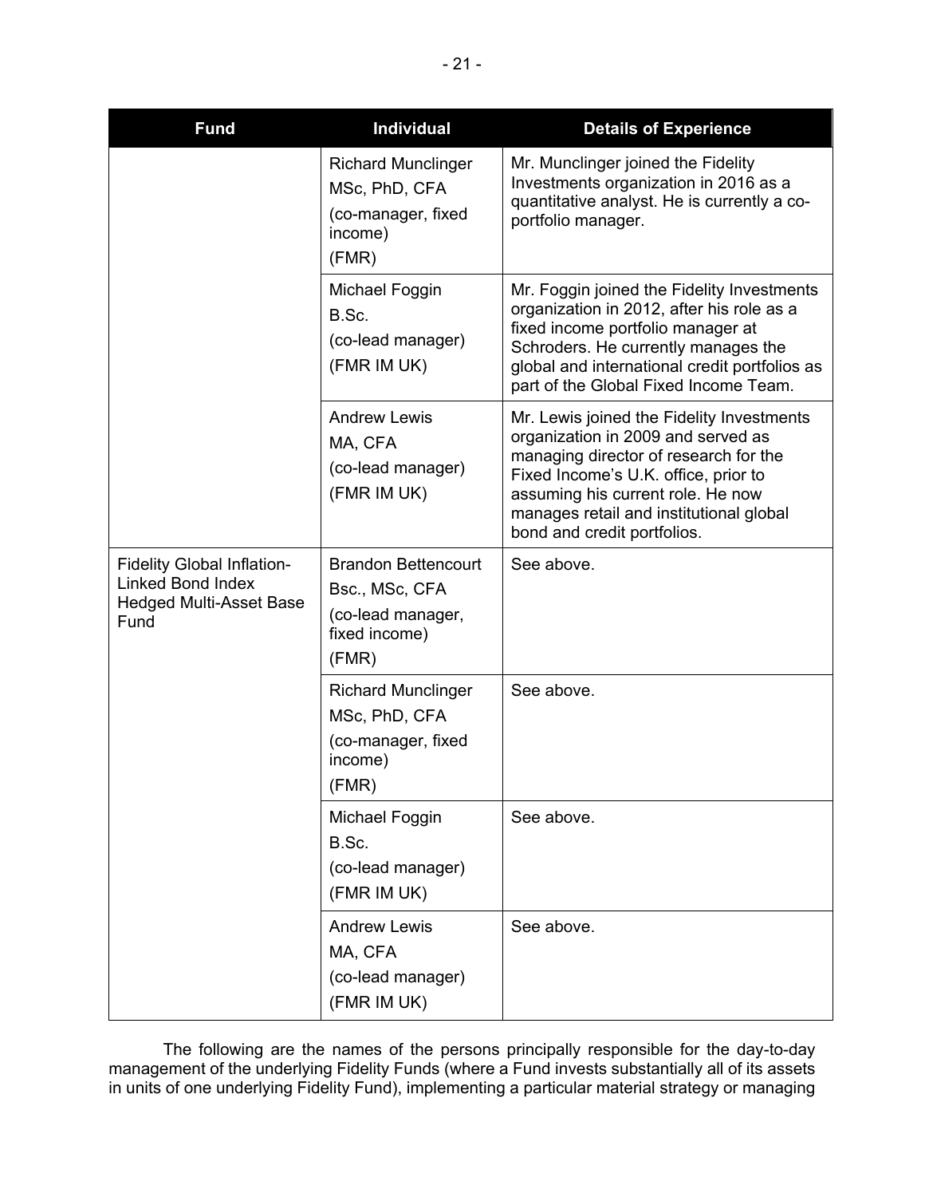| Fund | Individual | Details of Experience |
|---|---|---|
| | Richard Munclinger<br>MSc, PhD, CFA<br>(co-manager, fixed income)<br>(FMR) | Mr. Munclinger joined the Fidelity Investments organization in 2016 as a quantitative analyst. He is currently a co-portfolio manager. |
| | Michael Foggin<br>B.Sc.<br>(co-lead manager)<br>(FMR IM UK) | Mr. Foggin joined the Fidelity Investments organization in 2012, after his role as a fixed income portfolio manager at Schroders. He currently manages the global and international credit portfolios as part of the Global Fixed Income Team. |
| | Andrew Lewis<br>MA, CFA<br>(co-lead manager)<br>(FMR IM UK) | Mr. Lewis joined the Fidelity Investments organization in 2009 and served as managing director of research for the Fixed Income's U.K. office, prior to assuming his current role. He now manages retail and institutional global bond and credit portfolios. |
| Fidelity Global Inflation-Linked Bond Index Hedged Multi-Asset Base Fund | Brandon Bettencourt<br>Bsc., MSc, CFA<br>(co-lead manager, fixed income)<br>(FMR) | See above. |
| | Richard Munclinger<br>MSc, PhD, CFA<br>(co-manager, fixed income)<br>(FMR) | See above. |
| | Michael Foggin<br>B.Sc.<br>(co-lead manager)<br>(FMR IM UK) | See above. |
| | Andrew Lewis<br>MA, CFA<br>(co-lead manager)<br>(FMR IM UK) | See above. |

The following are the names of the persons principally responsible for the day-to-day management of the underlying Fidelity Funds (where a Fund invests substantially all of its assets in units of one underlying Fidelity Fund), implementing a particular material strategy or managing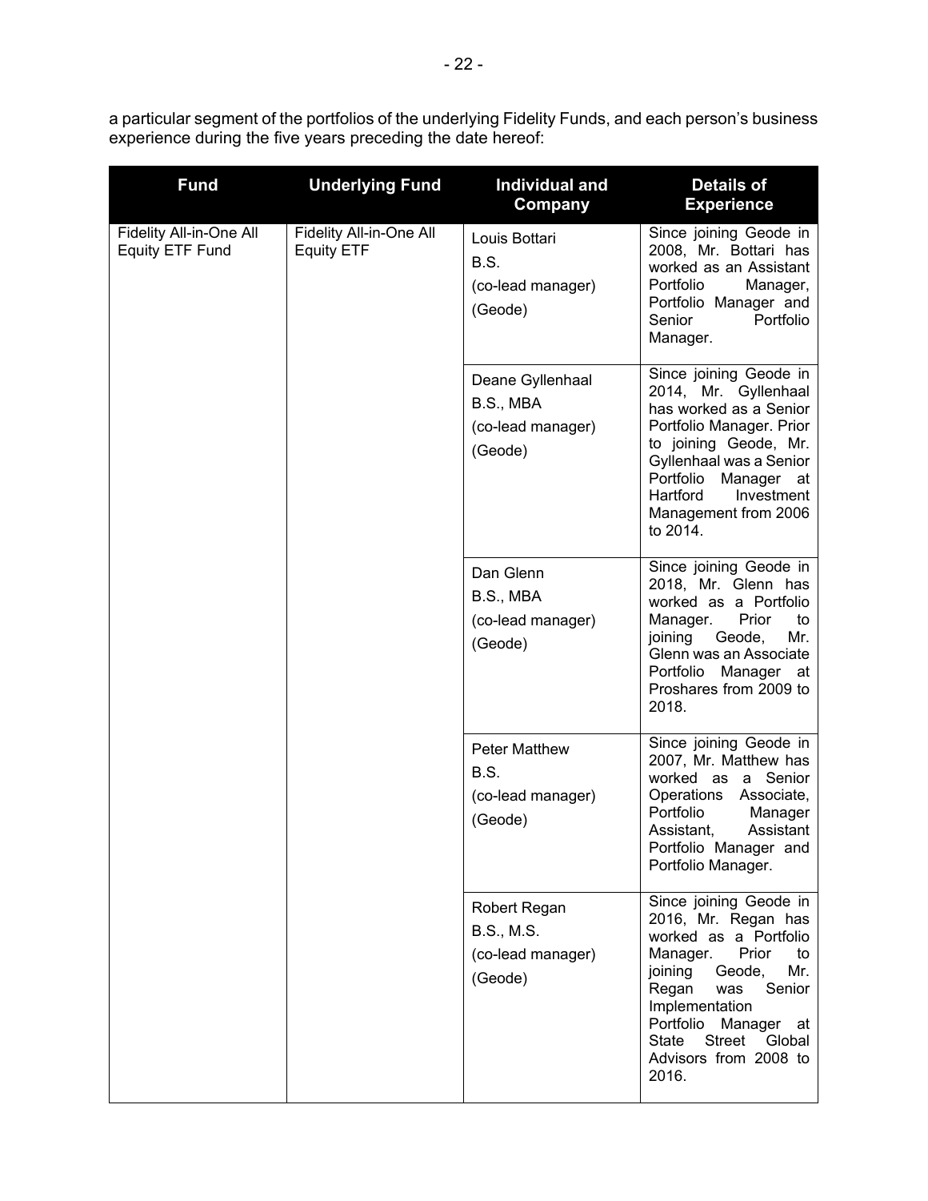a particular segment of the portfolios of the underlying Fidelity Funds, and each person's business experience during the five years preceding the date hereof:

| Fund | Underlying Fund | Individual and Company | Details of Experience |
|---|---|---|---|
| Fidelity All-in-One All Equity ETF Fund | Fidelity All-in-One All Equity ETF | Louis Bottari<br>B.S.<br>(co-lead manager)<br>(Geode) | Since joining Geode in 2008, Mr. Bottari has worked as an Assistant Portfolio Manager, Portfolio Manager and Senior Portfolio Manager. |
| | | Deane Gyllenhaal<br>B.S., MBA<br>(co-lead manager)<br>(Geode) | Since joining Geode in 2014, Mr. Gyllenhaal has worked as a Senior Portfolio Manager. Prior to joining Geode, Mr. Gyllenhaal was a Senior Portfolio Manager at Hartford Investment Management from 2006 to 2014. |
| | | Dan Glenn<br>B.S., MBA<br>(co-lead manager)<br>(Geode) | Since joining Geode in 2018, Mr. Glenn has worked as a Portfolio Manager. Prior to joining Geode, Mr. Glenn was an Associate Portfolio Manager at Proshares from 2009 to 2018. |
| | | Peter Matthew<br>B.S.<br>(co-lead manager)<br>(Geode) | Since joining Geode in 2007, Mr. Matthew has worked as a Senior Operations Associate, Portfolio Manager Assistant, Assistant Portfolio Manager and Portfolio Manager. |
| | | Robert Regan<br>B.S., M.S.<br>(co-lead manager)<br>(Geode) | Since joining Geode in 2016, Mr. Regan has worked as a Portfolio Manager. Prior to joining Geode, Mr. Regan was Senior Implementation Portfolio Manager at State Street Global Advisors from 2008 to 2016. |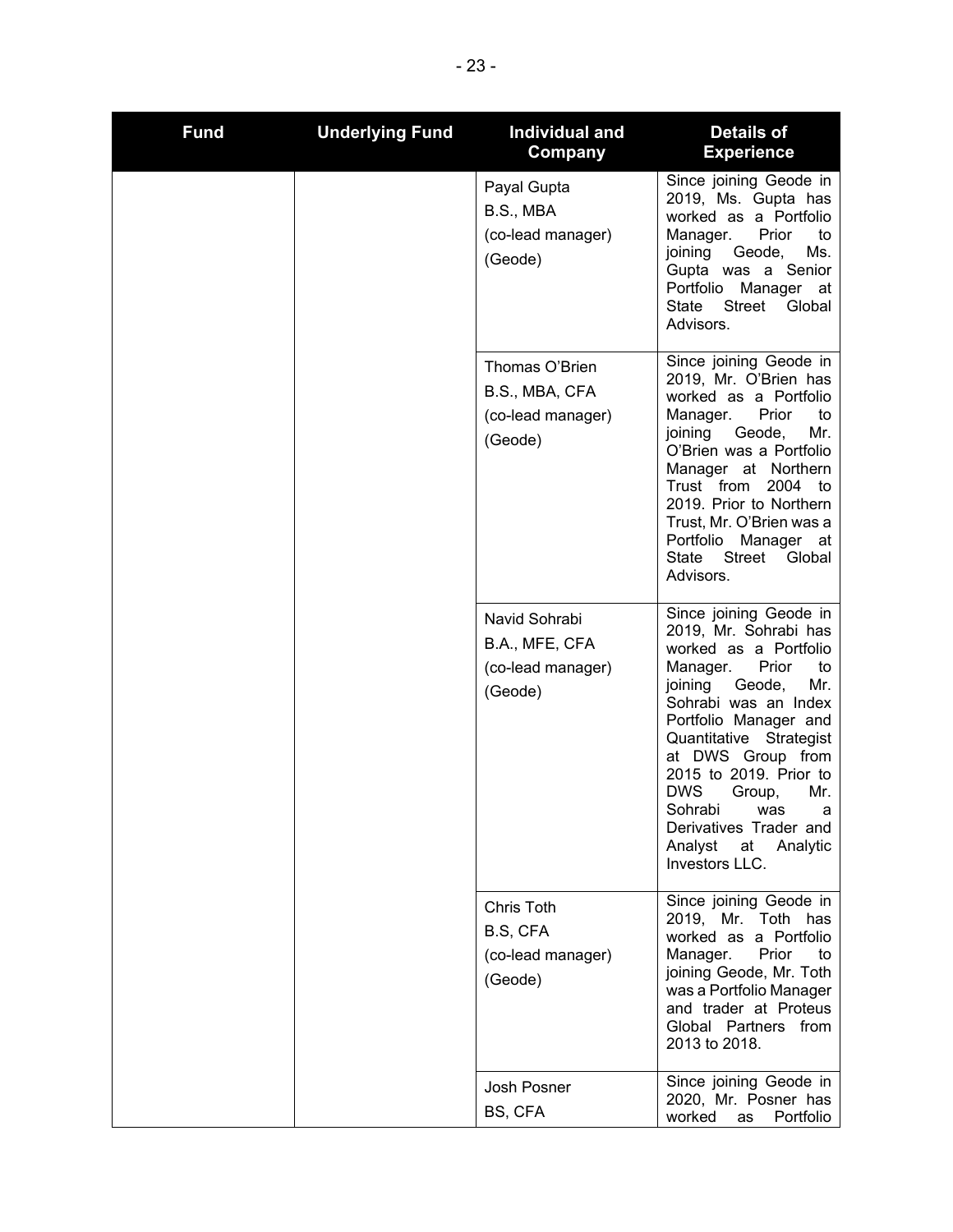| Fund | Underlying Fund | Individual and Company | Details of Experience |
|---|---|---|---|
| | | Payal Gupta<br>B.S., MBA<br>(co-lead manager)<br>(Geode) | Since joining Geode in 2019, Ms. Gupta has worked as a Portfolio Manager. Prior to joining Geode, Ms. Gupta was a Senior Portfolio Manager at State Street Global Advisors. |
| | | Thomas O'Brien<br>B.S., MBA, CFA<br>(co-lead manager)<br>(Geode) | Since joining Geode in 2019, Mr. O'Brien has worked as a Portfolio Manager. Prior to joining Geode, Mr. O'Brien was a Portfolio Manager at Northern Trust from 2004 to 2019. Prior to Northern Trust, Mr. O'Brien was a Portfolio Manager at State Street Global Advisors. |
| | | Navid Sohrabi<br>B.A., MFE, CFA<br>(co-lead manager)<br>(Geode) | Since joining Geode in 2019, Mr. Sohrabi has worked as a Portfolio Manager. Prior to joining Geode, Mr. Sohrabi was an Index Portfolio Manager and Quantitative Strategist at DWS Group from 2015 to 2019. Prior to DWS Group, Mr. Sohrabi was a Derivatives Trader and Analyst at Analytic Investors LLC. |
| | | Chris Toth<br>B.S, CFA<br>(co-lead manager)<br>(Geode) | Since joining Geode in 2019, Mr. Toth has worked as a Portfolio Manager. Prior to joining Geode, Mr. Toth was a Portfolio Manager and trader at Proteus Global Partners from 2013 to 2018. |
| | | Josh Posner<br>BS, CFA | Since joining Geode in 2020, Mr. Posner has worked as Portfolio |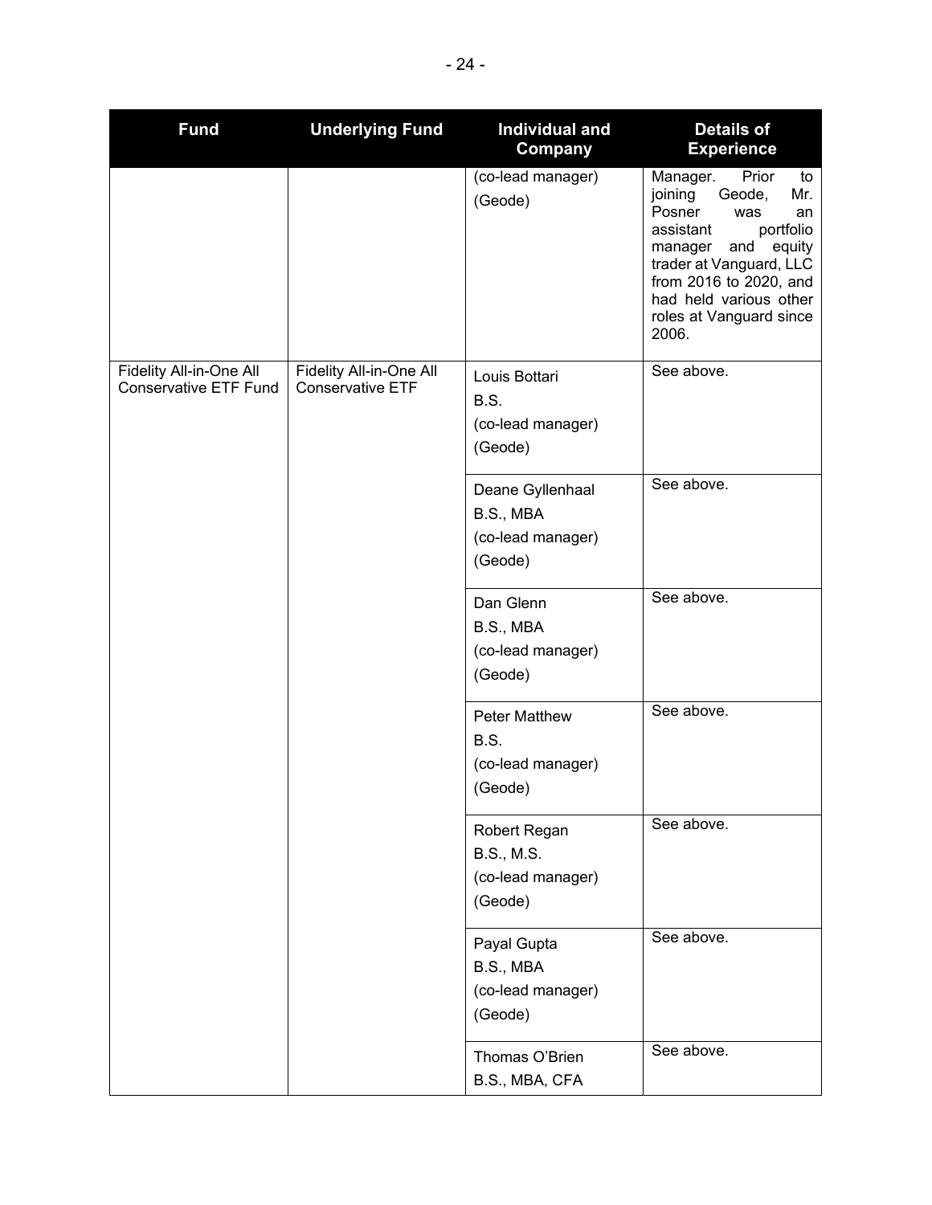| Fund | Underlying Fund | Individual and Company | Details of Experience |
|---|---|---|---|
| | | (co-lead manager) (Geode) | Manager. Prior to joining Geode, Mr. Posner was an assistant portfolio manager and equity trader at Vanguard, LLC from 2016 to 2020, and had held various other roles at Vanguard since 2006. |
| Fidelity All-in-One All Conservative ETF Fund | Fidelity All-in-One All Conservative ETF | Louis Bottari B.S. (co-lead manager) (Geode) | See above. |
| | | Deane Gyllenhaal B.S., MBA (co-lead manager) (Geode) | See above. |
| | | Dan Glenn B.S., MBA (co-lead manager) (Geode) | See above. |
| | | Peter Matthew B.S. (co-lead manager) (Geode) | See above. |
| | | Robert Regan B.S., M.S. (co-lead manager) (Geode) | See above. |
| | | Payal Gupta B.S., MBA (co-lead manager) (Geode) | See above. |
| | | Thomas O'Brien B.S., MBA, CFA | See above. |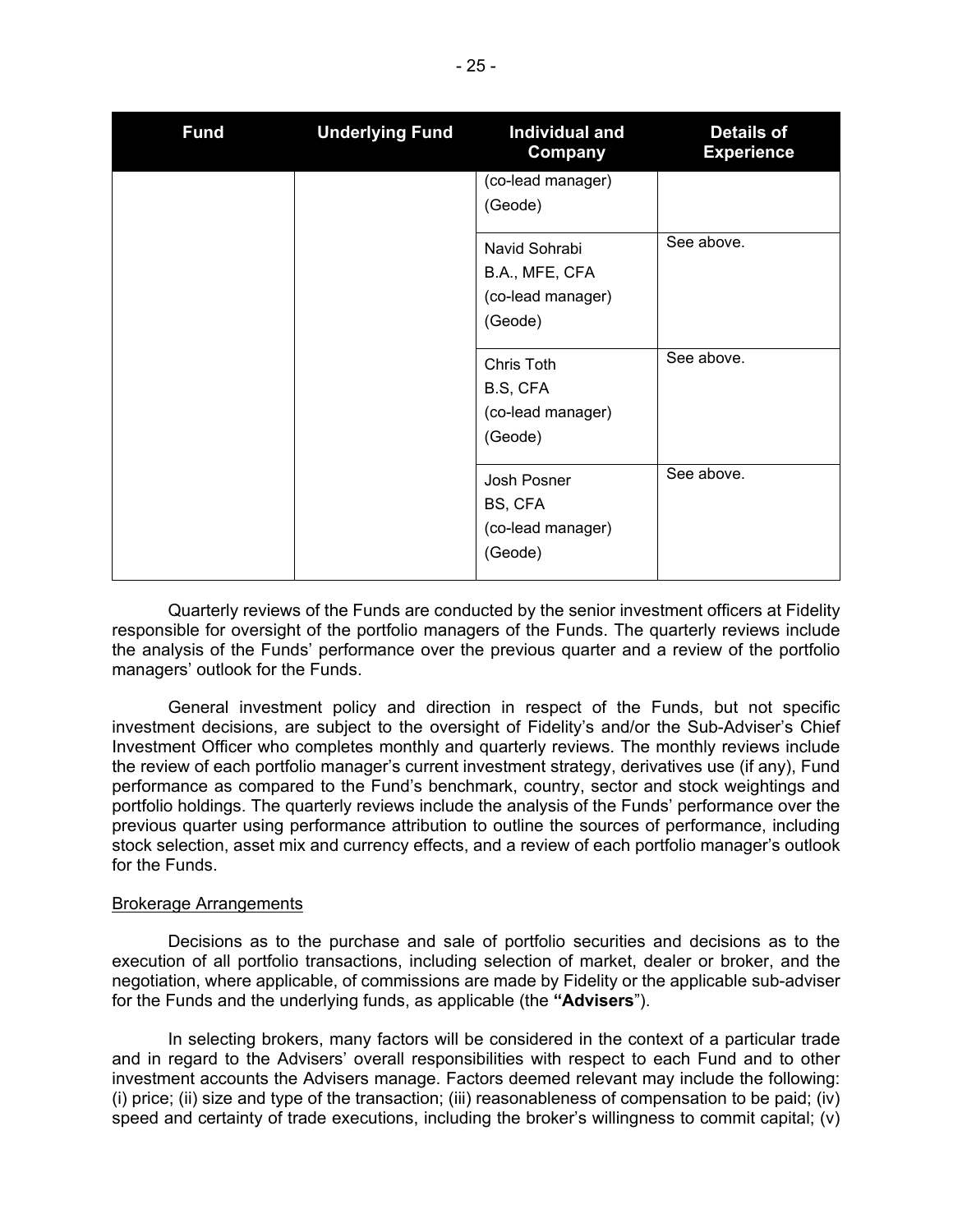| Fund | Underlying Fund | Individual and Company | Details of Experience |
|---|---|---|---|
| | | (co-lead manager) (Geode) | |
| | | Navid Sohrabi B.A., MFE, CFA (co-lead manager) (Geode) | See above. |
| | | Chris Toth B.S, CFA (co-lead manager) (Geode) | See above. |
| | | Josh Posner BS, CFA (co-lead manager) (Geode) | See above. |

Quarterly reviews of the Funds are conducted by the senior investment officers at Fidelity responsible for oversight of the portfolio managers of the Funds. The quarterly reviews include the analysis of the Funds' performance over the previous quarter and a review of the portfolio managers' outlook for the Funds.

General investment policy and direction in respect of the Funds, but not specific investment decisions, are subject to the oversight of Fidelity's and/or the Sub-Adviser's Chief Investment Officer who completes monthly and quarterly reviews. The monthly reviews include the review of each portfolio manager's current investment strategy, derivatives use (if any), Fund performance as compared to the Fund's benchmark, country, sector and stock weightings and portfolio holdings. The quarterly reviews include the analysis of the Funds' performance over the previous quarter using performance attribution to outline the sources of performance, including stock selection, asset mix and currency effects, and a review of each portfolio manager's outlook for the Funds.

Brokerage Arrangements

Decisions as to the purchase and sale of portfolio securities and decisions as to the execution of all portfolio transactions, including selection of market, dealer or broker, and the negotiation, where applicable, of commissions are made by Fidelity or the applicable sub-adviser for the Funds and the underlying funds, as applicable (the **"Advisers"**).

In selecting brokers, many factors will be considered in the context of a particular trade and in regard to the Advisers' overall responsibilities with respect to each Fund and to other investment accounts the Advisers manage. Factors deemed relevant may include the following: (i) price; (ii) size and type of the transaction; (iii) reasonableness of compensation to be paid; (iv) speed and certainty of trade executions, including the broker's willingness to commit capital; (v)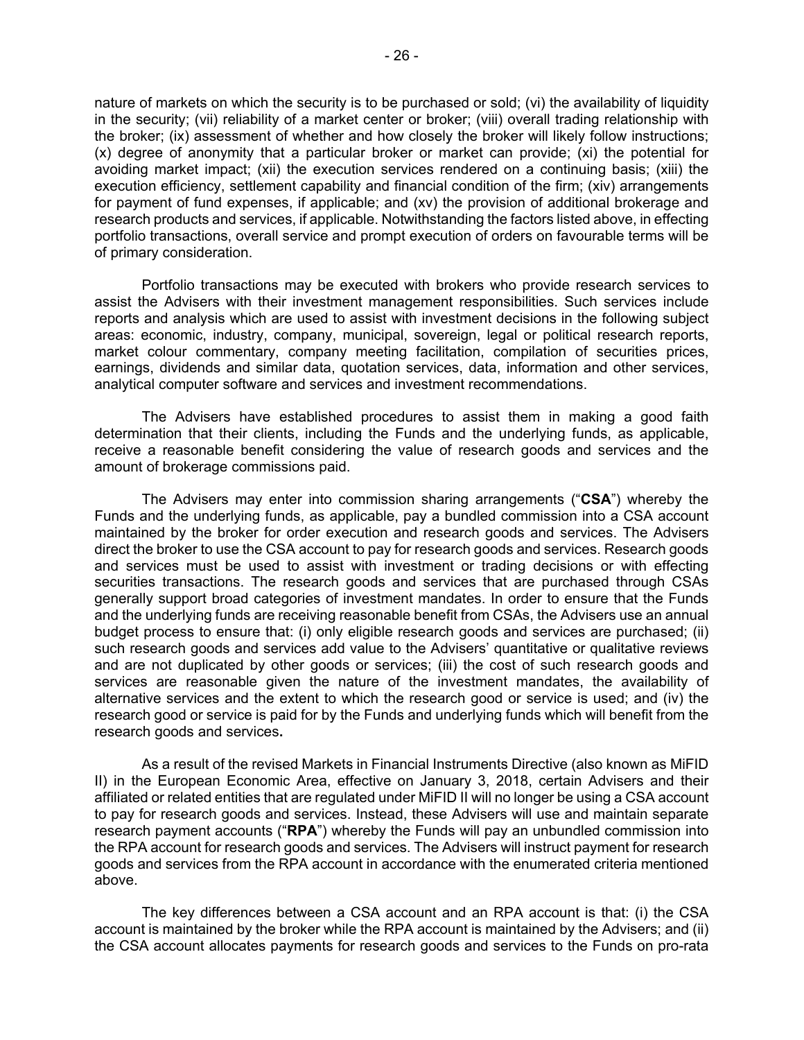nature of markets on which the security is to be purchased or sold; (vi) the availability of liquidity in the security; (vii) reliability of a market center or broker; (viii) overall trading relationship with the broker; (ix) assessment of whether and how closely the broker will likely follow instructions; (x) degree of anonymity that a particular broker or market can provide; (xi) the potential for avoiding market impact; (xii) the execution services rendered on a continuing basis; (xiii) the execution efficiency, settlement capability and financial condition of the firm; (xiv) arrangements for payment of fund expenses, if applicable; and (xv) the provision of additional brokerage and research products and services, if applicable. Notwithstanding the factors listed above, in effecting portfolio transactions, overall service and prompt execution of orders on favourable terms will be of primary consideration.

Portfolio transactions may be executed with brokers who provide research services to assist the Advisers with their investment management responsibilities. Such services include reports and analysis which are used to assist with investment decisions in the following subject areas: economic, industry, company, municipal, sovereign, legal or political research reports, market colour commentary, company meeting facilitation, compilation of securities prices, earnings, dividends and similar data, quotation services, data, information and other services, analytical computer software and services and investment recommendations.

The Advisers have established procedures to assist them in making a good faith determination that their clients, including the Funds and the underlying funds, as applicable, receive a reasonable benefit considering the value of research goods and services and the amount of brokerage commissions paid.

The Advisers may enter into commission sharing arrangements ("**CSA**") whereby the Funds and the underlying funds, as applicable, pay a bundled commission into a CSA account maintained by the broker for order execution and research goods and services. The Advisers direct the broker to use the CSA account to pay for research goods and services. Research goods and services must be used to assist with investment or trading decisions or with effecting securities transactions. The research goods and services that are purchased through CSAs generally support broad categories of investment mandates. In order to ensure that the Funds and the underlying funds are receiving reasonable benefit from CSAs, the Advisers use an annual budget process to ensure that: (i) only eligible research goods and services are purchased; (ii) such research goods and services add value to the Advisers' quantitative or qualitative reviews and are not duplicated by other goods or services; (iii) the cost of such research goods and services are reasonable given the nature of the investment mandates, the availability of alternative services and the extent to which the research good or service is used; and (iv) the research good or service is paid for by the Funds and underlying funds which will benefit from the research goods and services.

As a result of the revised Markets in Financial Instruments Directive (also known as MiFID II) in the European Economic Area, effective on January 3, 2018, certain Advisers and their affiliated or related entities that are regulated under MiFID II will no longer be using a CSA account to pay for research goods and services. Instead, these Advisers will use and maintain separate research payment accounts ("**RPA**") whereby the Funds will pay an unbundled commission into the RPA account for research goods and services. The Advisers will instruct payment for research goods and services from the RPA account in accordance with the enumerated criteria mentioned above.

The key differences between a CSA account and an RPA account is that: (i) the CSA account is maintained by the broker while the RPA account is maintained by the Advisers; and (ii) the CSA account allocates payments for research goods and services to the Funds on pro-rata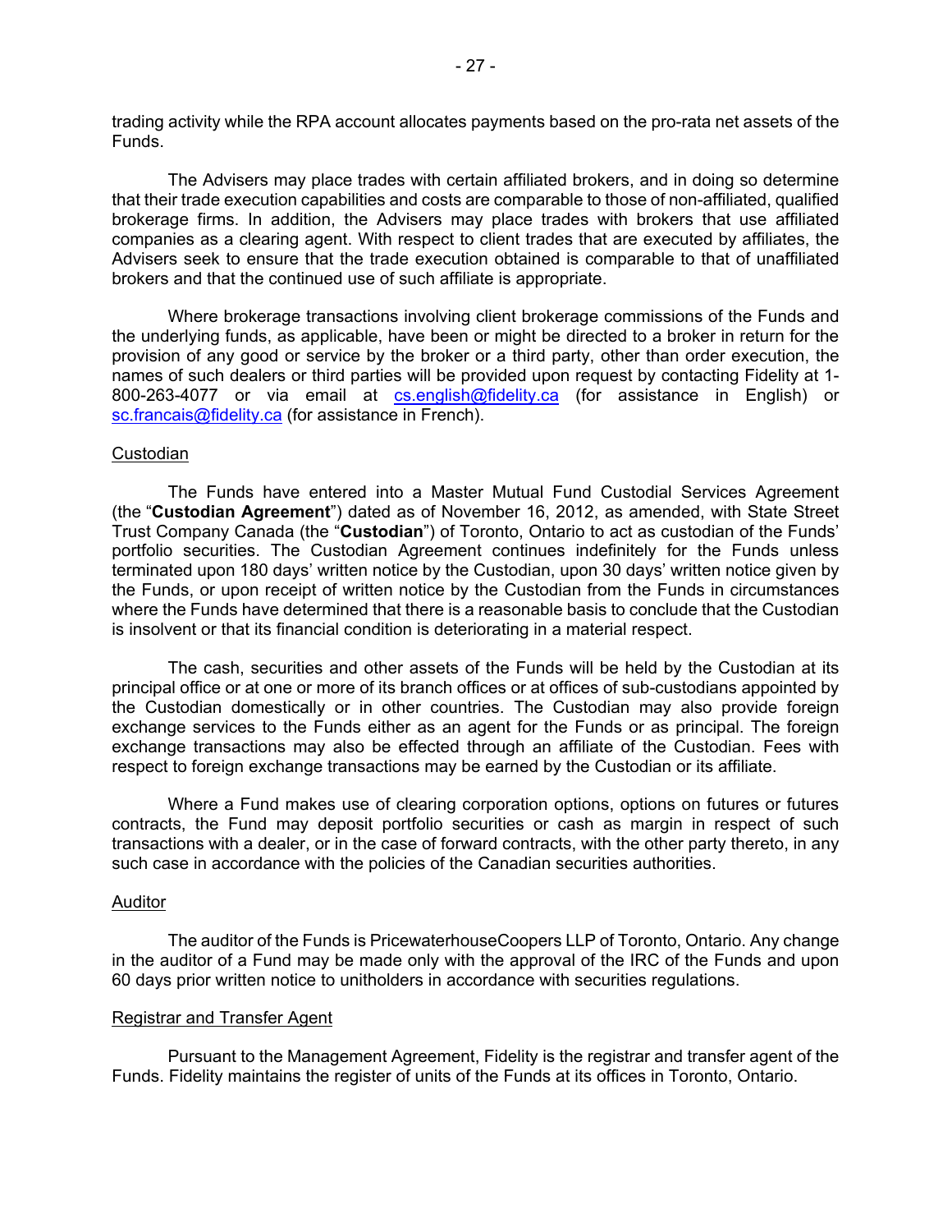trading activity while the RPA account allocates payments based on the pro-rata net assets of the Funds.

The Advisers may place trades with certain affiliated brokers, and in doing so determine that their trade execution capabilities and costs are comparable to those of non-affiliated, qualified brokerage firms. In addition, the Advisers may place trades with brokers that use affiliated companies as a clearing agent. With respect to client trades that are executed by affiliates, the Advisers seek to ensure that the trade execution obtained is comparable to that of unaffiliated brokers and that the continued use of such affiliate is appropriate.

Where brokerage transactions involving client brokerage commissions of the Funds and the underlying funds, as applicable, have been or might be directed to a broker in return for the provision of any good or service by the broker or a third party, other than order execution, the names of such dealers or third parties will be provided upon request by contacting Fidelity at 1-800-263-4077 or via email at cs.english@fidelity.ca (for assistance in English) or sc.francais@fidelity.ca (for assistance in French).

## Custodian

The Funds have entered into a Master Mutual Fund Custodial Services Agreement (the "**Custodian Agreement**") dated as of November 16, 2012, as amended, with State Street Trust Company Canada (the "**Custodian**") of Toronto, Ontario to act as custodian of the Funds' portfolio securities. The Custodian Agreement continues indefinitely for the Funds unless terminated upon 180 days' written notice by the Custodian, upon 30 days' written notice given by the Funds, or upon receipt of written notice by the Custodian from the Funds in circumstances where the Funds have determined that there is a reasonable basis to conclude that the Custodian is insolvent or that its financial condition is deteriorating in a material respect.

The cash, securities and other assets of the Funds will be held by the Custodian at its principal office or at one or more of its branch offices or at offices of sub-custodians appointed by the Custodian domestically or in other countries. The Custodian may also provide foreign exchange services to the Funds either as an agent for the Funds or as principal. The foreign exchange transactions may also be effected through an affiliate of the Custodian. Fees with respect to foreign exchange transactions may be earned by the Custodian or its affiliate.

Where a Fund makes use of clearing corporation options, options on futures or futures contracts, the Fund may deposit portfolio securities or cash as margin in respect of such transactions with a dealer, or in the case of forward contracts, with the other party thereto, in any such case in accordance with the policies of the Canadian securities authorities.

## Auditor

The auditor of the Funds is PricewaterhouseCoopers LLP of Toronto, Ontario. Any change in the auditor of a Fund may be made only with the approval of the IRC of the Funds and upon 60 days prior written notice to unitholders in accordance with securities regulations.

## Registrar and Transfer Agent

Pursuant to the Management Agreement, Fidelity is the registrar and transfer agent of the Funds. Fidelity maintains the register of units of the Funds at its offices in Toronto, Ontario.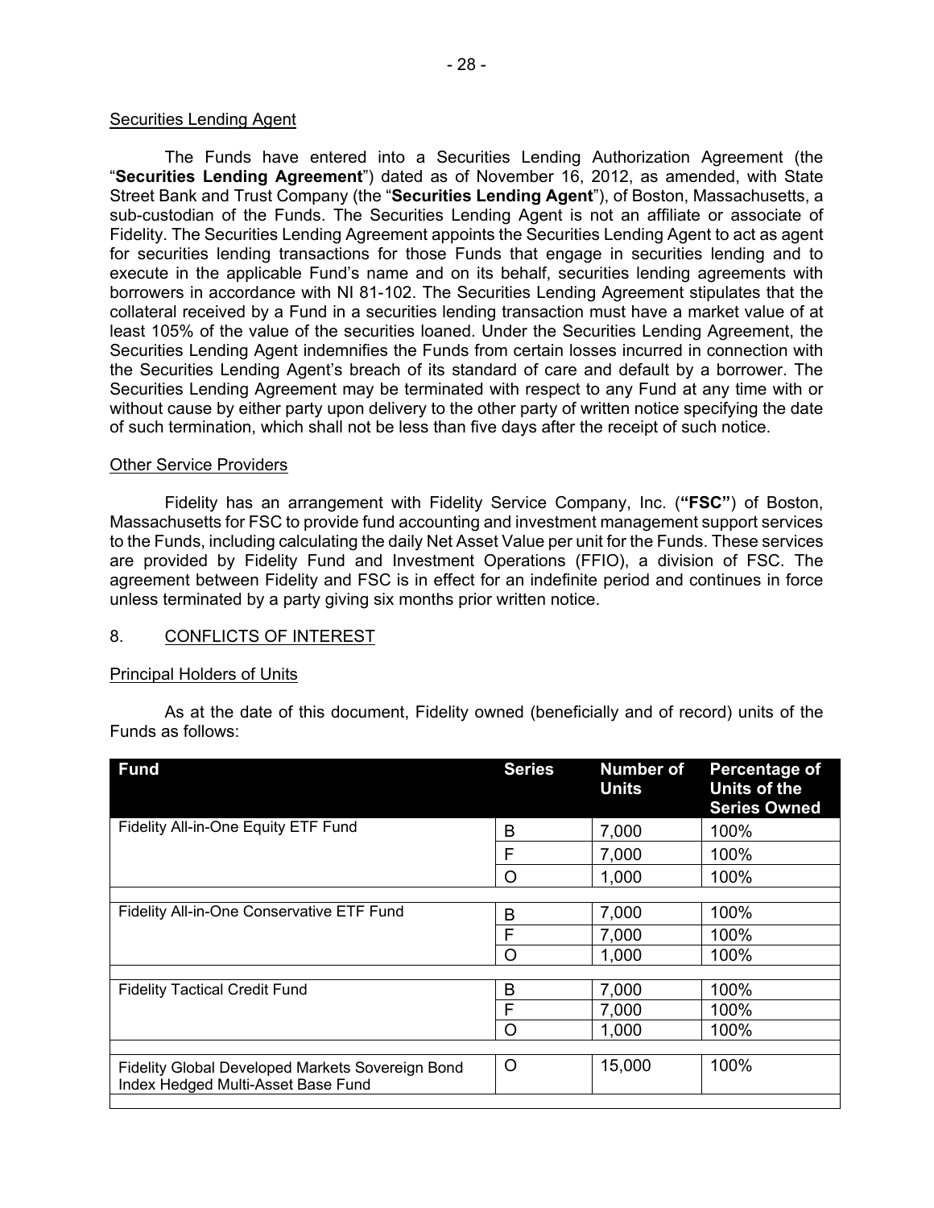Securities Lending Agent

The Funds have entered into a Securities Lending Authorization Agreement (the "**Securities Lending Agreement**") dated as of November 16, 2012, as amended, with State Street Bank and Trust Company (the "**Securities Lending Agent**"), of Boston, Massachusetts, a sub-custodian of the Funds. The Securities Lending Agent is not an affiliate or associate of Fidelity. The Securities Lending Agreement appoints the Securities Lending Agent to act as agent for securities lending transactions for those Funds that engage in securities lending and to execute in the applicable Fund's name and on its behalf, securities lending agreements with borrowers in accordance with NI 81-102. The Securities Lending Agreement stipulates that the collateral received by a Fund in a securities lending transaction must have a market value of at least 105% of the value of the securities loaned. Under the Securities Lending Agreement, the Securities Lending Agent indemnifies the Funds from certain losses incurred in connection with the Securities Lending Agent's breach of its standard of care and default by a borrower. The Securities Lending Agreement may be terminated with respect to any Fund at any time with or without cause by either party upon delivery to the other party of written notice specifying the date of such termination, which shall not be less than five days after the receipt of such notice.

Other Service Providers

Fidelity has an arrangement with Fidelity Service Company, Inc. (**"FSC"**) of Boston, Massachusetts for FSC to provide fund accounting and investment management support services to the Funds, including calculating the daily Net Asset Value per unit for the Funds. These services are provided by Fidelity Fund and Investment Operations (FFIO), a division of FSC. The agreement between Fidelity and FSC is in effect for an indefinite period and continues in force unless terminated by a party giving six months prior written notice.

## 8. CONFLICTS OF INTEREST

Principal Holders of Units

As at the date of this document, Fidelity owned (beneficially and of record) units of the Funds as follows:

| Fund | Series | Number of Units | Percentage of Units of the Series Owned |
|---|---|---|---|
| Fidelity All-in-One Equity ETF Fund | B | 7,000 | 100% |
| | F | 7,000 | 100% |
| | O | 1,000 | 100% |
| Fidelity All-in-One Conservative ETF Fund | B | 7,000 | 100% |
| | F | 7,000 | 100% |
| | O | 1,000 | 100% |
| Fidelity Tactical Credit Fund | B | 7,000 | 100% |
| | F | 7,000 | 100% |
| | O | 1,000 | 100% |
| Fidelity Global Developed Markets Sovereign Bond Index Hedged Multi-Asset Base Fund | O | 15,000 | 100% |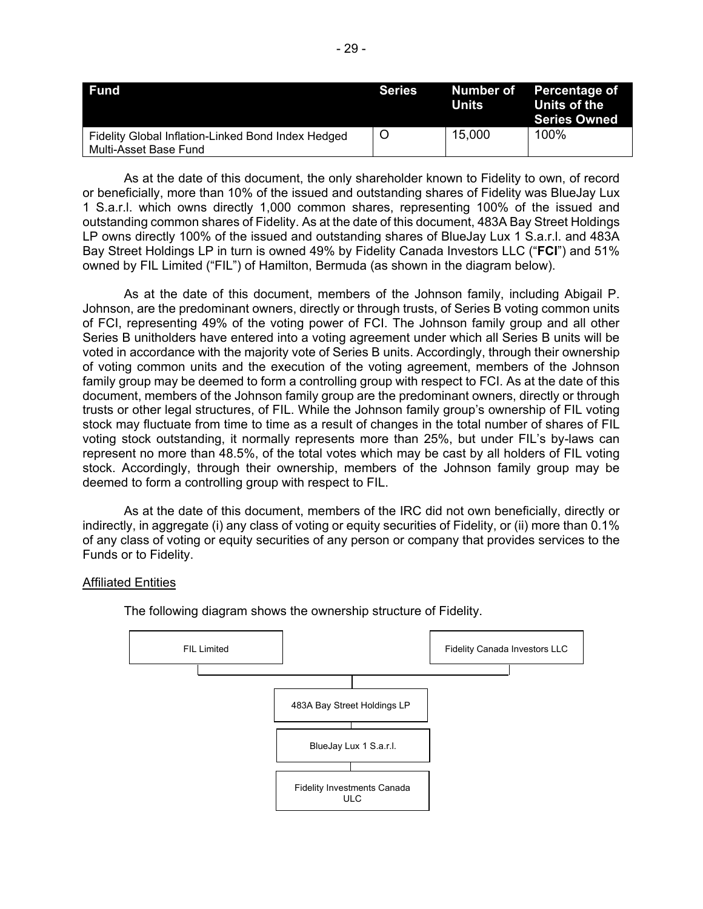| Fund | Series | Number of Units | Percentage of Units of the Series Owned |
|---|---|---|---|
| Fidelity Global Inflation-Linked Bond Index Hedged Multi-Asset Base Fund | O | 15,000 | 100% |

As at the date of this document, the only shareholder known to Fidelity to own, of record or beneficially, more than 10% of the issued and outstanding shares of Fidelity was BlueJay Lux 1 S.a.r.l. which owns directly 1,000 common shares, representing 100% of the issued and outstanding common shares of Fidelity. As at the date of this document, 483A Bay Street Holdings LP owns directly 100% of the issued and outstanding shares of BlueJay Lux 1 S.a.r.l. and 483A Bay Street Holdings LP in turn is owned 49% by Fidelity Canada Investors LLC ("**FCI**") and 51% owned by FIL Limited ("FIL") of Hamilton, Bermuda (as shown in the diagram below).

As at the date of this document, members of the Johnson family, including Abigail P. Johnson, are the predominant owners, directly or through trusts, of Series B voting common units of FCI, representing 49% of the voting power of FCI. The Johnson family group and all other Series B unitholders have entered into a voting agreement under which all Series B units will be voted in accordance with the majority vote of Series B units. Accordingly, through their ownership of voting common units and the execution of the voting agreement, members of the Johnson family group may be deemed to form a controlling group with respect to FCI. As at the date of this document, members of the Johnson family group are the predominant owners, directly or through trusts or other legal structures, of FIL. While the Johnson family group's ownership of FIL voting stock may fluctuate from time to time as a result of changes in the total number of shares of FIL voting stock outstanding, it normally represents more than 25%, but under FIL's by-laws can represent no more than 48.5%, of the total votes which may be cast by all holders of FIL voting stock. Accordingly, through their ownership, members of the Johnson family group may be deemed to form a controlling group with respect to FIL.

As at the date of this document, members of the IRC did not own beneficially, directly or indirectly, in aggregate (i) any class of voting or equity securities of Fidelity, or (ii) more than 0.1% of any class of voting or equity securities of any person or company that provides services to the Funds or to Fidelity.

## Affiliated Entities

The following diagram shows the ownership structure of Fidelity.

FIL Limited — Fidelity Canada Investors LLC

483A Bay Street Holdings LP

BlueJay Lux 1 S.a.r.l.

Fidelity Investments Canada ULC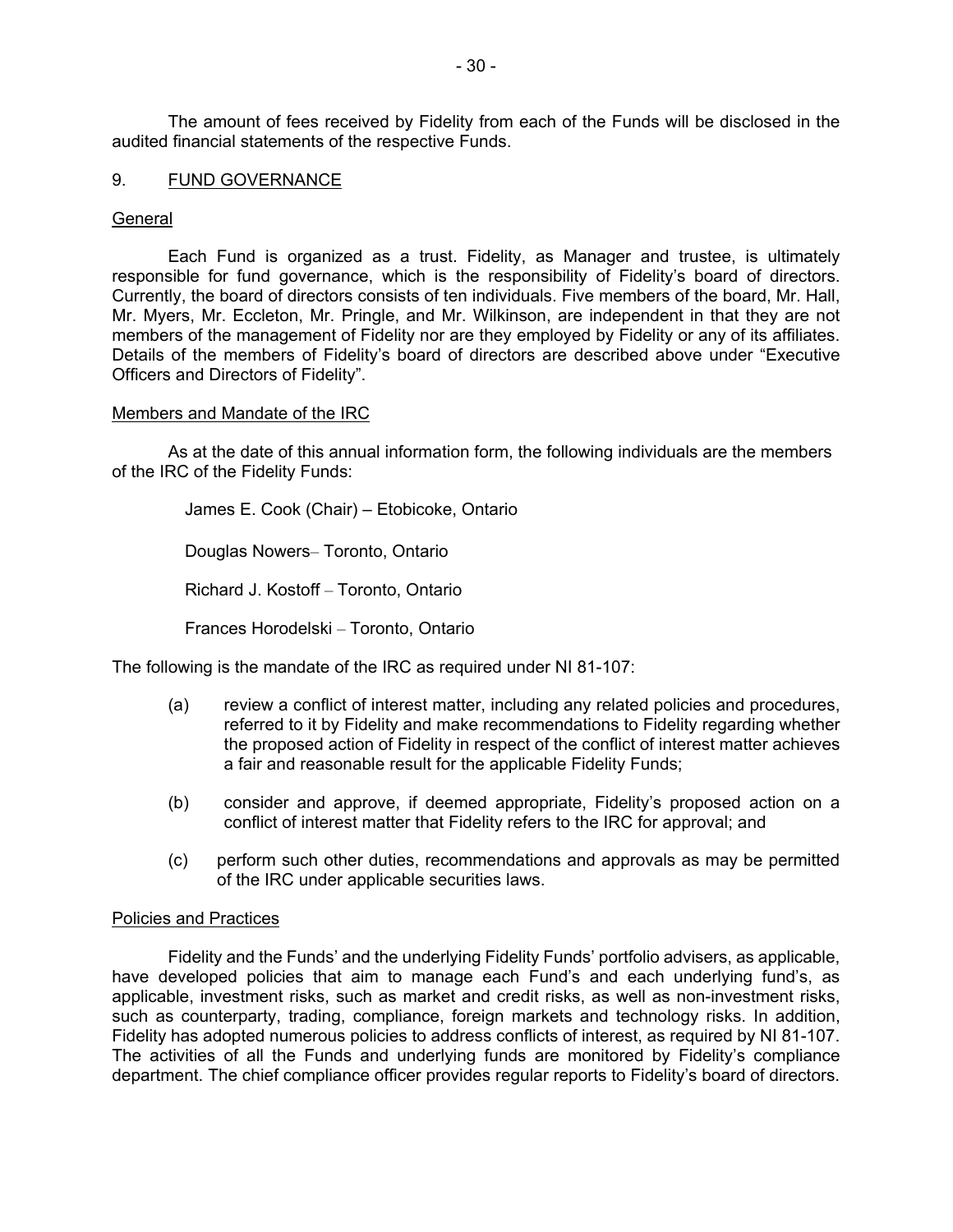The amount of fees received by Fidelity from each of the Funds will be disclosed in the audited financial statements of the respective Funds.

## 9. FUND GOVERNANCE

### General

Each Fund is organized as a trust. Fidelity, as Manager and trustee, is ultimately responsible for fund governance, which is the responsibility of Fidelity's board of directors. Currently, the board of directors consists of ten individuals. Five members of the board, Mr. Hall, Mr. Myers, Mr. Eccleton, Mr. Pringle, and Mr. Wilkinson, are independent in that they are not members of the management of Fidelity nor are they employed by Fidelity or any of its affiliates. Details of the members of Fidelity's board of directors are described above under "Executive Officers and Directors of Fidelity".

### Members and Mandate of the IRC

As at the date of this annual information form, the following individuals are the members of the IRC of the Fidelity Funds:

James E. Cook (Chair) – Etobicoke, Ontario

Douglas Nowers– Toronto, Ontario

Richard J. Kostoff – Toronto, Ontario

Frances Horodelski – Toronto, Ontario

The following is the mandate of the IRC as required under NI 81-107:

(a) review a conflict of interest matter, including any related policies and procedures, referred to it by Fidelity and make recommendations to Fidelity regarding whether the proposed action of Fidelity in respect of the conflict of interest matter achieves a fair and reasonable result for the applicable Fidelity Funds;

(b) consider and approve, if deemed appropriate, Fidelity's proposed action on a conflict of interest matter that Fidelity refers to the IRC for approval; and

(c) perform such other duties, recommendations and approvals as may be permitted of the IRC under applicable securities laws.

### Policies and Practices

Fidelity and the Funds' and the underlying Fidelity Funds' portfolio advisers, as applicable, have developed policies that aim to manage each Fund's and each underlying fund's, as applicable, investment risks, such as market and credit risks, as well as non-investment risks, such as counterparty, trading, compliance, foreign markets and technology risks. In addition, Fidelity has adopted numerous policies to address conflicts of interest, as required by NI 81-107. The activities of all the Funds and underlying funds are monitored by Fidelity's compliance department. The chief compliance officer provides regular reports to Fidelity's board of directors.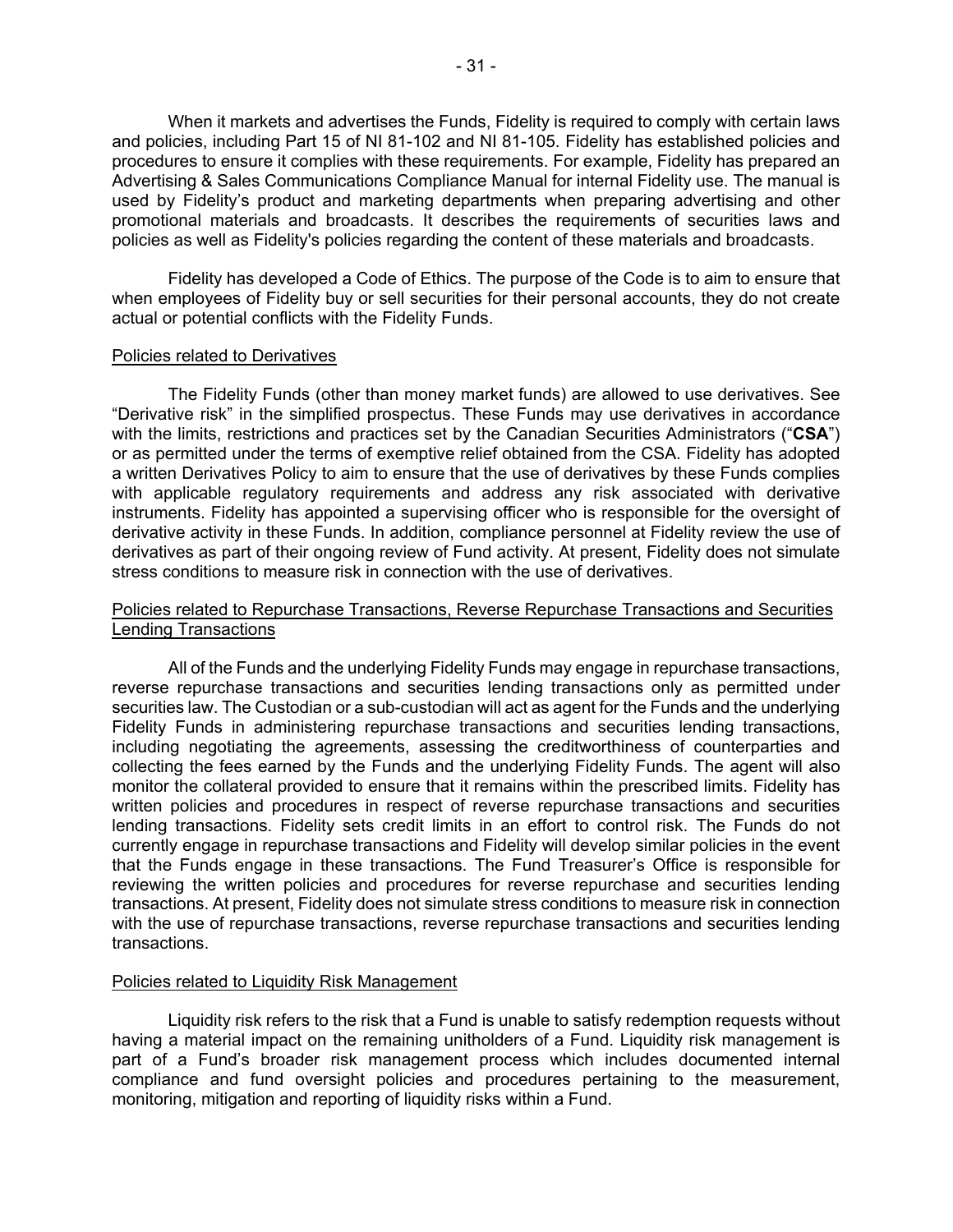When it markets and advertises the Funds, Fidelity is required to comply with certain laws and policies, including Part 15 of NI 81-102 and NI 81-105. Fidelity has established policies and procedures to ensure it complies with these requirements. For example, Fidelity has prepared an Advertising & Sales Communications Compliance Manual for internal Fidelity use. The manual is used by Fidelity's product and marketing departments when preparing advertising and other promotional materials and broadcasts. It describes the requirements of securities laws and policies as well as Fidelity's policies regarding the content of these materials and broadcasts.

Fidelity has developed a Code of Ethics. The purpose of the Code is to aim to ensure that when employees of Fidelity buy or sell securities for their personal accounts, they do not create actual or potential conflicts with the Fidelity Funds.

Policies related to Derivatives

The Fidelity Funds (other than money market funds) are allowed to use derivatives. See "Derivative risk" in the simplified prospectus. These Funds may use derivatives in accordance with the limits, restrictions and practices set by the Canadian Securities Administrators ("**CSA**") or as permitted under the terms of exemptive relief obtained from the CSA. Fidelity has adopted a written Derivatives Policy to aim to ensure that the use of derivatives by these Funds complies with applicable regulatory requirements and address any risk associated with derivative instruments. Fidelity has appointed a supervising officer who is responsible for the oversight of derivative activity in these Funds. In addition, compliance personnel at Fidelity review the use of derivatives as part of their ongoing review of Fund activity. At present, Fidelity does not simulate stress conditions to measure risk in connection with the use of derivatives.

Policies related to Repurchase Transactions, Reverse Repurchase Transactions and Securities Lending Transactions

All of the Funds and the underlying Fidelity Funds may engage in repurchase transactions, reverse repurchase transactions and securities lending transactions only as permitted under securities law. The Custodian or a sub-custodian will act as agent for the Funds and the underlying Fidelity Funds in administering repurchase transactions and securities lending transactions, including negotiating the agreements, assessing the creditworthiness of counterparties and collecting the fees earned by the Funds and the underlying Fidelity Funds. The agent will also monitor the collateral provided to ensure that it remains within the prescribed limits. Fidelity has written policies and procedures in respect of reverse repurchase transactions and securities lending transactions. Fidelity sets credit limits in an effort to control risk. The Funds do not currently engage in repurchase transactions and Fidelity will develop similar policies in the event that the Funds engage in these transactions. The Fund Treasurer's Office is responsible for reviewing the written policies and procedures for reverse repurchase and securities lending transactions. At present, Fidelity does not simulate stress conditions to measure risk in connection with the use of repurchase transactions, reverse repurchase transactions and securities lending transactions.

Policies related to Liquidity Risk Management

Liquidity risk refers to the risk that a Fund is unable to satisfy redemption requests without having a material impact on the remaining unitholders of a Fund. Liquidity risk management is part of a Fund's broader risk management process which includes documented internal compliance and fund oversight policies and procedures pertaining to the measurement, monitoring, mitigation and reporting of liquidity risks within a Fund.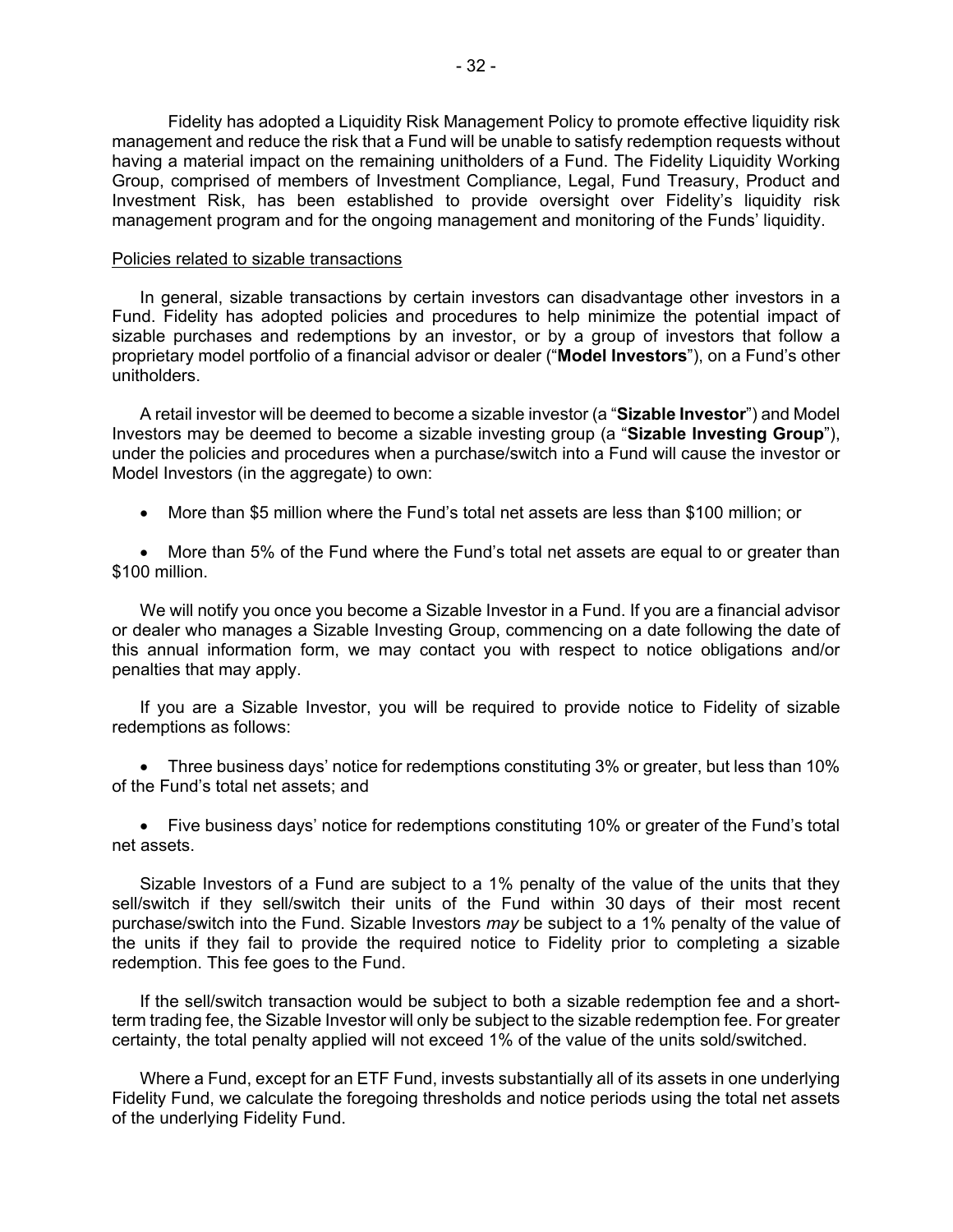Fidelity has adopted a Liquidity Risk Management Policy to promote effective liquidity risk management and reduce the risk that a Fund will be unable to satisfy redemption requests without having a material impact on the remaining unitholders of a Fund. The Fidelity Liquidity Working Group, comprised of members of Investment Compliance, Legal, Fund Treasury, Product and Investment Risk, has been established to provide oversight over Fidelity's liquidity risk management program and for the ongoing management and monitoring of the Funds' liquidity.

Policies related to sizable transactions

In general, sizable transactions by certain investors can disadvantage other investors in a Fund. Fidelity has adopted policies and procedures to help minimize the potential impact of sizable purchases and redemptions by an investor, or by a group of investors that follow a proprietary model portfolio of a financial advisor or dealer ("**Model Investors**"), on a Fund's other unitholders.

A retail investor will be deemed to become a sizable investor (a "**Sizable Investor**") and Model Investors may be deemed to become a sizable investing group (a "**Sizable Investing Group**"), under the policies and procedures when a purchase/switch into a Fund will cause the investor or Model Investors (in the aggregate) to own:

- More than $5 million where the Fund's total net assets are less than $100 million; or
- More than 5% of the Fund where the Fund's total net assets are equal to or greater than $100 million.

We will notify you once you become a Sizable Investor in a Fund. If you are a financial advisor or dealer who manages a Sizable Investing Group, commencing on a date following the date of this annual information form, we may contact you with respect to notice obligations and/or penalties that may apply.

If you are a Sizable Investor, you will be required to provide notice to Fidelity of sizable redemptions as follows:

- Three business days' notice for redemptions constituting 3% or greater, but less than 10% of the Fund's total net assets; and
- Five business days' notice for redemptions constituting 10% or greater of the Fund's total net assets.

Sizable Investors of a Fund are subject to a 1% penalty of the value of the units that they sell/switch if they sell/switch their units of the Fund within 30 days of their most recent purchase/switch into the Fund. Sizable Investors *may* be subject to a 1% penalty of the value of the units if they fail to provide the required notice to Fidelity prior to completing a sizable redemption. This fee goes to the Fund.

If the sell/switch transaction would be subject to both a sizable redemption fee and a short-term trading fee, the Sizable Investor will only be subject to the sizable redemption fee. For greater certainty, the total penalty applied will not exceed 1% of the value of the units sold/switched.

Where a Fund, except for an ETF Fund, invests substantially all of its assets in one underlying Fidelity Fund, we calculate the foregoing thresholds and notice periods using the total net assets of the underlying Fidelity Fund.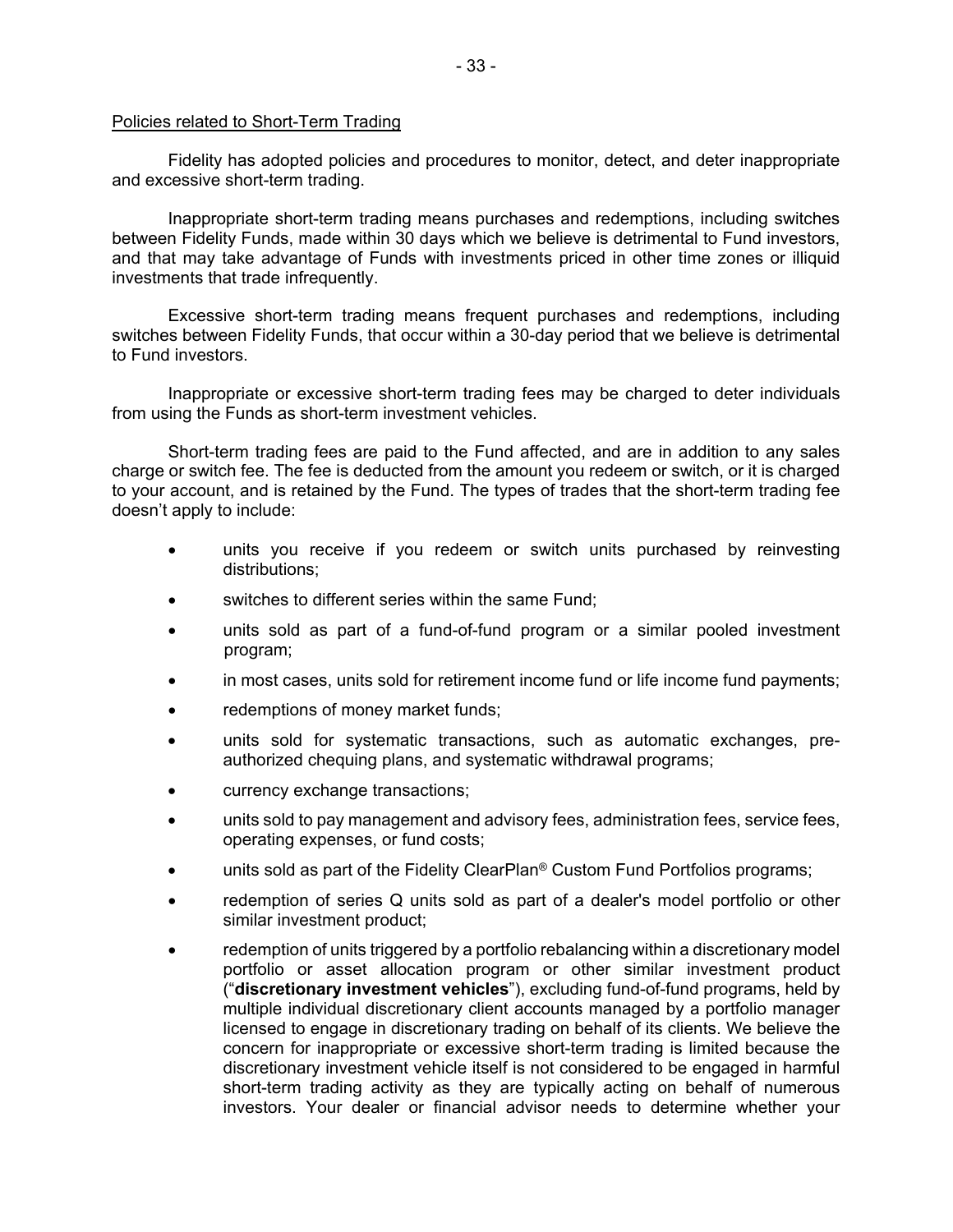## Policies related to Short-Term Trading

Fidelity has adopted policies and procedures to monitor, detect, and deter inappropriate and excessive short-term trading.

Inappropriate short-term trading means purchases and redemptions, including switches between Fidelity Funds, made within 30 days which we believe is detrimental to Fund investors, and that may take advantage of Funds with investments priced in other time zones or illiquid investments that trade infrequently.

Excessive short-term trading means frequent purchases and redemptions, including switches between Fidelity Funds, that occur within a 30-day period that we believe is detrimental to Fund investors.

Inappropriate or excessive short-term trading fees may be charged to deter individuals from using the Funds as short-term investment vehicles.

Short-term trading fees are paid to the Fund affected, and are in addition to any sales charge or switch fee. The fee is deducted from the amount you redeem or switch, or it is charged to your account, and is retained by the Fund. The types of trades that the short-term trading fee doesn't apply to include:

- units you receive if you redeem or switch units purchased by reinvesting distributions;
- switches to different series within the same Fund;
- units sold as part of a fund-of-fund program or a similar pooled investment program;
- in most cases, units sold for retirement income fund or life income fund payments;
- redemptions of money market funds;
- units sold for systematic transactions, such as automatic exchanges, pre-authorized chequing plans, and systematic withdrawal programs;
- currency exchange transactions;
- units sold to pay management and advisory fees, administration fees, service fees, operating expenses, or fund costs;
- units sold as part of the Fidelity ClearPlan® Custom Fund Portfolios programs;
- redemption of series Q units sold as part of a dealer's model portfolio or other similar investment product;
- redemption of units triggered by a portfolio rebalancing within a discretionary model portfolio or asset allocation program or other similar investment product ("**discretionary investment vehicles**"), excluding fund-of-fund programs, held by multiple individual discretionary client accounts managed by a portfolio manager licensed to engage in discretionary trading on behalf of its clients. We believe the concern for inappropriate or excessive short-term trading is limited because the discretionary investment vehicle itself is not considered to be engaged in harmful short-term trading activity as they are typically acting on behalf of numerous investors. Your dealer or financial advisor needs to determine whether your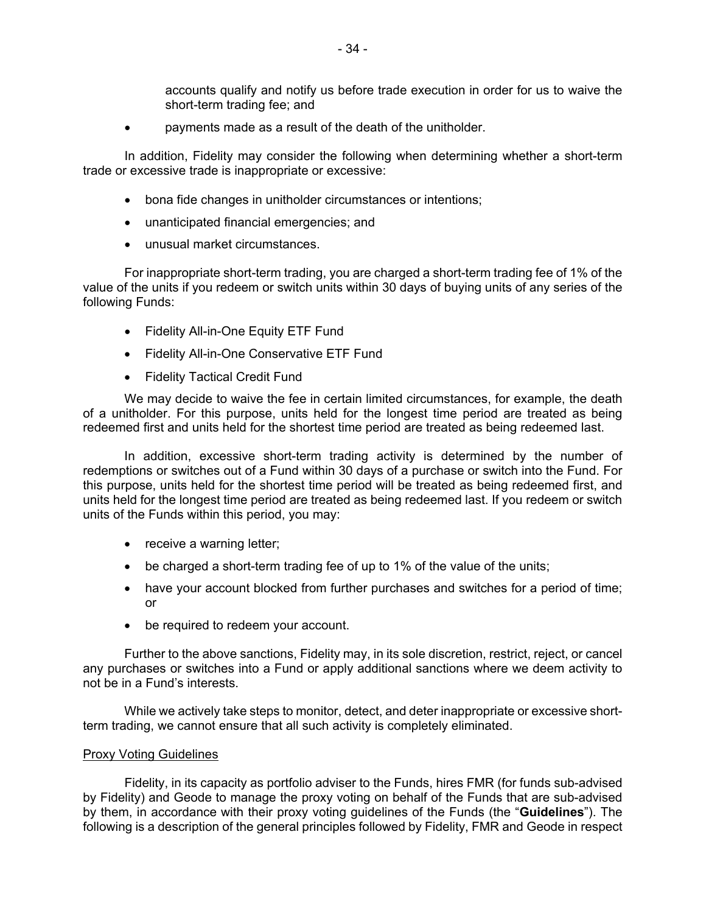accounts qualify and notify us before trade execution in order for us to waive the short-term trading fee; and

- payments made as a result of the death of the unitholder.

In addition, Fidelity may consider the following when determining whether a short-term trade or excessive trade is inappropriate or excessive:

- bona fide changes in unitholder circumstances or intentions;
- unanticipated financial emergencies; and
- unusual market circumstances.

For inappropriate short-term trading, you are charged a short-term trading fee of 1% of the value of the units if you redeem or switch units within 30 days of buying units of any series of the following Funds:

- Fidelity All-in-One Equity ETF Fund
- Fidelity All-in-One Conservative ETF Fund
- Fidelity Tactical Credit Fund

We may decide to waive the fee in certain limited circumstances, for example, the death of a unitholder. For this purpose, units held for the longest time period are treated as being redeemed first and units held for the shortest time period are treated as being redeemed last.

In addition, excessive short-term trading activity is determined by the number of redemptions or switches out of a Fund within 30 days of a purchase or switch into the Fund. For this purpose, units held for the shortest time period will be treated as being redeemed first, and units held for the longest time period are treated as being redeemed last. If you redeem or switch units of the Funds within this period, you may:

- receive a warning letter;
- be charged a short-term trading fee of up to 1% of the value of the units;
- have your account blocked from further purchases and switches for a period of time; or
- be required to redeem your account.

Further to the above sanctions, Fidelity may, in its sole discretion, restrict, reject, or cancel any purchases or switches into a Fund or apply additional sanctions where we deem activity to not be in a Fund's interests.

While we actively take steps to monitor, detect, and deter inappropriate or excessive short-term trading, we cannot ensure that all such activity is completely eliminated.

## Proxy Voting Guidelines

Fidelity, in its capacity as portfolio adviser to the Funds, hires FMR (for funds sub-advised by Fidelity) and Geode to manage the proxy voting on behalf of the Funds that are sub-advised by them, in accordance with their proxy voting guidelines of the Funds (the "**Guidelines**"). The following is a description of the general principles followed by Fidelity, FMR and Geode in respect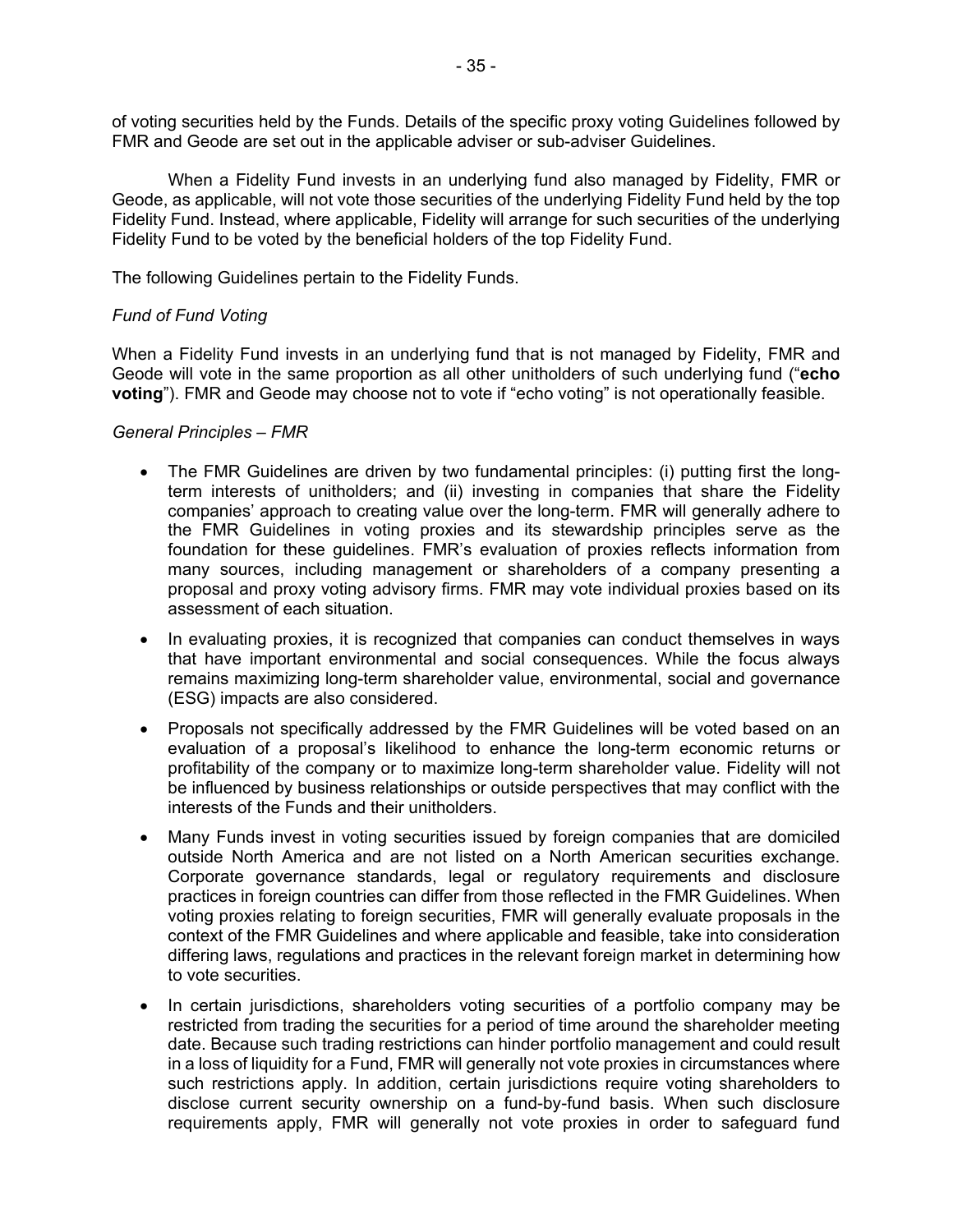of voting securities held by the Funds. Details of the specific proxy voting Guidelines followed by FMR and Geode are set out in the applicable adviser or sub-adviser Guidelines.

When a Fidelity Fund invests in an underlying fund also managed by Fidelity, FMR or Geode, as applicable, will not vote those securities of the underlying Fidelity Fund held by the top Fidelity Fund. Instead, where applicable, Fidelity will arrange for such securities of the underlying Fidelity Fund to be voted by the beneficial holders of the top Fidelity Fund.

The following Guidelines pertain to the Fidelity Funds.

*Fund of Fund Voting*

When a Fidelity Fund invests in an underlying fund that is not managed by Fidelity, FMR and Geode will vote in the same proportion as all other unitholders of such underlying fund ("**echo voting**"). FMR and Geode may choose not to vote if "echo voting" is not operationally feasible.

*General Principles – FMR*

- The FMR Guidelines are driven by two fundamental principles: (i) putting first the long-term interests of unitholders; and (ii) investing in companies that share the Fidelity companies' approach to creating value over the long-term. FMR will generally adhere to the FMR Guidelines in voting proxies and its stewardship principles serve as the foundation for these guidelines. FMR's evaluation of proxies reflects information from many sources, including management or shareholders of a company presenting a proposal and proxy voting advisory firms. FMR may vote individual proxies based on its assessment of each situation.
- In evaluating proxies, it is recognized that companies can conduct themselves in ways that have important environmental and social consequences. While the focus always remains maximizing long-term shareholder value, environmental, social and governance (ESG) impacts are also considered.
- Proposals not specifically addressed by the FMR Guidelines will be voted based on an evaluation of a proposal's likelihood to enhance the long-term economic returns or profitability of the company or to maximize long-term shareholder value. Fidelity will not be influenced by business relationships or outside perspectives that may conflict with the interests of the Funds and their unitholders.
- Many Funds invest in voting securities issued by foreign companies that are domiciled outside North America and are not listed on a North American securities exchange. Corporate governance standards, legal or regulatory requirements and disclosure practices in foreign countries can differ from those reflected in the FMR Guidelines. When voting proxies relating to foreign securities, FMR will generally evaluate proposals in the context of the FMR Guidelines and where applicable and feasible, take into consideration differing laws, regulations and practices in the relevant foreign market in determining how to vote securities.
- In certain jurisdictions, shareholders voting securities of a portfolio company may be restricted from trading the securities for a period of time around the shareholder meeting date. Because such trading restrictions can hinder portfolio management and could result in a loss of liquidity for a Fund, FMR will generally not vote proxies in circumstances where such restrictions apply. In addition, certain jurisdictions require voting shareholders to disclose current security ownership on a fund-by-fund basis. When such disclosure requirements apply, FMR will generally not vote proxies in order to safeguard fund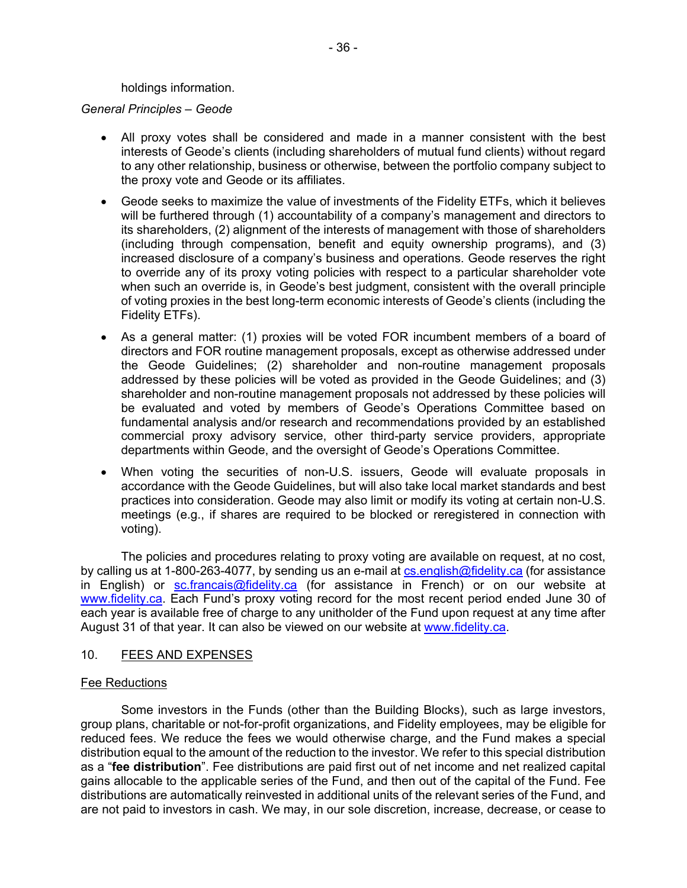holdings information.

*General Principles – Geode*

- All proxy votes shall be considered and made in a manner consistent with the best interests of Geode's clients (including shareholders of mutual fund clients) without regard to any other relationship, business or otherwise, between the portfolio company subject to the proxy vote and Geode or its affiliates.
- Geode seeks to maximize the value of investments of the Fidelity ETFs, which it believes will be furthered through (1) accountability of a company's management and directors to its shareholders, (2) alignment of the interests of management with those of shareholders (including through compensation, benefit and equity ownership programs), and (3) increased disclosure of a company's business and operations. Geode reserves the right to override any of its proxy voting policies with respect to a particular shareholder vote when such an override is, in Geode's best judgment, consistent with the overall principle of voting proxies in the best long-term economic interests of Geode's clients (including the Fidelity ETFs).
- As a general matter: (1) proxies will be voted FOR incumbent members of a board of directors and FOR routine management proposals, except as otherwise addressed under the Geode Guidelines; (2) shareholder and non-routine management proposals addressed by these policies will be voted as provided in the Geode Guidelines; and (3) shareholder and non-routine management proposals not addressed by these policies will be evaluated and voted by members of Geode's Operations Committee based on fundamental analysis and/or research and recommendations provided by an established commercial proxy advisory service, other third-party service providers, appropriate departments within Geode, and the oversight of Geode's Operations Committee.
- When voting the securities of non-U.S. issuers, Geode will evaluate proposals in accordance with the Geode Guidelines, but will also take local market standards and best practices into consideration. Geode may also limit or modify its voting at certain non-U.S. meetings (e.g., if shares are required to be blocked or reregistered in connection with voting).

The policies and procedures relating to proxy voting are available on request, at no cost, by calling us at 1-800-263-4077, by sending us an e-mail at cs.english@fidelity.ca (for assistance in English) or sc.francais@fidelity.ca (for assistance in French) or on our website at www.fidelity.ca. Each Fund's proxy voting record for the most recent period ended June 30 of each year is available free of charge to any unitholder of the Fund upon request at any time after August 31 of that year. It can also be viewed on our website at www.fidelity.ca.

## 10. FEES AND EXPENSES

### Fee Reductions

Some investors in the Funds (other than the Building Blocks), such as large investors, group plans, charitable or not-for-profit organizations, and Fidelity employees, may be eligible for reduced fees. We reduce the fees we would otherwise charge, and the Fund makes a special distribution equal to the amount of the reduction to the investor. We refer to this special distribution as a "**fee distribution**". Fee distributions are paid first out of net income and net realized capital gains allocable to the applicable series of the Fund, and then out of the capital of the Fund. Fee distributions are automatically reinvested in additional units of the relevant series of the Fund, and are not paid to investors in cash. We may, in our sole discretion, increase, decrease, or cease to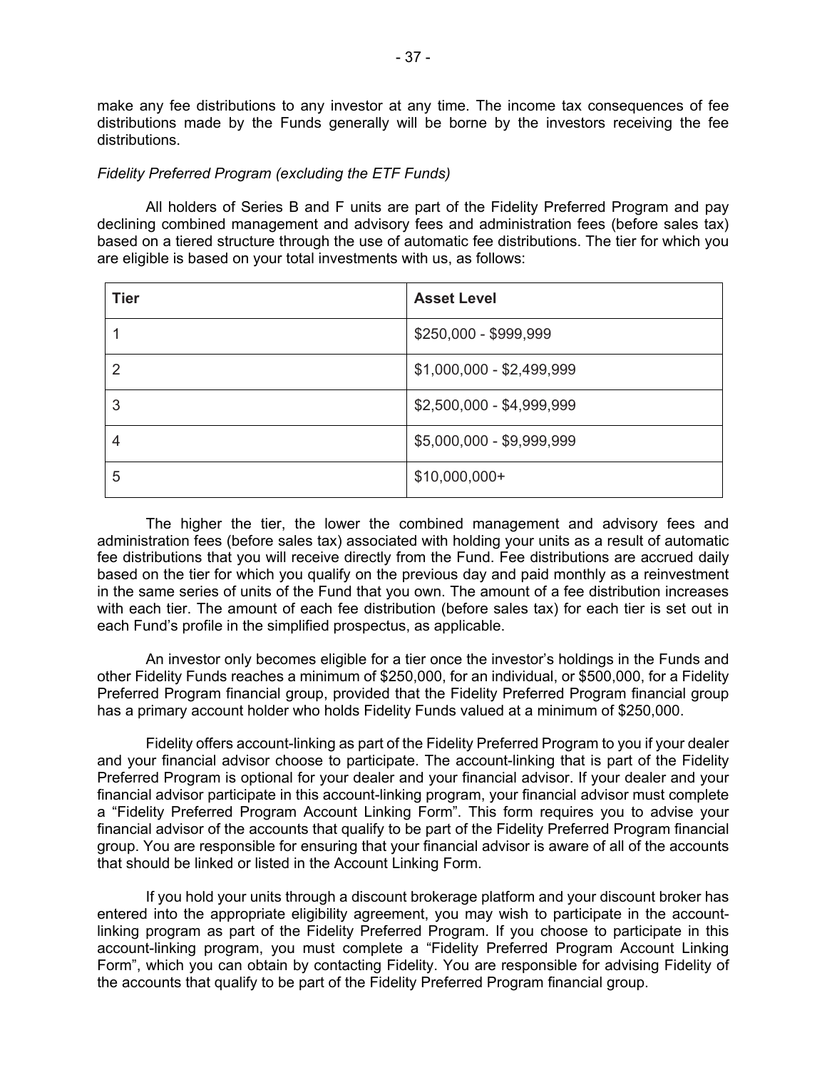make any fee distributions to any investor at any time. The income tax consequences of fee distributions made by the Funds generally will be borne by the investors receiving the fee distributions.

*Fidelity Preferred Program (excluding the ETF Funds)*

All holders of Series B and F units are part of the Fidelity Preferred Program and pay declining combined management and advisory fees and administration fees (before sales tax) based on a tiered structure through the use of automatic fee distributions. The tier for which you are eligible is based on your total investments with us, as follows:

| Tier | Asset Level |
|---|---|
| 1 | $250,000 - $999,999 |
| 2 | $1,000,000 - $2,499,999 |
| 3 | $2,500,000 - $4,999,999 |
| 4 | $5,000,000 - $9,999,999 |
| 5 | $10,000,000+ |

The higher the tier, the lower the combined management and advisory fees and administration fees (before sales tax) associated with holding your units as a result of automatic fee distributions that you will receive directly from the Fund. Fee distributions are accrued daily based on the tier for which you qualify on the previous day and paid monthly as a reinvestment in the same series of units of the Fund that you own. The amount of a fee distribution increases with each tier. The amount of each fee distribution (before sales tax) for each tier is set out in each Fund's profile in the simplified prospectus, as applicable.

An investor only becomes eligible for a tier once the investor's holdings in the Funds and other Fidelity Funds reaches a minimum of $250,000, for an individual, or $500,000, for a Fidelity Preferred Program financial group, provided that the Fidelity Preferred Program financial group has a primary account holder who holds Fidelity Funds valued at a minimum of $250,000.

Fidelity offers account-linking as part of the Fidelity Preferred Program to you if your dealer and your financial advisor choose to participate. The account-linking that is part of the Fidelity Preferred Program is optional for your dealer and your financial advisor. If your dealer and your financial advisor participate in this account-linking program, your financial advisor must complete a "Fidelity Preferred Program Account Linking Form". This form requires you to advise your financial advisor of the accounts that qualify to be part of the Fidelity Preferred Program financial group. You are responsible for ensuring that your financial advisor is aware of all of the accounts that should be linked or listed in the Account Linking Form.

If you hold your units through a discount brokerage platform and your discount broker has entered into the appropriate eligibility agreement, you may wish to participate in the account-linking program as part of the Fidelity Preferred Program. If you choose to participate in this account-linking program, you must complete a "Fidelity Preferred Program Account Linking Form", which you can obtain by contacting Fidelity. You are responsible for advising Fidelity of the accounts that qualify to be part of the Fidelity Preferred Program financial group.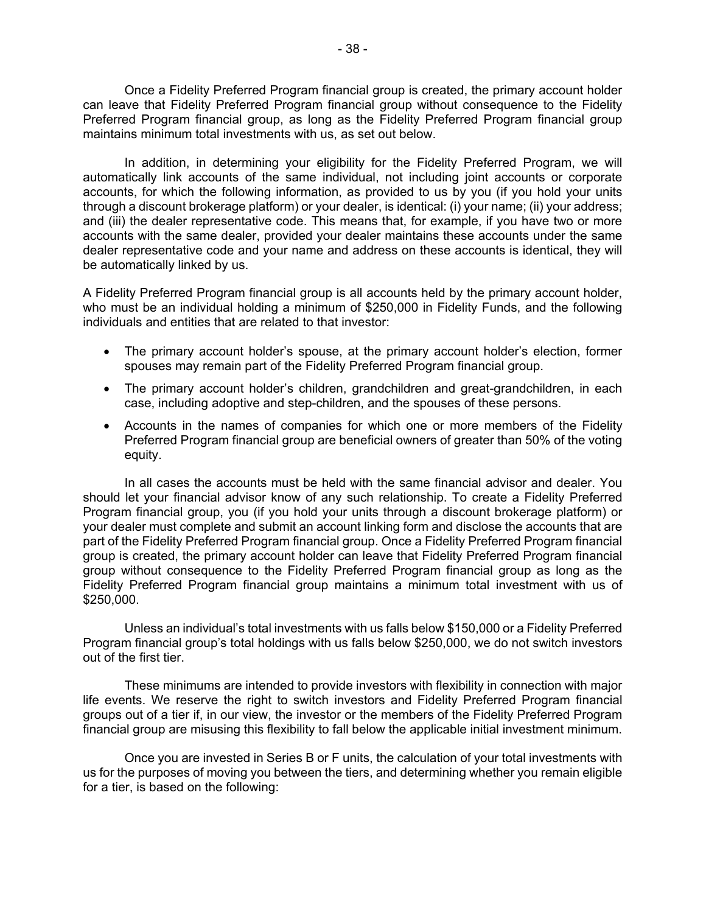Once a Fidelity Preferred Program financial group is created, the primary account holder can leave that Fidelity Preferred Program financial group without consequence to the Fidelity Preferred Program financial group, as long as the Fidelity Preferred Program financial group maintains minimum total investments with us, as set out below.

In addition, in determining your eligibility for the Fidelity Preferred Program, we will automatically link accounts of the same individual, not including joint accounts or corporate accounts, for which the following information, as provided to us by you (if you hold your units through a discount brokerage platform) or your dealer, is identical: (i) your name; (ii) your address; and (iii) the dealer representative code. This means that, for example, if you have two or more accounts with the same dealer, provided your dealer maintains these accounts under the same dealer representative code and your name and address on these accounts is identical, they will be automatically linked by us.

A Fidelity Preferred Program financial group is all accounts held by the primary account holder, who must be an individual holding a minimum of $250,000 in Fidelity Funds, and the following individuals and entities that are related to that investor:

- The primary account holder's spouse, at the primary account holder's election, former spouses may remain part of the Fidelity Preferred Program financial group.
- The primary account holder's children, grandchildren and great-grandchildren, in each case, including adoptive and step-children, and the spouses of these persons.
- Accounts in the names of companies for which one or more members of the Fidelity Preferred Program financial group are beneficial owners of greater than 50% of the voting equity.

In all cases the accounts must be held with the same financial advisor and dealer. You should let your financial advisor know of any such relationship. To create a Fidelity Preferred Program financial group, you (if you hold your units through a discount brokerage platform) or your dealer must complete and submit an account linking form and disclose the accounts that are part of the Fidelity Preferred Program financial group. Once a Fidelity Preferred Program financial group is created, the primary account holder can leave that Fidelity Preferred Program financial group without consequence to the Fidelity Preferred Program financial group as long as the Fidelity Preferred Program financial group maintains a minimum total investment with us of $250,000.

Unless an individual's total investments with us falls below $150,000 or a Fidelity Preferred Program financial group's total holdings with us falls below $250,000, we do not switch investors out of the first tier.

These minimums are intended to provide investors with flexibility in connection with major life events. We reserve the right to switch investors and Fidelity Preferred Program financial groups out of a tier if, in our view, the investor or the members of the Fidelity Preferred Program financial group are misusing this flexibility to fall below the applicable initial investment minimum.

Once you are invested in Series B or F units, the calculation of your total investments with us for the purposes of moving you between the tiers, and determining whether you remain eligible for a tier, is based on the following: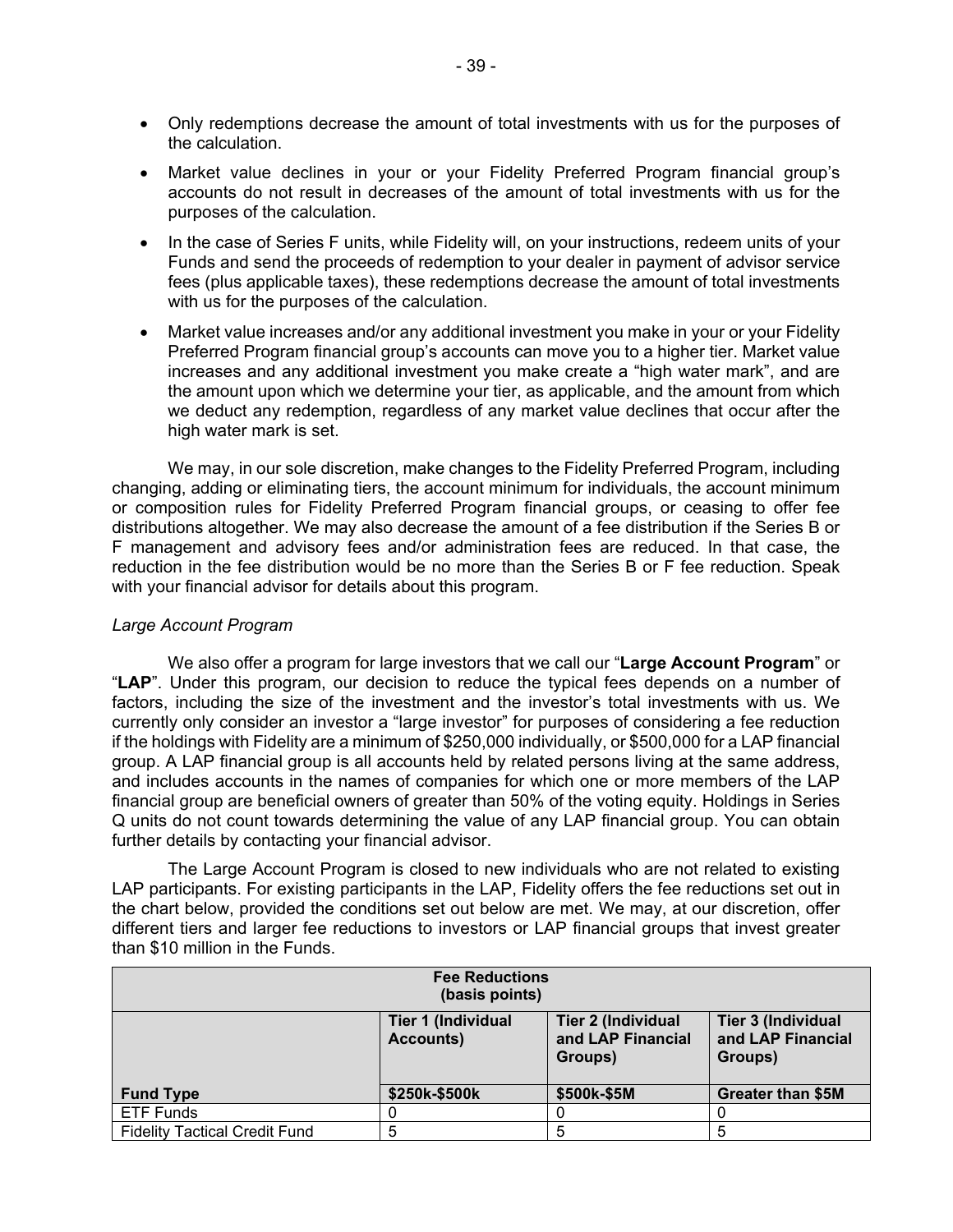- Only redemptions decrease the amount of total investments with us for the purposes of the calculation.
- Market value declines in your or your Fidelity Preferred Program financial group's accounts do not result in decreases of the amount of total investments with us for the purposes of the calculation.
- In the case of Series F units, while Fidelity will, on your instructions, redeem units of your Funds and send the proceeds of redemption to your dealer in payment of advisor service fees (plus applicable taxes), these redemptions decrease the amount of total investments with us for the purposes of the calculation.
- Market value increases and/or any additional investment you make in your or your Fidelity Preferred Program financial group's accounts can move you to a higher tier. Market value increases and any additional investment you make create a "high water mark", and are the amount upon which we determine your tier, as applicable, and the amount from which we deduct any redemption, regardless of any market value declines that occur after the high water mark is set.

We may, in our sole discretion, make changes to the Fidelity Preferred Program, including changing, adding or eliminating tiers, the account minimum for individuals, the account minimum or composition rules for Fidelity Preferred Program financial groups, or ceasing to offer fee distributions altogether. We may also decrease the amount of a fee distribution if the Series B or F management and advisory fees and/or administration fees are reduced. In that case, the reduction in the fee distribution would be no more than the Series B or F fee reduction. Speak with your financial advisor for details about this program.

*Large Account Program*

We also offer a program for large investors that we call our "**Large Account Program**" or "**LAP**". Under this program, our decision to reduce the typical fees depends on a number of factors, including the size of the investment and the investor's total investments with us. We currently only consider an investor a "large investor" for purposes of considering a fee reduction if the holdings with Fidelity are a minimum of $250,000 individually, or $500,000 for a LAP financial group. A LAP financial group is all accounts held by related persons living at the same address, and includes accounts in the names of companies for which one or more members of the LAP financial group are beneficial owners of greater than 50% of the voting equity. Holdings in Series Q units do not count towards determining the value of any LAP financial group. You can obtain further details by contacting your financial advisor.

The Large Account Program is closed to new individuals who are not related to existing LAP participants. For existing participants in the LAP, Fidelity offers the fee reductions set out in the chart below, provided the conditions set out below are met. We may, at our discretion, offer different tiers and larger fee reductions to investors or LAP financial groups that invest greater than $10 million in the Funds.

| **Fee Reductions (basis points)** | | | |
|---|---|---|---|
| | **Tier 1 (Individual Accounts)** | **Tier 2 (Individual and LAP Financial Groups)** | **Tier 3 (Individual and LAP Financial Groups)** |
| **Fund Type** | **$250k-$500k** | **$500k-$5M** | **Greater than $5M** |
| ETF Funds | 0 | 0 | 0 |
| Fidelity Tactical Credit Fund | 5 | 5 | 5 |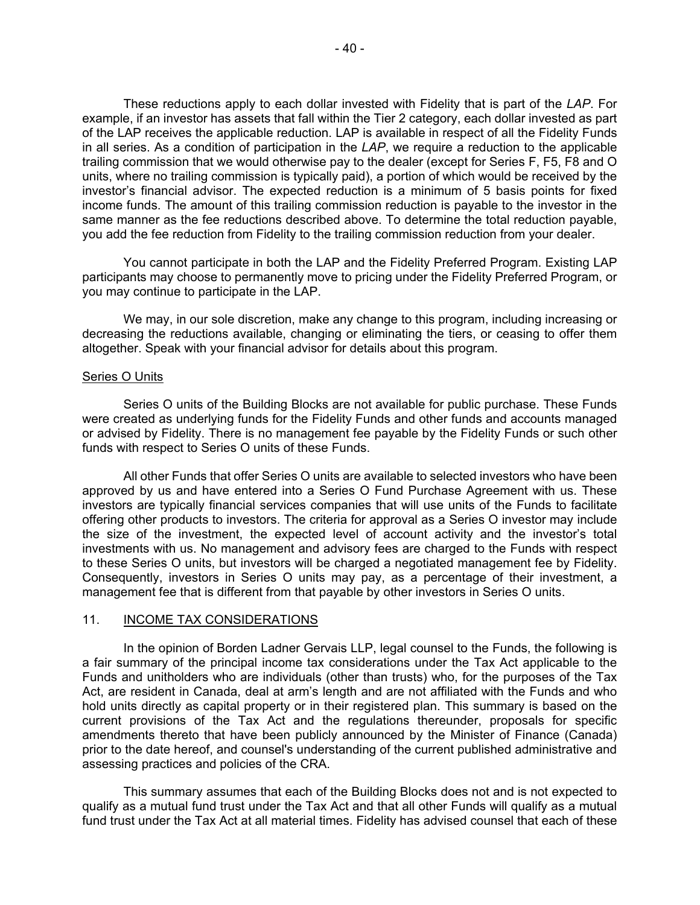These reductions apply to each dollar invested with Fidelity that is part of the *LAP*. For example, if an investor has assets that fall within the Tier 2 category, each dollar invested as part of the LAP receives the applicable reduction. LAP is available in respect of all the Fidelity Funds in all series. As a condition of participation in the *LAP*, we require a reduction to the applicable trailing commission that we would otherwise pay to the dealer (except for Series F, F5, F8 and O units, where no trailing commission is typically paid), a portion of which would be received by the investor's financial advisor. The expected reduction is a minimum of 5 basis points for fixed income funds. The amount of this trailing commission reduction is payable to the investor in the same manner as the fee reductions described above. To determine the total reduction payable, you add the fee reduction from Fidelity to the trailing commission reduction from your dealer.

You cannot participate in both the LAP and the Fidelity Preferred Program. Existing LAP participants may choose to permanently move to pricing under the Fidelity Preferred Program, or you may continue to participate in the LAP.

We may, in our sole discretion, make any change to this program, including increasing or decreasing the reductions available, changing or eliminating the tiers, or ceasing to offer them altogether. Speak with your financial advisor for details about this program.

Series O Units

Series O units of the Building Blocks are not available for public purchase. These Funds were created as underlying funds for the Fidelity Funds and other funds and accounts managed or advised by Fidelity. There is no management fee payable by the Fidelity Funds or such other funds with respect to Series O units of these Funds.

All other Funds that offer Series O units are available to selected investors who have been approved by us and have entered into a Series O Fund Purchase Agreement with us. These investors are typically financial services companies that will use units of the Funds to facilitate offering other products to investors. The criteria for approval as a Series O investor may include the size of the investment, the expected level of account activity and the investor's total investments with us. No management and advisory fees are charged to the Funds with respect to these Series O units, but investors will be charged a negotiated management fee by Fidelity. Consequently, investors in Series O units may pay, as a percentage of their investment, a management fee that is different from that payable by other investors in Series O units.

## 11. INCOME TAX CONSIDERATIONS

In the opinion of Borden Ladner Gervais LLP, legal counsel to the Funds, the following is a fair summary of the principal income tax considerations under the Tax Act applicable to the Funds and unitholders who are individuals (other than trusts) who, for the purposes of the Tax Act, are resident in Canada, deal at arm's length and are not affiliated with the Funds and who hold units directly as capital property or in their registered plan. This summary is based on the current provisions of the Tax Act and the regulations thereunder, proposals for specific amendments thereto that have been publicly announced by the Minister of Finance (Canada) prior to the date hereof, and counsel's understanding of the current published administrative and assessing practices and policies of the CRA.

This summary assumes that each of the Building Blocks does not and is not expected to qualify as a mutual fund trust under the Tax Act and that all other Funds will qualify as a mutual fund trust under the Tax Act at all material times. Fidelity has advised counsel that each of these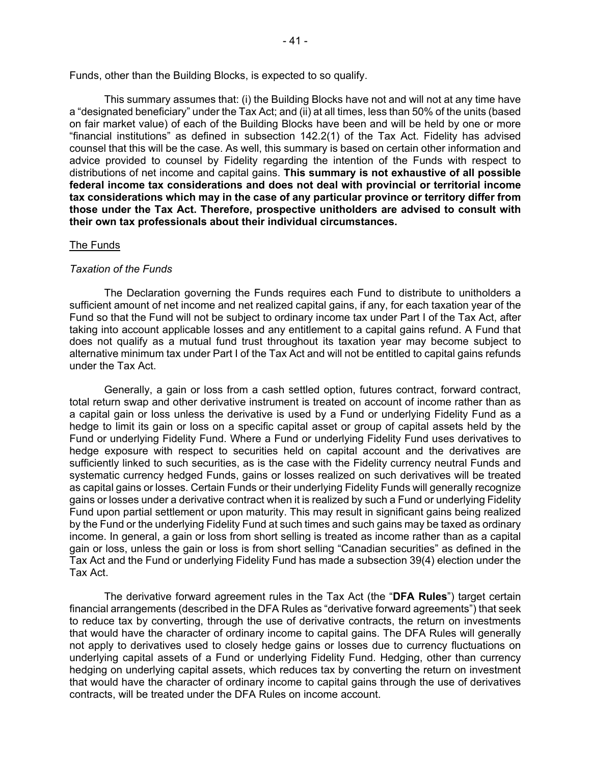Funds, other than the Building Blocks, is expected to so qualify.

This summary assumes that: (i) the Building Blocks have not and will not at any time have a "designated beneficiary" under the Tax Act; and (ii) at all times, less than 50% of the units (based on fair market value) of each of the Building Blocks have been and will be held by one or more "financial institutions" as defined in subsection 142.2(1) of the Tax Act. Fidelity has advised counsel that this will be the case. As well, this summary is based on certain other information and advice provided to counsel by Fidelity regarding the intention of the Funds with respect to distributions of net income and capital gains. **This summary is not exhaustive of all possible federal income tax considerations and does not deal with provincial or territorial income tax considerations which may in the case of any particular province or territory differ from those under the Tax Act. Therefore, prospective unitholders are advised to consult with their own tax professionals about their individual circumstances.**

The Funds

*Taxation of the Funds*

The Declaration governing the Funds requires each Fund to distribute to unitholders a sufficient amount of net income and net realized capital gains, if any, for each taxation year of the Fund so that the Fund will not be subject to ordinary income tax under Part I of the Tax Act, after taking into account applicable losses and any entitlement to a capital gains refund. A Fund that does not qualify as a mutual fund trust throughout its taxation year may become subject to alternative minimum tax under Part I of the Tax Act and will not be entitled to capital gains refunds under the Tax Act.

Generally, a gain or loss from a cash settled option, futures contract, forward contract, total return swap and other derivative instrument is treated on account of income rather than as a capital gain or loss unless the derivative is used by a Fund or underlying Fidelity Fund as a hedge to limit its gain or loss on a specific capital asset or group of capital assets held by the Fund or underlying Fidelity Fund. Where a Fund or underlying Fidelity Fund uses derivatives to hedge exposure with respect to securities held on capital account and the derivatives are sufficiently linked to such securities, as is the case with the Fidelity currency neutral Funds and systematic currency hedged Funds, gains or losses realized on such derivatives will be treated as capital gains or losses. Certain Funds or their underlying Fidelity Funds will generally recognize gains or losses under a derivative contract when it is realized by such a Fund or underlying Fidelity Fund upon partial settlement or upon maturity. This may result in significant gains being realized by the Fund or the underlying Fidelity Fund at such times and such gains may be taxed as ordinary income. In general, a gain or loss from short selling is treated as income rather than as a capital gain or loss, unless the gain or loss is from short selling "Canadian securities" as defined in the Tax Act and the Fund or underlying Fidelity Fund has made a subsection 39(4) election under the Tax Act.

The derivative forward agreement rules in the Tax Act (the "**DFA Rules**") target certain financial arrangements (described in the DFA Rules as "derivative forward agreements") that seek to reduce tax by converting, through the use of derivative contracts, the return on investments that would have the character of ordinary income to capital gains. The DFA Rules will generally not apply to derivatives used to closely hedge gains or losses due to currency fluctuations on underlying capital assets of a Fund or underlying Fidelity Fund. Hedging, other than currency hedging on underlying capital assets, which reduces tax by converting the return on investment that would have the character of ordinary income to capital gains through the use of derivatives contracts, will be treated under the DFA Rules on income account.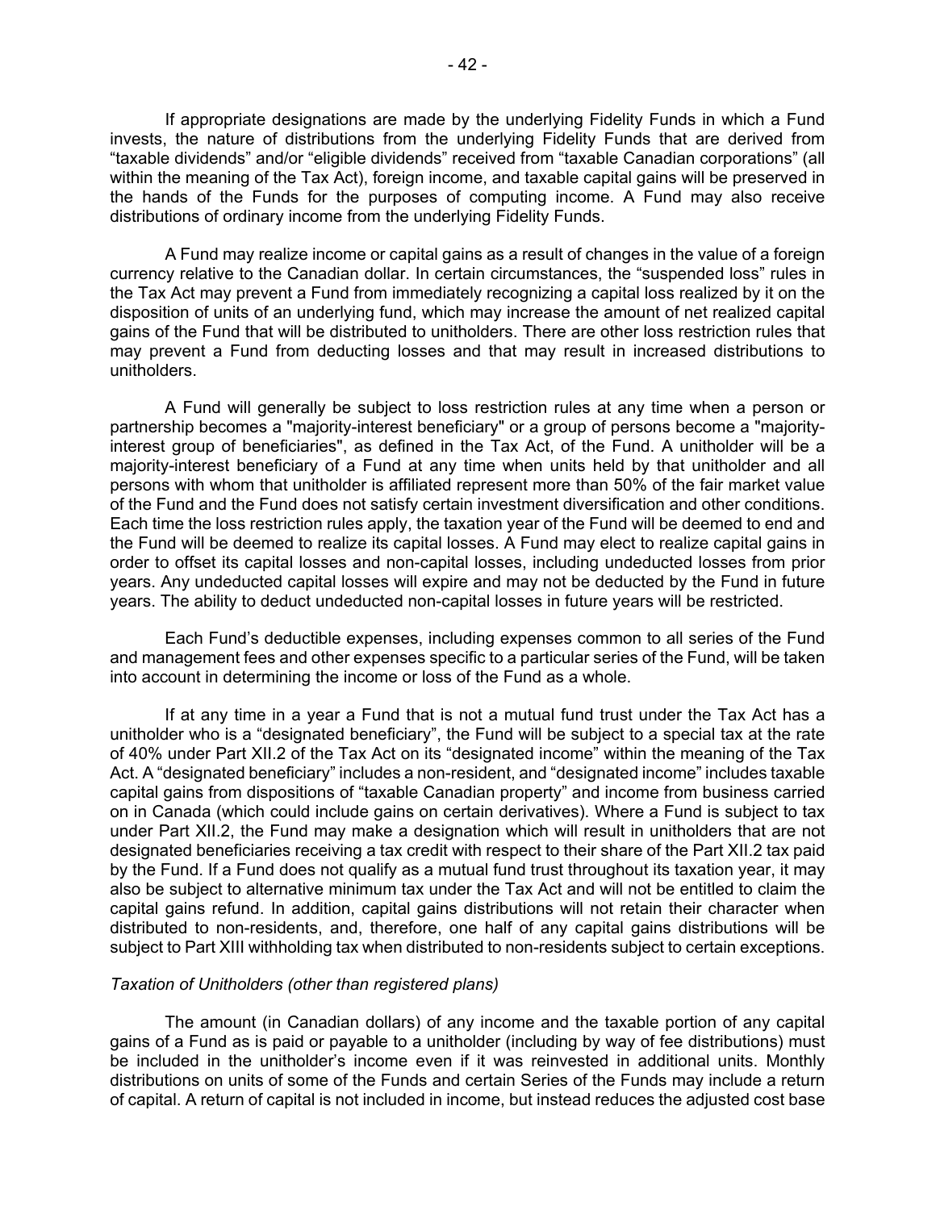If appropriate designations are made by the underlying Fidelity Funds in which a Fund invests, the nature of distributions from the underlying Fidelity Funds that are derived from "taxable dividends" and/or "eligible dividends" received from "taxable Canadian corporations" (all within the meaning of the Tax Act), foreign income, and taxable capital gains will be preserved in the hands of the Funds for the purposes of computing income. A Fund may also receive distributions of ordinary income from the underlying Fidelity Funds.

A Fund may realize income or capital gains as a result of changes in the value of a foreign currency relative to the Canadian dollar. In certain circumstances, the "suspended loss" rules in the Tax Act may prevent a Fund from immediately recognizing a capital loss realized by it on the disposition of units of an underlying fund, which may increase the amount of net realized capital gains of the Fund that will be distributed to unitholders. There are other loss restriction rules that may prevent a Fund from deducting losses and that may result in increased distributions to unitholders.

A Fund will generally be subject to loss restriction rules at any time when a person or partnership becomes a "majority-interest beneficiary" or a group of persons become a "majority-interest group of beneficiaries", as defined in the Tax Act, of the Fund. A unitholder will be a majority-interest beneficiary of a Fund at any time when units held by that unitholder and all persons with whom that unitholder is affiliated represent more than 50% of the fair market value of the Fund and the Fund does not satisfy certain investment diversification and other conditions. Each time the loss restriction rules apply, the taxation year of the Fund will be deemed to end and the Fund will be deemed to realize its capital losses. A Fund may elect to realize capital gains in order to offset its capital losses and non-capital losses, including undeducted losses from prior years. Any undeducted capital losses will expire and may not be deducted by the Fund in future years. The ability to deduct undeducted non-capital losses in future years will be restricted.

Each Fund's deductible expenses, including expenses common to all series of the Fund and management fees and other expenses specific to a particular series of the Fund, will be taken into account in determining the income or loss of the Fund as a whole.

If at any time in a year a Fund that is not a mutual fund trust under the Tax Act has a unitholder who is a "designated beneficiary", the Fund will be subject to a special tax at the rate of 40% under Part XII.2 of the Tax Act on its "designated income" within the meaning of the Tax Act. A "designated beneficiary" includes a non-resident, and "designated income" includes taxable capital gains from dispositions of "taxable Canadian property" and income from business carried on in Canada (which could include gains on certain derivatives). Where a Fund is subject to tax under Part XII.2, the Fund may make a designation which will result in unitholders that are not designated beneficiaries receiving a tax credit with respect to their share of the Part XII.2 tax paid by the Fund. If a Fund does not qualify as a mutual fund trust throughout its taxation year, it may also be subject to alternative minimum tax under the Tax Act and will not be entitled to claim the capital gains refund. In addition, capital gains distributions will not retain their character when distributed to non-residents, and, therefore, one half of any capital gains distributions will be subject to Part XIII withholding tax when distributed to non-residents subject to certain exceptions.

*Taxation of Unitholders (other than registered plans)*

The amount (in Canadian dollars) of any income and the taxable portion of any capital gains of a Fund as is paid or payable to a unitholder (including by way of fee distributions) must be included in the unitholder's income even if it was reinvested in additional units. Monthly distributions on units of some of the Funds and certain Series of the Funds may include a return of capital. A return of capital is not included in income, but instead reduces the adjusted cost base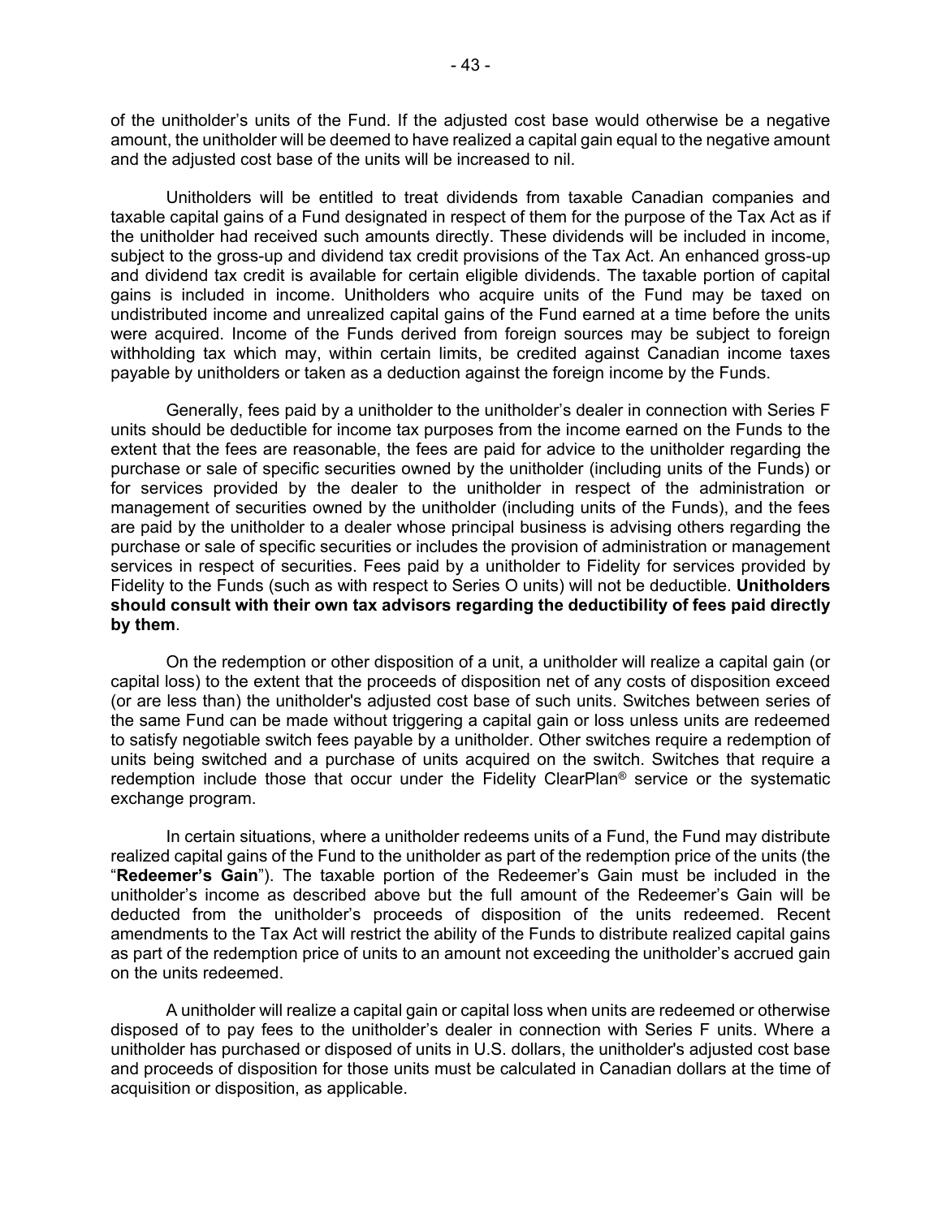of the unitholder's units of the Fund. If the adjusted cost base would otherwise be a negative amount, the unitholder will be deemed to have realized a capital gain equal to the negative amount and the adjusted cost base of the units will be increased to nil.

Unitholders will be entitled to treat dividends from taxable Canadian companies and taxable capital gains of a Fund designated in respect of them for the purpose of the Tax Act as if the unitholder had received such amounts directly. These dividends will be included in income, subject to the gross-up and dividend tax credit provisions of the Tax Act. An enhanced gross-up and dividend tax credit is available for certain eligible dividends. The taxable portion of capital gains is included in income. Unitholders who acquire units of the Fund may be taxed on undistributed income and unrealized capital gains of the Fund earned at a time before the units were acquired. Income of the Funds derived from foreign sources may be subject to foreign withholding tax which may, within certain limits, be credited against Canadian income taxes payable by unitholders or taken as a deduction against the foreign income by the Funds.

Generally, fees paid by a unitholder to the unitholder's dealer in connection with Series F units should be deductible for income tax purposes from the income earned on the Funds to the extent that the fees are reasonable, the fees are paid for advice to the unitholder regarding the purchase or sale of specific securities owned by the unitholder (including units of the Funds) or for services provided by the dealer to the unitholder in respect of the administration or management of securities owned by the unitholder (including units of the Funds), and the fees are paid by the unitholder to a dealer whose principal business is advising others regarding the purchase or sale of specific securities or includes the provision of administration or management services in respect of securities. Fees paid by a unitholder to Fidelity for services provided by Fidelity to the Funds (such as with respect to Series O units) will not be deductible. **Unitholders should consult with their own tax advisors regarding the deductibility of fees paid directly by them**.

On the redemption or other disposition of a unit, a unitholder will realize a capital gain (or capital loss) to the extent that the proceeds of disposition net of any costs of disposition exceed (or are less than) the unitholder's adjusted cost base of such units. Switches between series of the same Fund can be made without triggering a capital gain or loss unless units are redeemed to satisfy negotiable switch fees payable by a unitholder. Other switches require a redemption of units being switched and a purchase of units acquired on the switch. Switches that require a redemption include those that occur under the Fidelity ClearPlan® service or the systematic exchange program.

In certain situations, where a unitholder redeems units of a Fund, the Fund may distribute realized capital gains of the Fund to the unitholder as part of the redemption price of the units (the "**Redeemer's Gain**"). The taxable portion of the Redeemer's Gain must be included in the unitholder's income as described above but the full amount of the Redeemer's Gain will be deducted from the unitholder's proceeds of disposition of the units redeemed. Recent amendments to the Tax Act will restrict the ability of the Funds to distribute realized capital gains as part of the redemption price of units to an amount not exceeding the unitholder's accrued gain on the units redeemed.

A unitholder will realize a capital gain or capital loss when units are redeemed or otherwise disposed of to pay fees to the unitholder's dealer in connection with Series F units. Where a unitholder has purchased or disposed of units in U.S. dollars, the unitholder's adjusted cost base and proceeds of disposition for those units must be calculated in Canadian dollars at the time of acquisition or disposition, as applicable.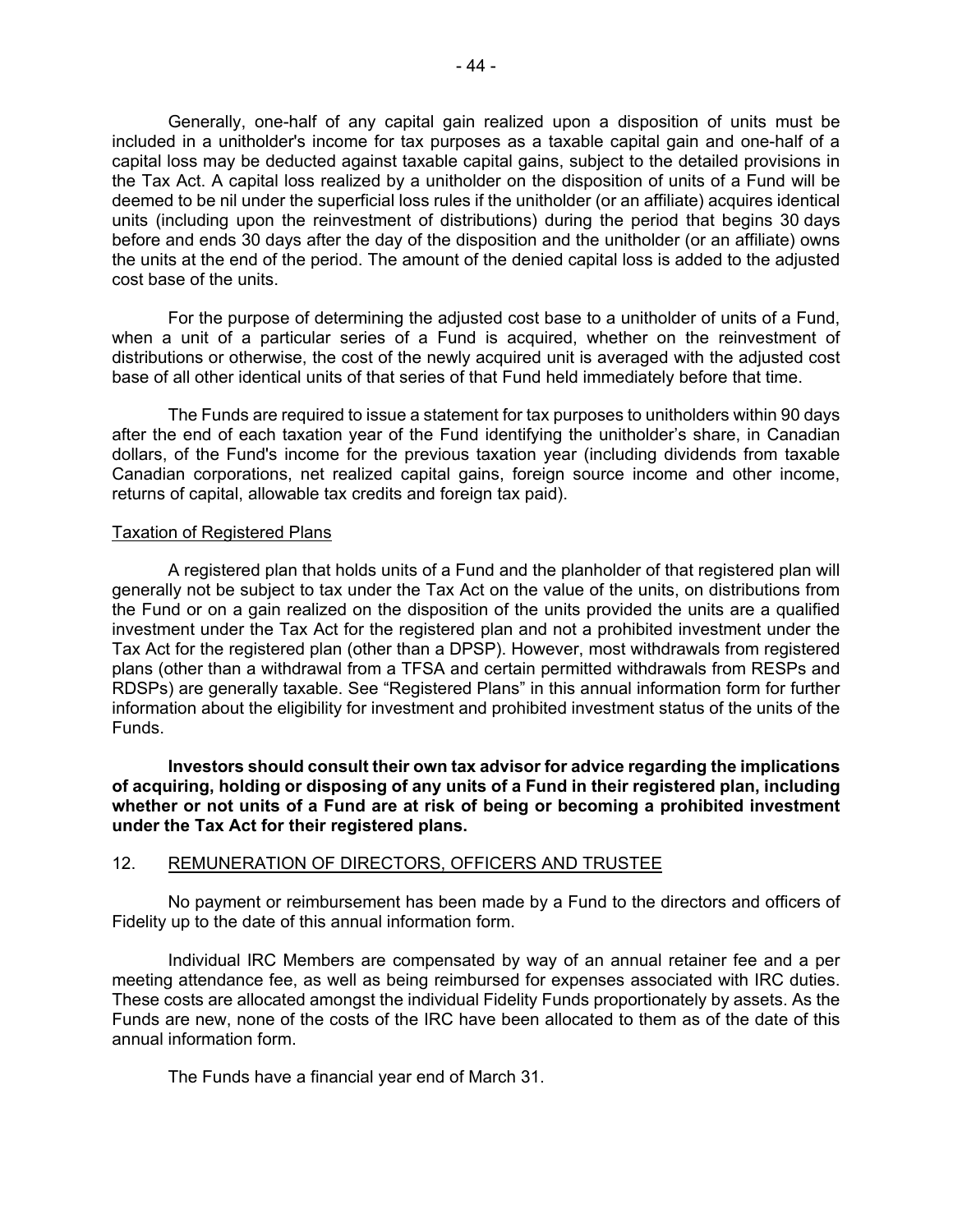Generally, one-half of any capital gain realized upon a disposition of units must be included in a unitholder's income for tax purposes as a taxable capital gain and one-half of a capital loss may be deducted against taxable capital gains, subject to the detailed provisions in the Tax Act. A capital loss realized by a unitholder on the disposition of units of a Fund will be deemed to be nil under the superficial loss rules if the unitholder (or an affiliate) acquires identical units (including upon the reinvestment of distributions) during the period that begins 30 days before and ends 30 days after the day of the disposition and the unitholder (or an affiliate) owns the units at the end of the period. The amount of the denied capital loss is added to the adjusted cost base of the units.

For the purpose of determining the adjusted cost base to a unitholder of units of a Fund, when a unit of a particular series of a Fund is acquired, whether on the reinvestment of distributions or otherwise, the cost of the newly acquired unit is averaged with the adjusted cost base of all other identical units of that series of that Fund held immediately before that time.

The Funds are required to issue a statement for tax purposes to unitholders within 90 days after the end of each taxation year of the Fund identifying the unitholder's share, in Canadian dollars, of the Fund's income for the previous taxation year (including dividends from taxable Canadian corporations, net realized capital gains, foreign source income and other income, returns of capital, allowable tax credits and foreign tax paid).

Taxation of Registered Plans

A registered plan that holds units of a Fund and the planholder of that registered plan will generally not be subject to tax under the Tax Act on the value of the units, on distributions from the Fund or on a gain realized on the disposition of the units provided the units are a qualified investment under the Tax Act for the registered plan and not a prohibited investment under the Tax Act for the registered plan (other than a DPSP). However, most withdrawals from registered plans (other than a withdrawal from a TFSA and certain permitted withdrawals from RESPs and RDSPs) are generally taxable. See "Registered Plans" in this annual information form for further information about the eligibility for investment and prohibited investment status of the units of the Funds.

**Investors should consult their own tax advisor for advice regarding the implications of acquiring, holding or disposing of any units of a Fund in their registered plan, including whether or not units of a Fund are at risk of being or becoming a prohibited investment under the Tax Act for their registered plans.**

## 12. REMUNERATION OF DIRECTORS, OFFICERS AND TRUSTEE

No payment or reimbursement has been made by a Fund to the directors and officers of Fidelity up to the date of this annual information form.

Individual IRC Members are compensated by way of an annual retainer fee and a per meeting attendance fee, as well as being reimbursed for expenses associated with IRC duties. These costs are allocated amongst the individual Fidelity Funds proportionately by assets. As the Funds are new, none of the costs of the IRC have been allocated to them as of the date of this annual information form.

The Funds have a financial year end of March 31.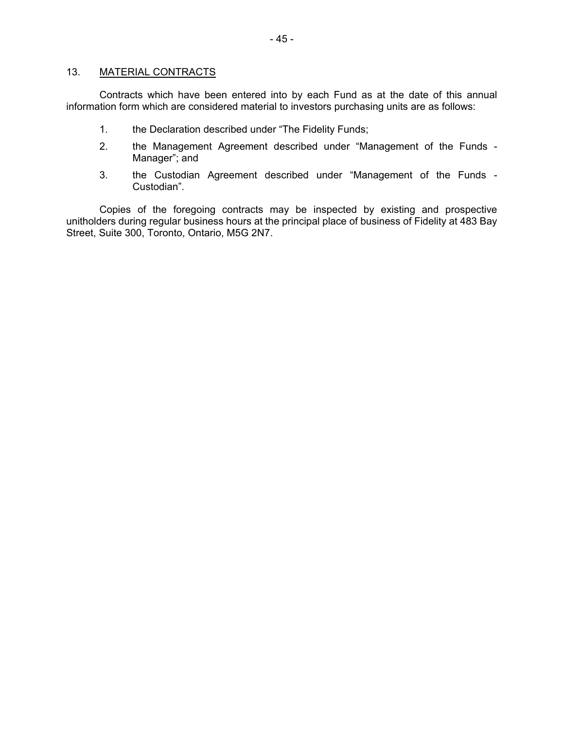## 13. MATERIAL CONTRACTS

Contracts which have been entered into by each Fund as at the date of this annual information form which are considered material to investors purchasing units are as follows:

1. the Declaration described under "The Fidelity Funds;
2. the Management Agreement described under "Management of the Funds - Manager"; and
3. the Custodian Agreement described under "Management of the Funds - Custodian".

Copies of the foregoing contracts may be inspected by existing and prospective unitholders during regular business hours at the principal place of business of Fidelity at 483 Bay Street, Suite 300, Toronto, Ontario, M5G 2N7.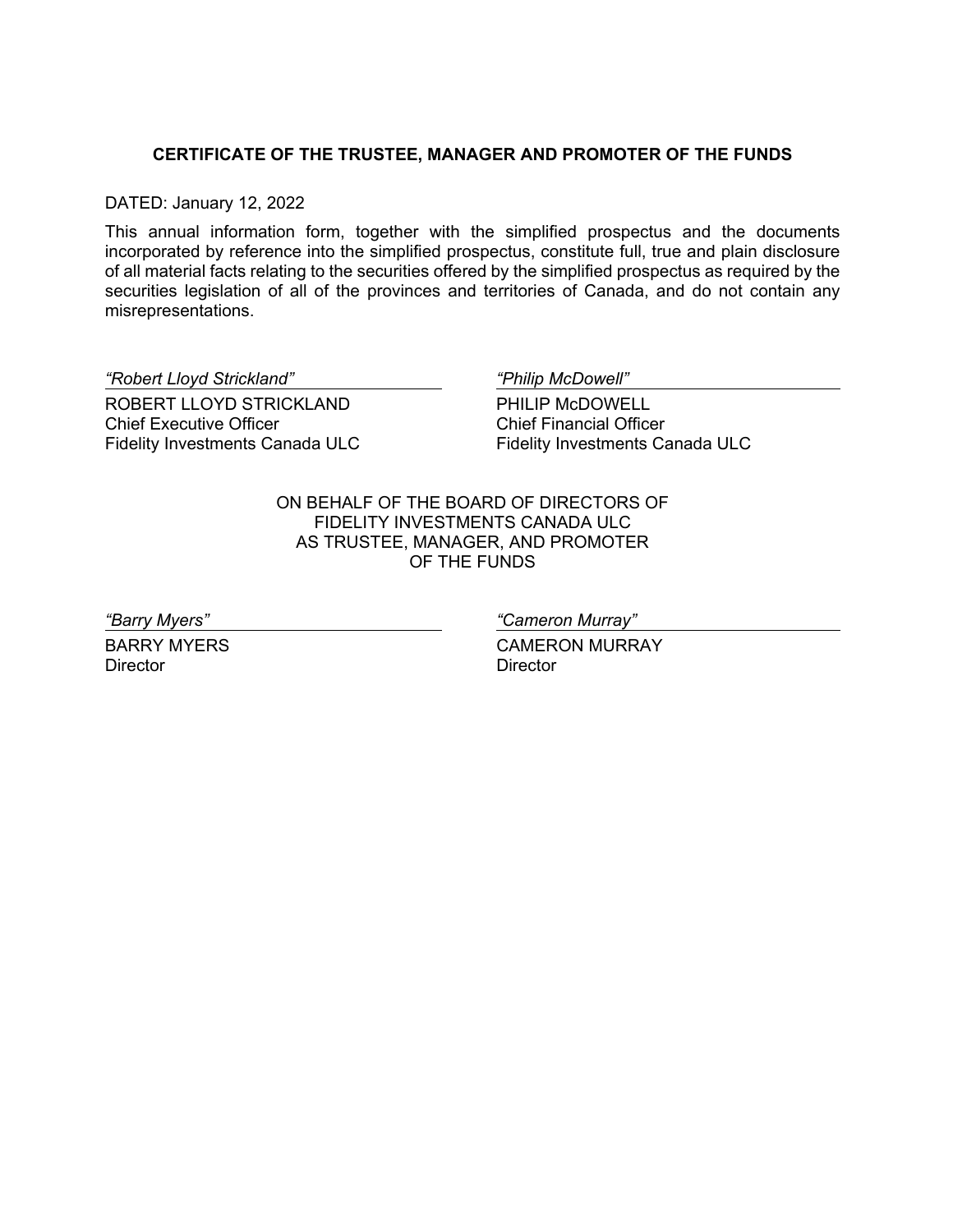## CERTIFICATE OF THE TRUSTEE, MANAGER AND PROMOTER OF THE FUNDS

DATED: January 12, 2022

This annual information form, together with the simplified prospectus and the documents incorporated by reference into the simplified prospectus, constitute full, true and plain disclosure of all material facts relating to the securities offered by the simplified prospectus as required by the securities legislation of all of the provinces and territories of Canada, and do not contain any misrepresentations.

*"Robert Lloyd Strickland"*

ROBERT LLOYD STRICKLAND
Chief Executive Officer
Fidelity Investments Canada ULC

*"Philip McDowell"*

PHILIP McDOWELL
Chief Financial Officer
Fidelity Investments Canada ULC

ON BEHALF OF THE BOARD OF DIRECTORS OF
FIDELITY INVESTMENTS CANADA ULC
AS TRUSTEE, MANAGER, AND PROMOTER
OF THE FUNDS

*"Barry Myers"*

BARRY MYERS
Director

*"Cameron Murray"*

CAMERON MURRAY
Director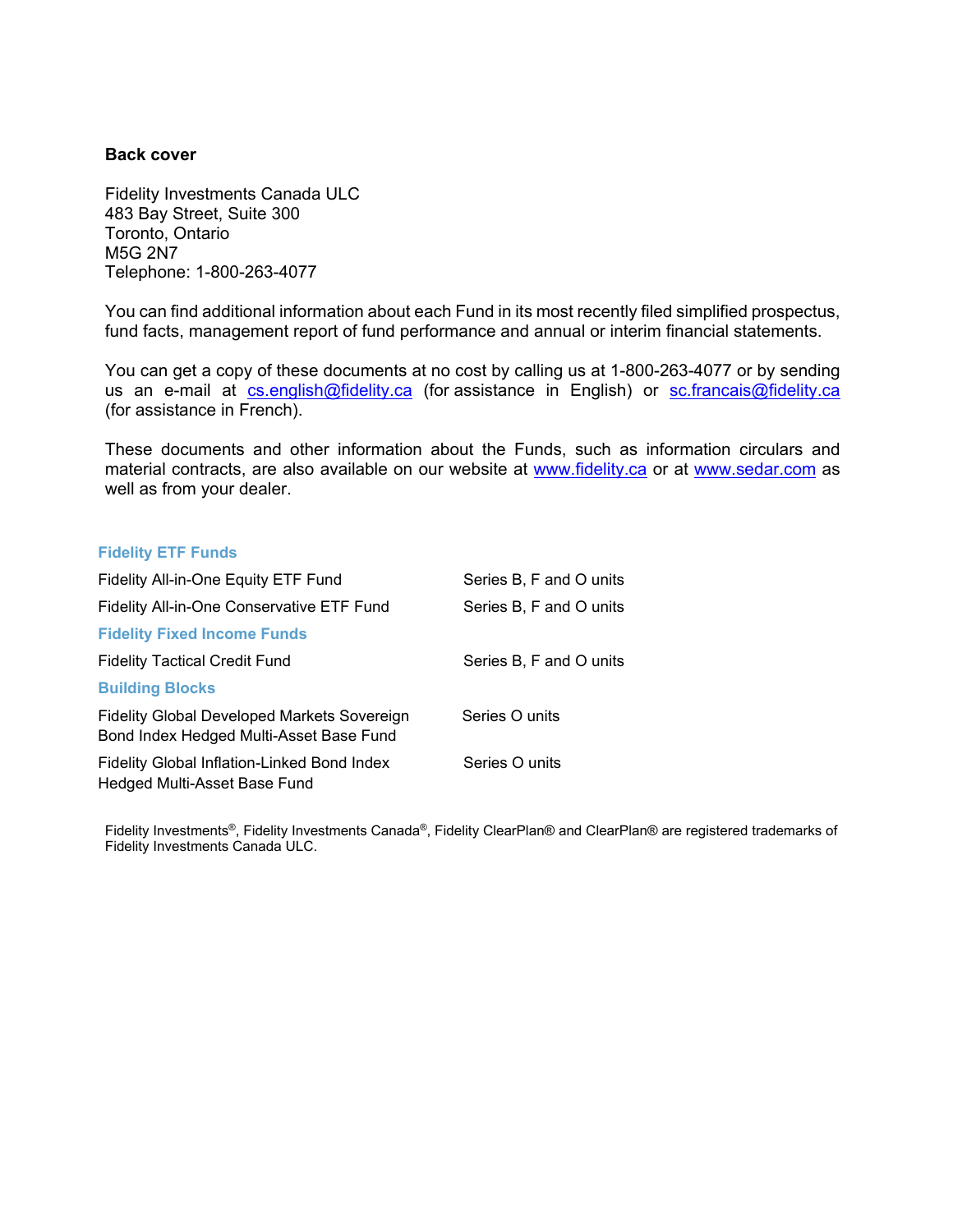**Back cover**

Fidelity Investments Canada ULC
483 Bay Street, Suite 300
Toronto, Ontario
M5G 2N7
Telephone: 1-800-263-4077

You can find additional information about each Fund in its most recently filed simplified prospectus, fund facts, management report of fund performance and annual or interim financial statements.

You can get a copy of these documents at no cost by calling us at 1-800-263-4077 or by sending us an e-mail at cs.english@fidelity.ca (for assistance in English) or sc.francais@fidelity.ca (for assistance in French).

These documents and other information about the Funds, such as information circulars and material contracts, are also available on our website at www.fidelity.ca or at www.sedar.com as well as from your dealer.

| | |
|---|---|
| **Fidelity ETF Funds** | |
| Fidelity All-in-One Equity ETF Fund | Series B, F and O units |
| Fidelity All-in-One Conservative ETF Fund | Series B, F and O units |
| **Fidelity Fixed Income Funds** | |
| Fidelity Tactical Credit Fund | Series B, F and O units |
| **Building Blocks** | |
| Fidelity Global Developed Markets Sovereign Bond Index Hedged Multi-Asset Base Fund | Series O units |
| Fidelity Global Inflation-Linked Bond Index Hedged Multi-Asset Base Fund | Series O units |

Fidelity Investments®, Fidelity Investments Canada®, Fidelity ClearPlan® and ClearPlan® are registered trademarks of Fidelity Investments Canada ULC.